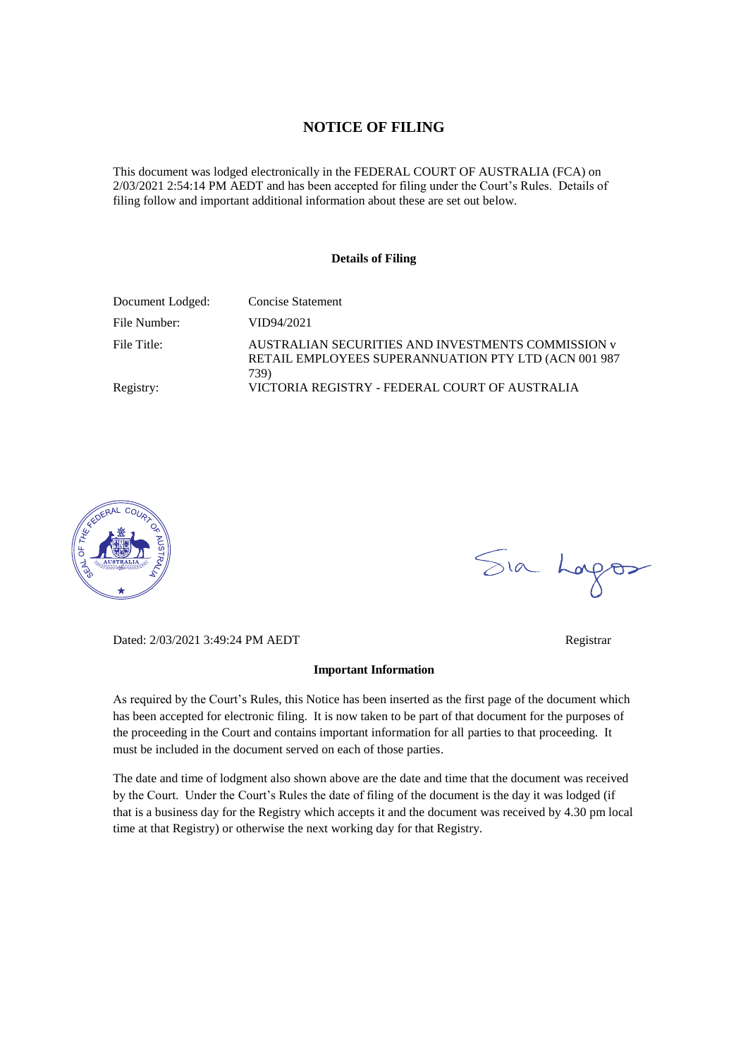# NOTICE OF FILING

This document was lodged electronically in the FEDERAL COURT OF AUSTRALIA (FCA) on 2/03/2021 2:54:14 PM AEDT and has been accepted for filing under the Court's Rules. Details of filing follow and important additional information about these are set out below.

### Details of Filing

| | |
|---|---|
| Document Lodged: | Concise Statement |
| File Number: | VID94/2021 |
| File Title: | AUSTRALIAN SECURITIES AND INVESTMENTS COMMISSION v RETAIL EMPLOYEES SUPERANNUATION PTY LTD (ACN 001 987 739) |
| Registry: | VICTORIA REGISTRY - FEDERAL COURT OF AUSTRALIA |

Dated: 2/03/2021 3:49:24 PM AEDT

Registrar

### Important Information

As required by the Court's Rules, this Notice has been inserted as the first page of the document which has been accepted for electronic filing. It is now taken to be part of that document for the purposes of the proceeding in the Court and contains important information for all parties to that proceeding. It must be included in the document served on each of those parties.

The date and time of lodgment also shown above are the date and time that the document was received by the Court. Under the Court's Rules the date of filing of the document is the day it was lodged (if that is a business day for the Registry which accepts it and the document was received by 4.30 pm local time at that Registry) or otherwise the next working day for that Registry.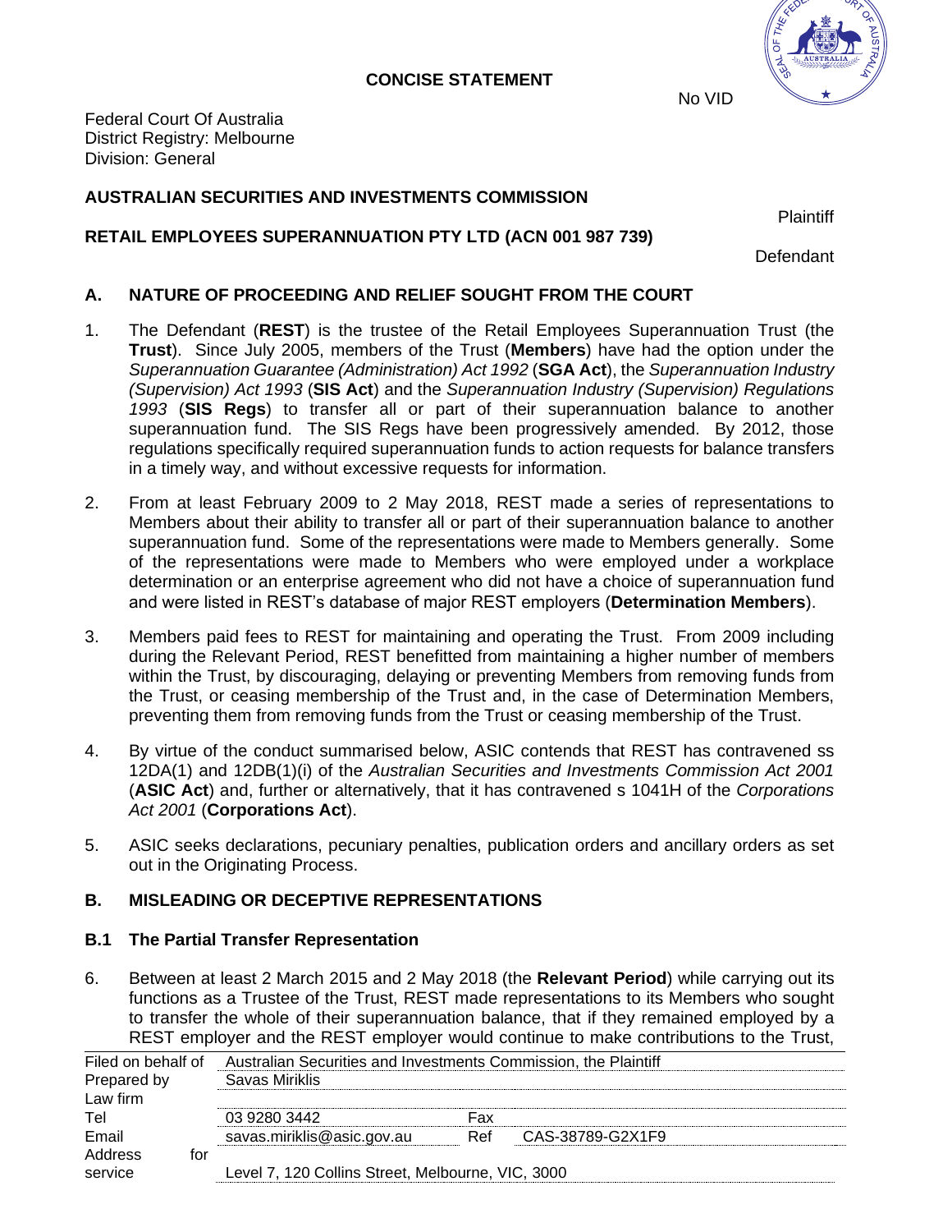**CONCISE STATEMENT**

No VID

Federal Court Of Australia
District Registry: Melbourne
Division: General

**AUSTRALIAN SECURITIES AND INVESTMENTS COMMISSION**

Plaintiff

**RETAIL EMPLOYEES SUPERANNUATION PTY LTD (ACN 001 987 739)**

Defendant

## A. NATURE OF PROCEEDING AND RELIEF SOUGHT FROM THE COURT

1. The Defendant (**REST**) is the trustee of the Retail Employees Superannuation Trust (the **Trust**). Since July 2005, members of the Trust (**Members**) have had the option under the *Superannuation Guarantee (Administration) Act 1992* (**SGA Act**), the *Superannuation Industry (Supervision) Act 1993* (**SIS Act**) and the *Superannuation Industry (Supervision) Regulations 1993* (**SIS Regs**) to transfer all or part of their superannuation balance to another superannuation fund. The SIS Regs have been progressively amended. By 2012, those regulations specifically required superannuation funds to action requests for balance transfers in a timely way, and without excessive requests for information.

2. From at least February 2009 to 2 May 2018, REST made a series of representations to Members about their ability to transfer all or part of their superannuation balance to another superannuation fund. Some of the representations were made to Members generally. Some of the representations were made to Members who were employed under a workplace determination or an enterprise agreement who did not have a choice of superannuation fund and were listed in REST's database of major REST employers (**Determination Members**).

3. Members paid fees to REST for maintaining and operating the Trust. From 2009 including during the Relevant Period, REST benefitted from maintaining a higher number of members within the Trust, by discouraging, delaying or preventing Members from removing funds from the Trust, or ceasing membership of the Trust and, in the case of Determination Members, preventing them from removing funds from the Trust or ceasing membership of the Trust.

4. By virtue of the conduct summarised below, ASIC contends that REST has contravened ss 12DA(1) and 12DB(1)(i) of the *Australian Securities and Investments Commission Act 2001* (**ASIC Act**) and, further or alternatively, that it has contravened s 1041H of the *Corporations Act 2001* (**Corporations Act**).

5. ASIC seeks declarations, pecuniary penalties, publication orders and ancillary orders as set out in the Originating Process.

## B. MISLEADING OR DECEPTIVE REPRESENTATIONS

### B.1 The Partial Transfer Representation

6. Between at least 2 March 2015 and 2 May 2018 (the **Relevant Period**) while carrying out its functions as a Trustee of the Trust, REST made representations to its Members who sought to transfer the whole of their superannuation balance, that if they remained employed by a REST employer and the REST employer would continue to make contributions to the Trust,

| | | | |
|---|---|---|---|
| Filed on behalf of | Australian Securities and Investments Commission, the Plaintiff | | |
| Prepared by | Savas Miriklis | | |
| Law firm | | | |
| Tel | 03 9280 3442 | Fax | |
| Email | savas.miriklis@asic.gov.au | Ref | CAS-38789-G2X1F9 |
| Address for service | Level 7, 120 Collins Street, Melbourne, VIC, 3000 | | |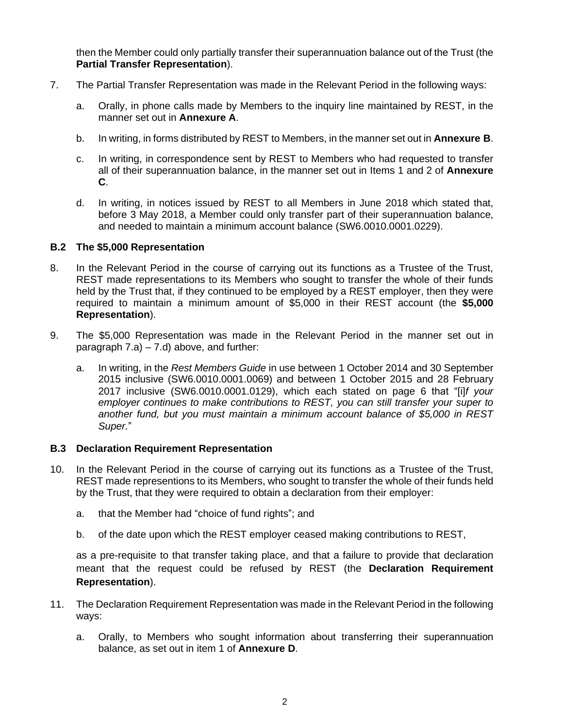then the Member could only partially transfer their superannuation balance out of the Trust (the **Partial Transfer Representation**).

7. The Partial Transfer Representation was made in the Relevant Period in the following ways:

   a. Orally, in phone calls made by Members to the inquiry line maintained by REST, in the manner set out in **Annexure A**.

   b. In writing, in forms distributed by REST to Members, in the manner set out in **Annexure B**.

   c. In writing, in correspondence sent by REST to Members who had requested to transfer all of their superannuation balance, in the manner set out in Items 1 and 2 of **Annexure C**.

   d. In writing, in notices issued by REST to all Members in June 2018 which stated that, before 3 May 2018, a Member could only transfer part of their superannuation balance, and needed to maintain a minimum account balance (SW6.0010.0001.0229).

### B.2 The $5,000 Representation

8. In the Relevant Period in the course of carrying out its functions as a Trustee of the Trust, REST made representations to its Members who sought to transfer the whole of their funds held by the Trust that, if they continued to be employed by a REST employer, then they were required to maintain a minimum amount of $5,000 in their REST account (the **$5,000 Representation**).

9. The $5,000 Representation was made in the Relevant Period in the manner set out in paragraph 7.a) – 7.d) above, and further:

   a. In writing, in the *Rest Members Guide* in use between 1 October 2014 and 30 September 2015 inclusive (SW6.0010.0001.0069) and between 1 October 2015 and 28 February 2017 inclusive (SW6.0010.0001.0129), which each stated on page 6 that "[i]*f your employer continues to make contributions to REST, you can still transfer your super to another fund, but you must maintain a minimum account balance of $5,000 in REST Super.*"

### B.3 Declaration Requirement Representation

10. In the Relevant Period in the course of carrying out its functions as a Trustee of the Trust, REST made represention to its Members, who sought to transfer the whole of their funds held by the Trust, that they were required to obtain a declaration from their employer:

    a. that the Member had "choice of fund rights"; and

    b. of the date upon which the REST employer ceased making contributions to REST,

    as a pre-requisite to that transfer taking place, and that a failure to provide that declaration meant that the request could be refused by REST (the **Declaration Requirement Representation**).

11. The Declaration Requirement Representation was made in the Relevant Period in the following ways:

    a. Orally, to Members who sought information about transferring their superannuation balance, as set out in item 1 of **Annexure D**.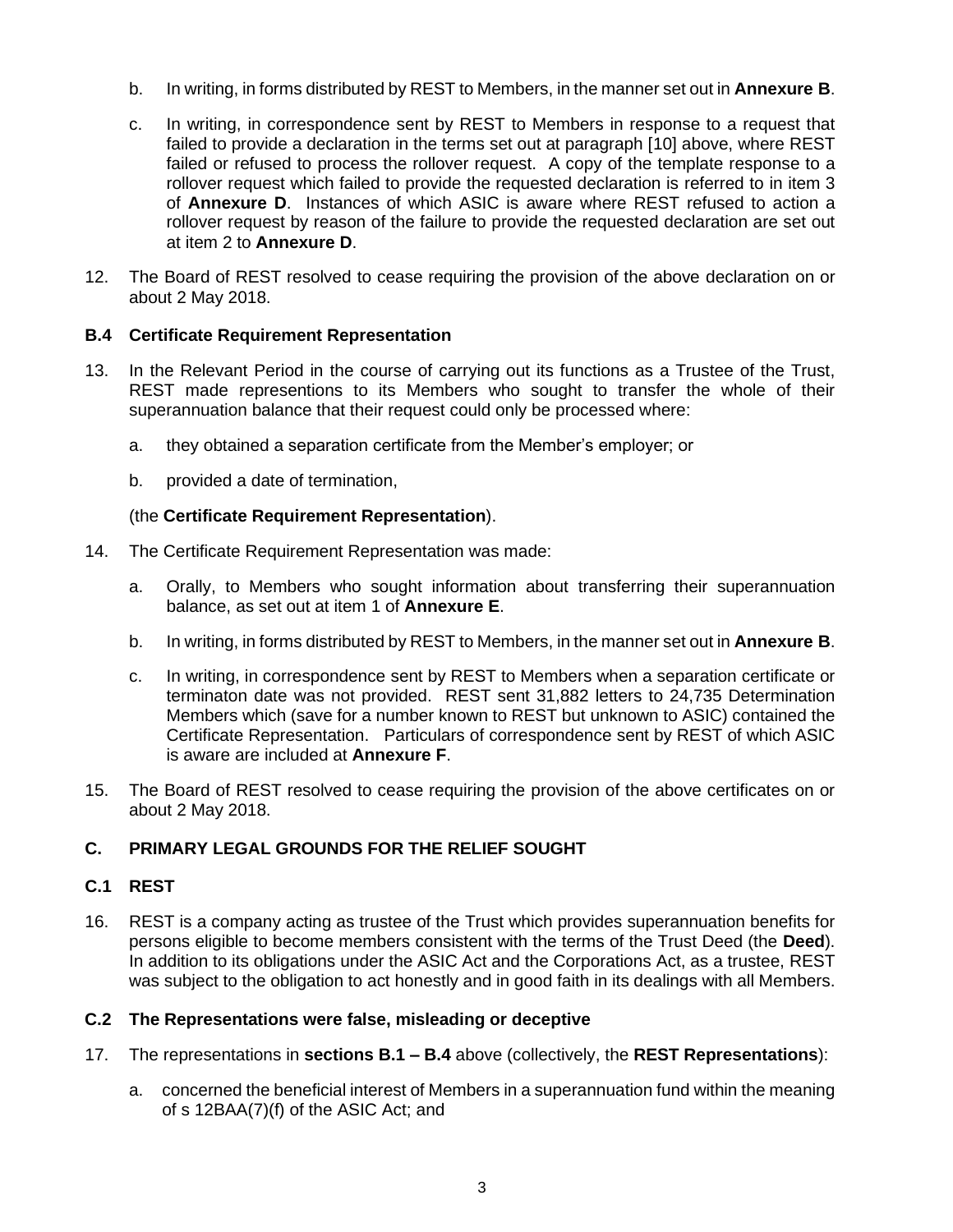b. In writing, in forms distributed by REST to Members, in the manner set out in **Annexure B**.

c. In writing, in correspondence sent by REST to Members in response to a request that failed to provide a declaration in the terms set out at paragraph [10] above, where REST failed or refused to process the rollover request. A copy of the template response to a rollover request which failed to provide the requested declaration is referred to in item 3 of **Annexure D**. Instances of which ASIC is aware where REST refused to action a rollover request by reason of the failure to provide the requested declaration are set out at item 2 to **Annexure D**.

12. The Board of REST resolved to cease requiring the provision of the above declaration on or about 2 May 2018.

### B.4 Certificate Requirement Representation

13. In the Relevant Period in the course of carrying out its functions as a Trustee of the Trust, REST made represention to its Members who sought to transfer the whole of their superannuation balance that their request could only be processed where:

    a. they obtained a separation certificate from the Member's employer; or

    b. provided a date of termination,

    (the **Certificate Requirement Representation**).

14. The Certificate Requirement Representation was made:

    a. Orally, to Members who sought information about transferring their superannuation balance, as set out at item 1 of **Annexure E**.

    b. In writing, in forms distributed by REST to Members, in the manner set out in **Annexure B**.

    c. In writing, in correspondence sent by REST to Members when a separation certificate or terminaton date was not provided. REST sent 31,882 letters to 24,735 Determination Members which (save for a number known to REST but unknown to ASIC) contained the Certificate Representation. Particulars of correspondence sent by REST of which ASIC is aware are included at **Annexure F**.

15. The Board of REST resolved to cease requiring the provision of the above certificates on or about 2 May 2018.

## C. PRIMARY LEGAL GROUNDS FOR THE RELIEF SOUGHT

### C.1 REST

16. REST is a company acting as trustee of the Trust which provides superannuation benefits for persons eligible to become members consistent with the terms of the Trust Deed (the **Deed**). In addition to its obligations under the ASIC Act and the Corporations Act, as a trustee, REST was subject to the obligation to act honestly and in good faith in its dealings with all Members.

### C.2 The Representations were false, misleading or deceptive

17. The representations in **sections B.1 – B.4** above (collectively, the **REST Representations**):

    a. concerned the beneficial interest of Members in a superannuation fund within the meaning of s 12BAA(7)(f) of the ASIC Act; and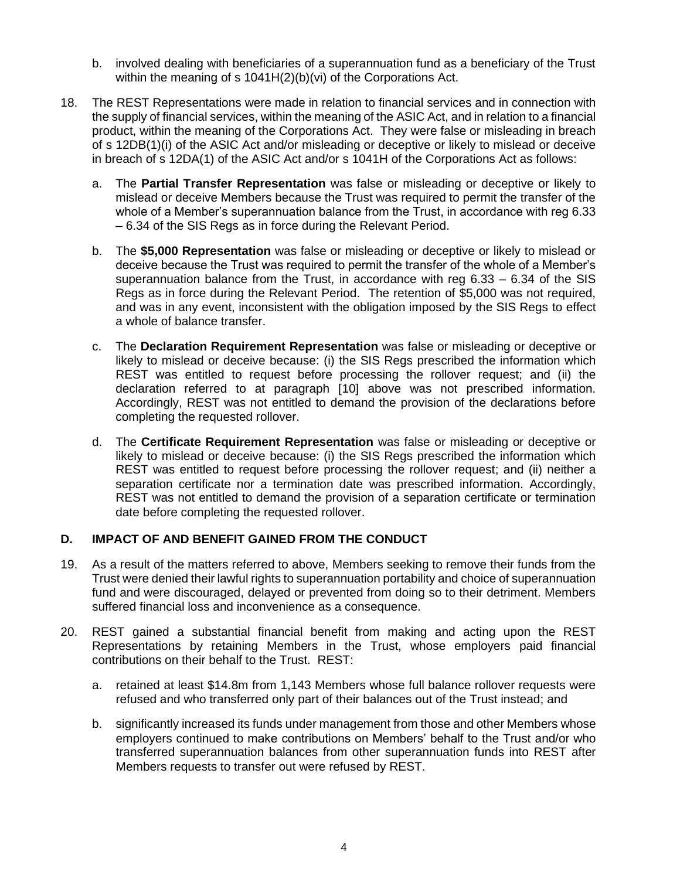b. involved dealing with beneficiaries of a superannuation fund as a beneficiary of the Trust within the meaning of s 1041H(2)(b)(vi) of the Corporations Act.

18. The REST Representations were made in relation to financial services and in connection with the supply of financial services, within the meaning of the ASIC Act, and in relation to a financial product, within the meaning of the Corporations Act. They were false or misleading in breach of s 12DB(1)(i) of the ASIC Act and/or misleading or deceptive or likely to mislead or deceive in breach of s 12DA(1) of the ASIC Act and/or s 1041H of the Corporations Act as follows:

    a. The **Partial Transfer Representation** was false or misleading or deceptive or likely to mislead or deceive Members because the Trust was required to permit the transfer of the whole of a Member's superannuation balance from the Trust, in accordance with reg 6.33 – 6.34 of the SIS Regs as in force during the Relevant Period.

    b. The **$5,000 Representation** was false or misleading or deceptive or likely to mislead or deceive because the Trust was required to permit the transfer of the whole of a Member's superannuation balance from the Trust, in accordance with reg 6.33 – 6.34 of the SIS Regs as in force during the Relevant Period. The retention of $5,000 was not required, and was in any event, inconsistent with the obligation imposed by the SIS Regs to effect a whole of balance transfer.

    c. The **Declaration Requirement Representation** was false or misleading or deceptive or likely to mislead or deceive because: (i) the SIS Regs prescribed the information which REST was entitled to request before processing the rollover request; and (ii) the declaration referred to at paragraph [10] above was not prescribed information. Accordingly, REST was not entitled to demand the provision of the declarations before completing the requested rollover.

    d. The **Certificate Requirement Representation** was false or misleading or deceptive or likely to mislead or deceive because: (i) the SIS Regs prescribed the information which REST was entitled to request before processing the rollover request; and (ii) neither a separation certificate nor a termination date was prescribed information. Accordingly, REST was not entitled to demand the provision of a separation certificate or termination date before completing the requested rollover.

## D. IMPACT OF AND BENEFIT GAINED FROM THE CONDUCT

19. As a result of the matters referred to above, Members seeking to remove their funds from the Trust were denied their lawful rights to superannuation portability and choice of superannuation fund and were discouraged, delayed or prevented from doing so to their detriment. Members suffered financial loss and inconvenience as a consequence.

20. REST gained a substantial financial benefit from making and acting upon the REST Representations by retaining Members in the Trust, whose employers paid financial contributions on their behalf to the Trust. REST:

    a. retained at least $14.8m from 1,143 Members whose full balance rollover requests were refused and who transferred only part of their balances out of the Trust instead; and

    b. significantly increased its funds under management from those and other Members whose employers continued to make contributions on Members' behalf to the Trust and/or who transferred superannuation balances from other superannuation funds into REST after Members requests to transfer out were refused by REST.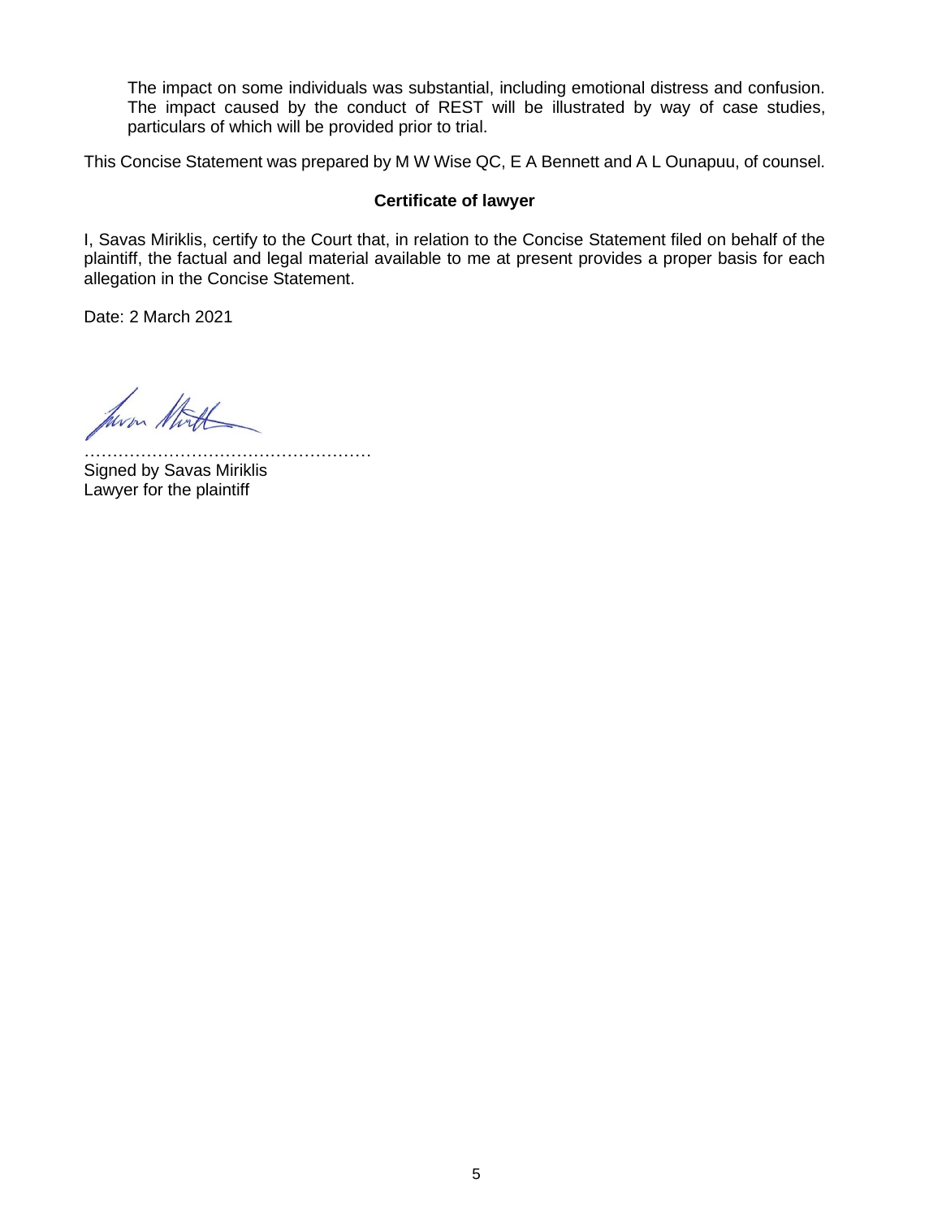The impact on some individuals was substantial, including emotional distress and confusion. The impact caused by the conduct of REST will be illustrated by way of case studies, particulars of which will be provided prior to trial.

This Concise Statement was prepared by M W Wise QC, E A Bennett and A L Ounapuu, of counsel.

**Certificate of lawyer**

I, Savas Miriklis, certify to the Court that, in relation to the Concise Statement filed on behalf of the plaintiff, the factual and legal material available to me at present provides a proper basis for each allegation in the Concise Statement.

Date: 2 March 2021

……………………………………………
Signed by Savas Miriklis
Lawyer for the plaintiff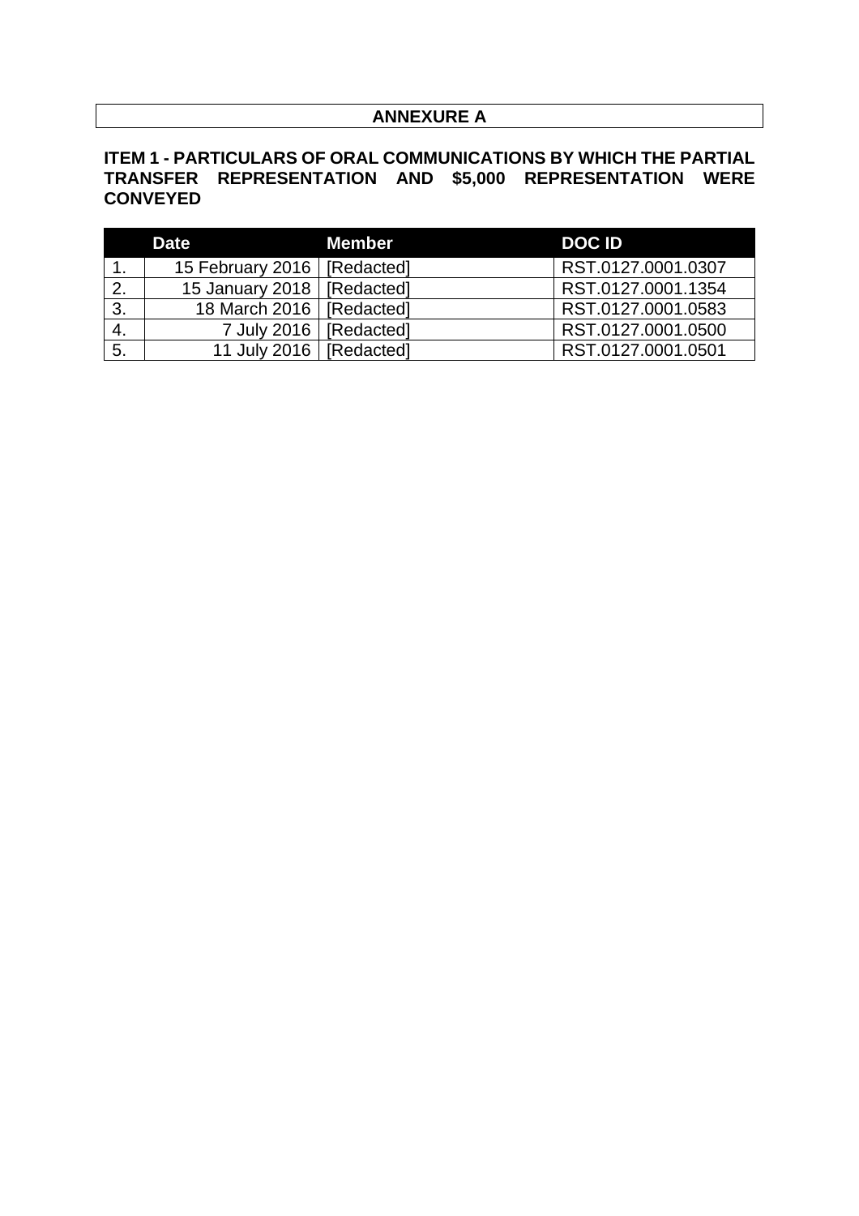# ANNEXURE A

## ITEM 1 - PARTICULARS OF ORAL COMMUNICATIONS BY WHICH THE PARTIAL TRANSFER REPRESENTATION AND $5,000 REPRESENTATION WERE CONVEYED

| | Date | Member | DOC ID |
|---|---|---|---|
| 1. | 15 February 2016 | [Redacted] | RST.0127.0001.0307 |
| 2. | 15 January 2018 | [Redacted] | RST.0127.0001.1354 |
| 3. | 18 March 2016 | [Redacted] | RST.0127.0001.0583 |
| 4. | 7 July 2016 | [Redacted] | RST.0127.0001.0500 |
| 5. | 11 July 2016 | [Redacted] | RST.0127.0001.0501 |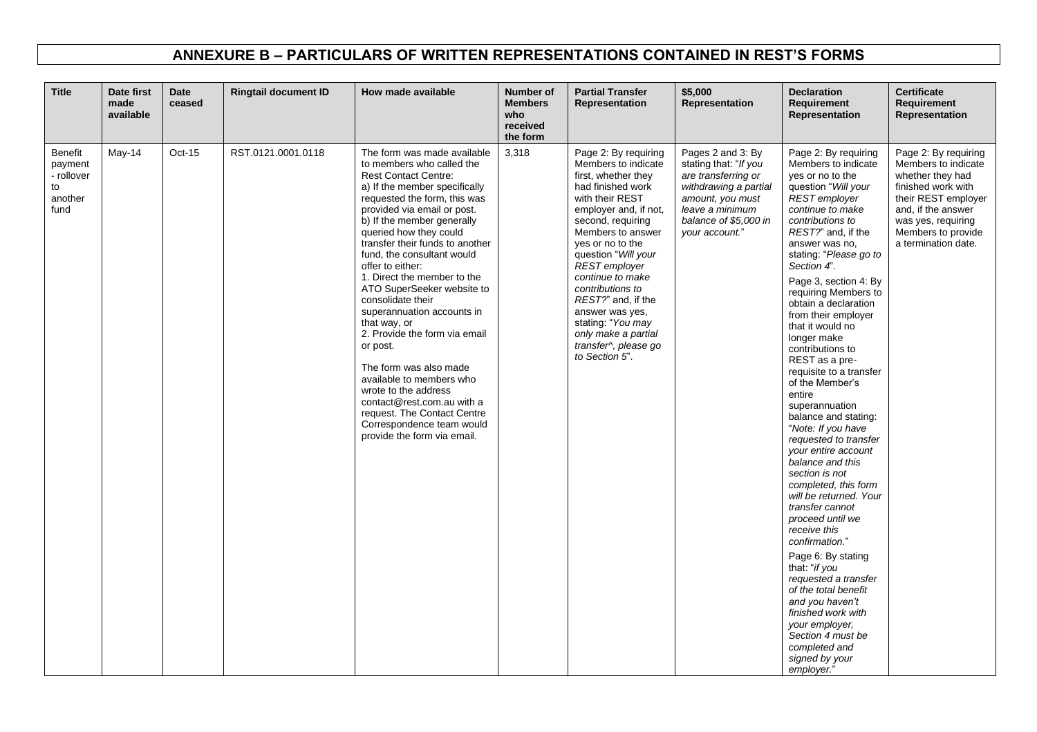# ANNEXURE B – PARTICULARS OF WRITTEN REPRESENTATIONS CONTAINED IN REST'S FORMS

| Title | Date first made available | Date ceased | Ringtail document ID | How made available | Number of Members who received the form | Partial Transfer Representation | $5,000 Representation | Declaration Requirement Representation | Certificate Requirement Representation |
|---|---|---|---|---|---|---|---|---|---|
| Benefit payment - rollover to another fund | May-14 | Oct-15 | RST.0121.0001.0118 | The form was made available to members who called the Rest Contact Centre:<br>a) If the member specifically requested the form, this was provided via email or post.<br>b) If the member generally queried how they could transfer their funds to another fund, the consultant would offer to either:<br>1. Direct the member to the ATO SuperSeeker website to consolidate their superannuation accounts in that way, or<br>2. Provide the form via email or post.<br><br>The form was also made available to members who wrote to the address contact@rest.com.au with a request. The Contact Centre Correspondence team would provide the form via email. | 3,318 | Page 2: By requiring Members to indicate first, whether they had finished work with their REST employer and, if not, second, requiring Members to answer yes or no to the question "*Will your REST employer continue to make contributions to REST?*" and, if the answer was yes, stating: "*You may only make a partial transfer^, please go to Section 5*". | Pages 2 and 3: By stating that: "*If you are transferring or withdrawing a partial amount, you must leave a minimum balance of $5,000 in your account.*" | Page 2: By requiring Members to indicate yes or no to the question "*Will your REST employer continue to make contributions to REST?*" and, if the answer was no, stating: "*Please go to Section 4*".<br><br>Page 3, section 4: By requiring Members to obtain a declaration from their employer that it would no longer make contributions to REST as a pre-requisite to a transfer of the Member's entire superannuation balance and stating: "*Note: If you have requested to transfer your entire account balance and this section is not completed, this form will be returned. Your transfer cannot proceed until we receive this confirmation.*"<br><br>Page 6: By stating that: "*if you requested a transfer of the total benefit and you haven't finished work with your employer, Section 4 must be completed and signed by your employer.*" | Page 2: By requiring Members to indicate whether they had finished work with their REST employer and, if the answer was yes, requiring Members to provide a termination date. |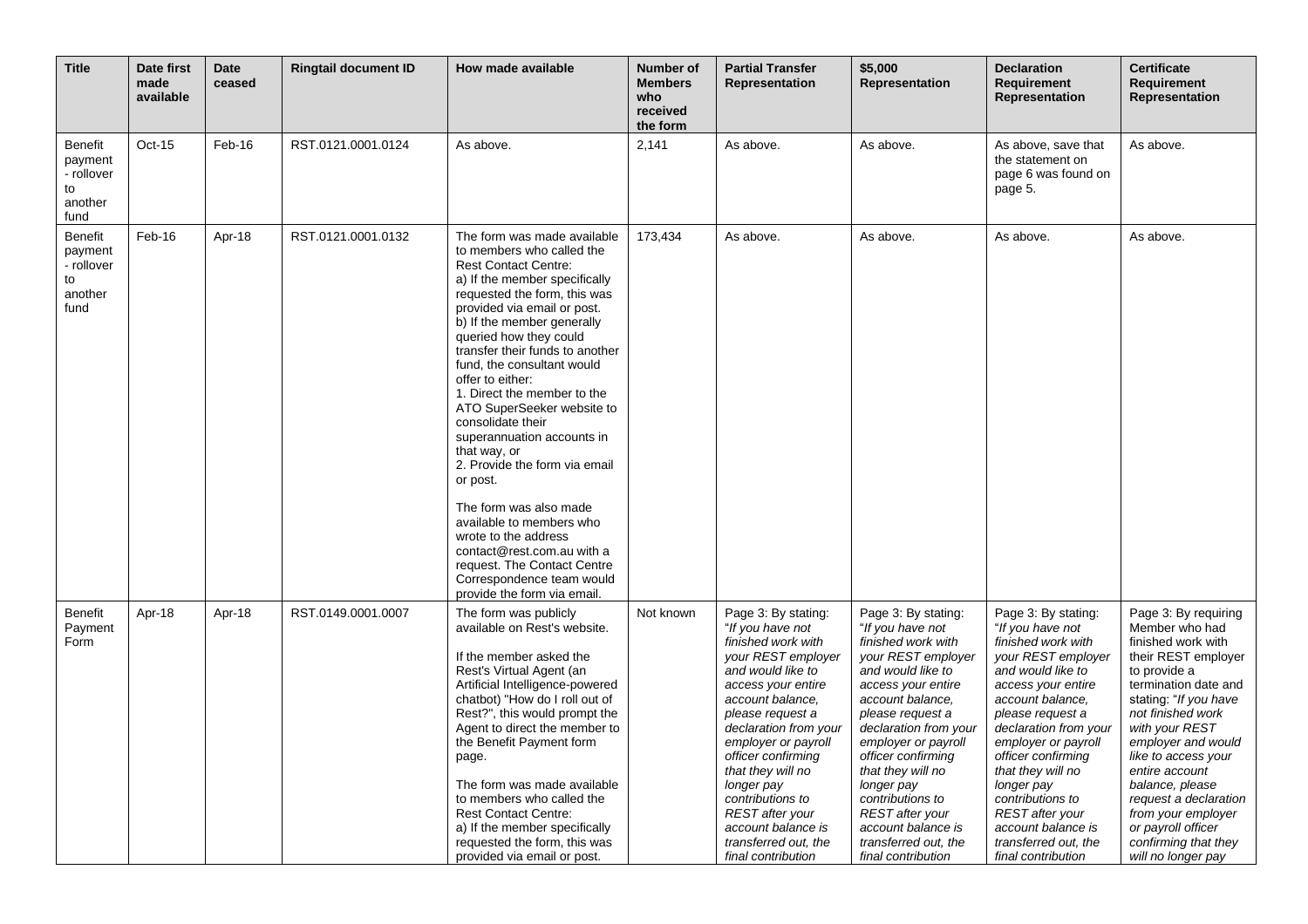| Title | Date first made available | Date ceased | Ringtail document ID | How made available | Number of Members who received the form | Partial Transfer Representation | $5,000 Representation | Declaration Requirement Representation | Certificate Requirement Representation |
|---|---|---|---|---|---|---|---|---|---|
| Benefit payment - rollover to another fund | Oct-15 | Feb-16 | RST.0121.0001.0124 | As above. | 2,141 | As above. | As above. | As above, save that the statement on page 6 was found on page 5. | As above. |
| Benefit payment - rollover to another fund | Feb-16 | Apr-18 | RST.0121.0001.0132 | The form was made available to members who called the Rest Contact Centre:<br>a) If the member specifically requested the form, this was provided via email or post.<br>b) If the member generally queried how they could transfer their funds to another fund, the consultant would offer to either:<br>1. Direct the member to the ATO SuperSeeker website to consolidate their superannuation accounts in that way, or<br>2. Provide the form via email or post.<br><br>The form was also made available to members who wrote to the address contact@rest.com.au with a request. The Contact Centre Correspondence team would provide the form via email. | 173,434 | As above. | As above. | As above. | As above. |
| Benefit Payment Form | Apr-18 | Apr-18 | RST.0149.0001.0007 | The form was publicly available on Rest's website.<br><br>If the member asked the Rest's Virtual Agent (an Artificial Intelligence-powered chatbot) "How do I roll out of Rest?", this would prompt the Agent to direct the member to the Benefit Payment form page.<br><br>The form was made available to members who called the Rest Contact Centre:<br>a) If the member specifically requested the form, this was provided via email or post. | Not known | Page 3: By stating: "*If you have not finished work with your REST employer and would like to access your entire account balance, please request a declaration from your employer or payroll officer confirming that they will no longer pay contributions to REST after your account balance is transferred out, the final contribution* | Page 3: By stating: "*If you have not finished work with your REST employer and would like to access your entire account balance, please request a declaration from your employer or payroll officer confirming that they will no longer pay contributions to REST after your account balance is transferred out, the final contribution* | Page 3: By stating: "*If you have not finished work with your REST employer and would like to access your entire account balance, please request a declaration from your employer or payroll officer confirming that they will no longer pay contributions to REST after your account balance is transferred out, the final contribution* | Page 3: By requiring Member who had finished work with their REST employer to provide a termination date and stating: "*If you have not finished work with your REST employer and would like to access your entire account balance, please request a declaration from your employer or payroll officer confirming that they will no longer pay* |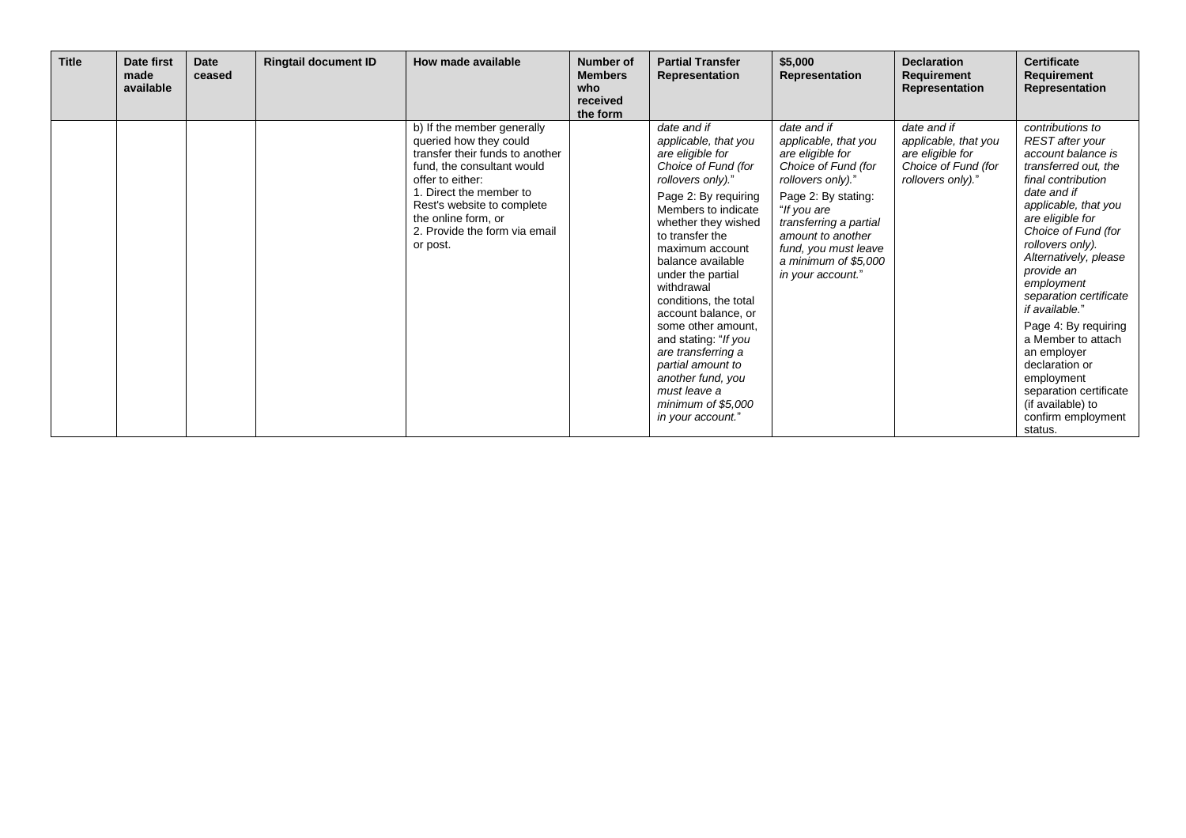| Title | Date first made available | Date ceased | Ringtail document ID | How made available | Number of Members who received the form | Partial Transfer Representation | $5,000 Representation | Declaration Requirement Representation | Certificate Requirement Representation |
|---|---|---|---|---|---|---|---|---|---|
| | | | | b) If the member generally queried how they could transfer their funds to another fund, the consultant would offer to either:<br>1. Direct the member to Rest's website to complete the online form, or<br>2. Provide the form via email or post. | | *date and if applicable, that you are eligible for Choice of Fund (for rollovers only).*"<br><br>Page 2: By requiring Members to indicate whether they wished to transfer the maximum account balance available under the partial withdrawal conditions, the total account balance, or some other amount, and stating: "*If you are transferring a partial amount to another fund, you must leave a minimum of $5,000 in your account.*" | *date and if applicable, that you are eligible for Choice of Fund (for rollovers only).*"<br><br>Page 2: By stating: "*If you are transferring a partial amount to another fund, you must leave a minimum of $5,000 in your account.*" | *date and if applicable, that you are eligible for Choice of Fund (for rollovers only).*" | *contributions to REST after your account balance is transferred out, the final contribution date and if applicable, that you are eligible for Choice of Fund (for rollovers only). Alternatively, please provide an employment separation certificate if available.*"<br><br>Page 4: By requiring a Member to attach an employer declaration or employment separation certificate (if available) to confirm employment status. |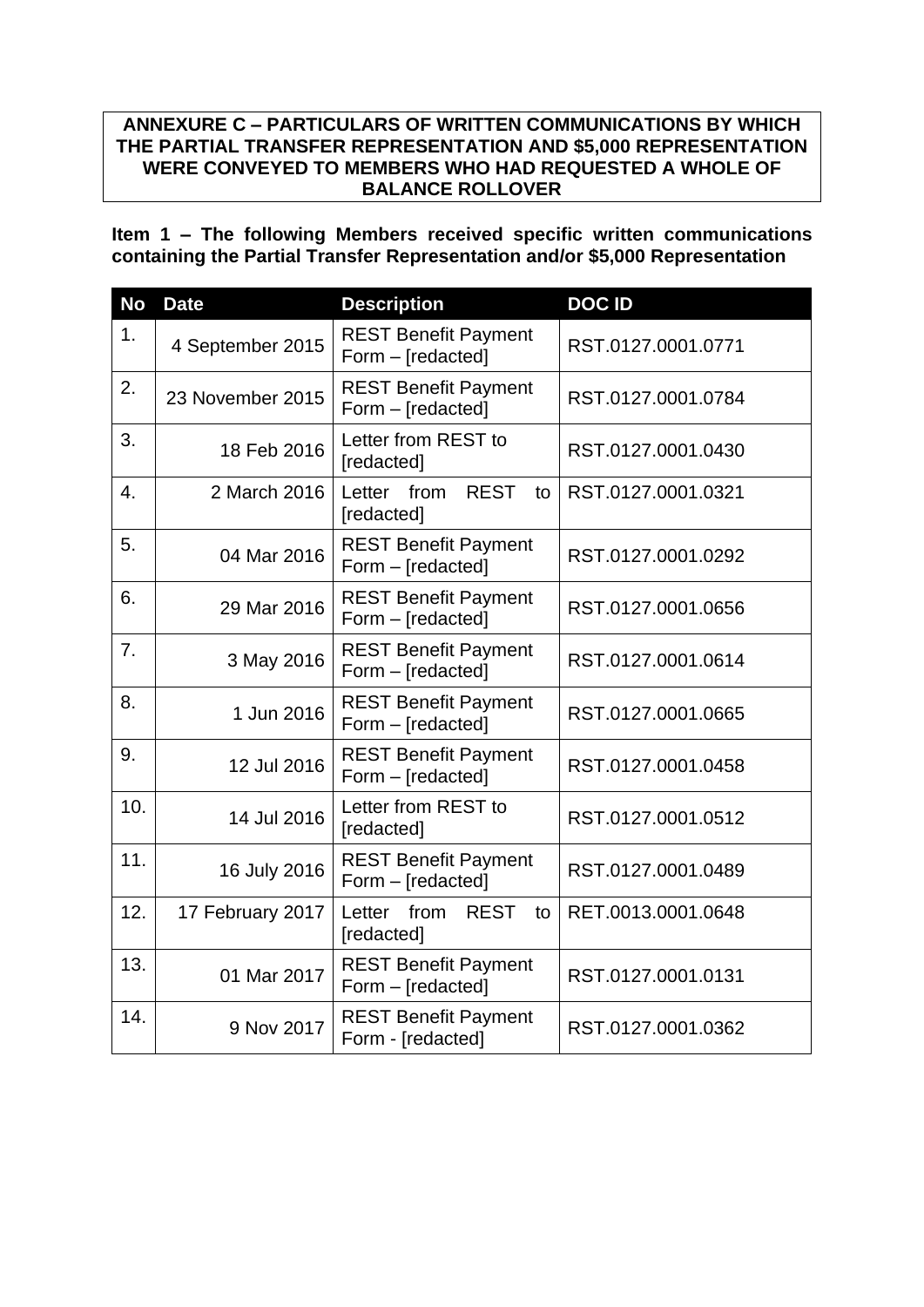**ANNEXURE C – PARTICULARS OF WRITTEN COMMUNICATIONS BY WHICH THE PARTIAL TRANSFER REPRESENTATION AND $5,000 REPRESENTATION WERE CONVEYED TO MEMBERS WHO HAD REQUESTED A WHOLE OF BALANCE ROLLOVER**

**Item 1 – The following Members received specific written communications containing the Partial Transfer Representation and/or $5,000 Representation**

| No | Date | Description | DOC ID |
|---|---|---|---|
| 1. | 4 September 2015 | REST Benefit Payment Form – [redacted] | RST.0127.0001.0771 |
| 2. | 23 November 2015 | REST Benefit Payment Form – [redacted] | RST.0127.0001.0784 |
| 3. | 18 Feb 2016 | Letter from REST to [redacted] | RST.0127.0001.0430 |
| 4. | 2 March 2016 | Letter from REST to [redacted] | RST.0127.0001.0321 |
| 5. | 04 Mar 2016 | REST Benefit Payment Form – [redacted] | RST.0127.0001.0292 |
| 6. | 29 Mar 2016 | REST Benefit Payment Form – [redacted] | RST.0127.0001.0656 |
| 7. | 3 May 2016 | REST Benefit Payment Form – [redacted] | RST.0127.0001.0614 |
| 8. | 1 Jun 2016 | REST Benefit Payment Form – [redacted] | RST.0127.0001.0665 |
| 9. | 12 Jul 2016 | REST Benefit Payment Form – [redacted] | RST.0127.0001.0458 |
| 10. | 14 Jul 2016 | Letter from REST to [redacted] | RST.0127.0001.0512 |
| 11. | 16 July 2016 | REST Benefit Payment Form – [redacted] | RST.0127.0001.0489 |
| 12. | 17 February 2017 | Letter from REST to [redacted] | RET.0013.0001.0648 |
| 13. | 01 Mar 2017 | REST Benefit Payment Form – [redacted] | RST.0127.0001.0131 |
| 14. | 9 Nov 2017 | REST Benefit Payment Form - [redacted] | RST.0127.0001.0362 |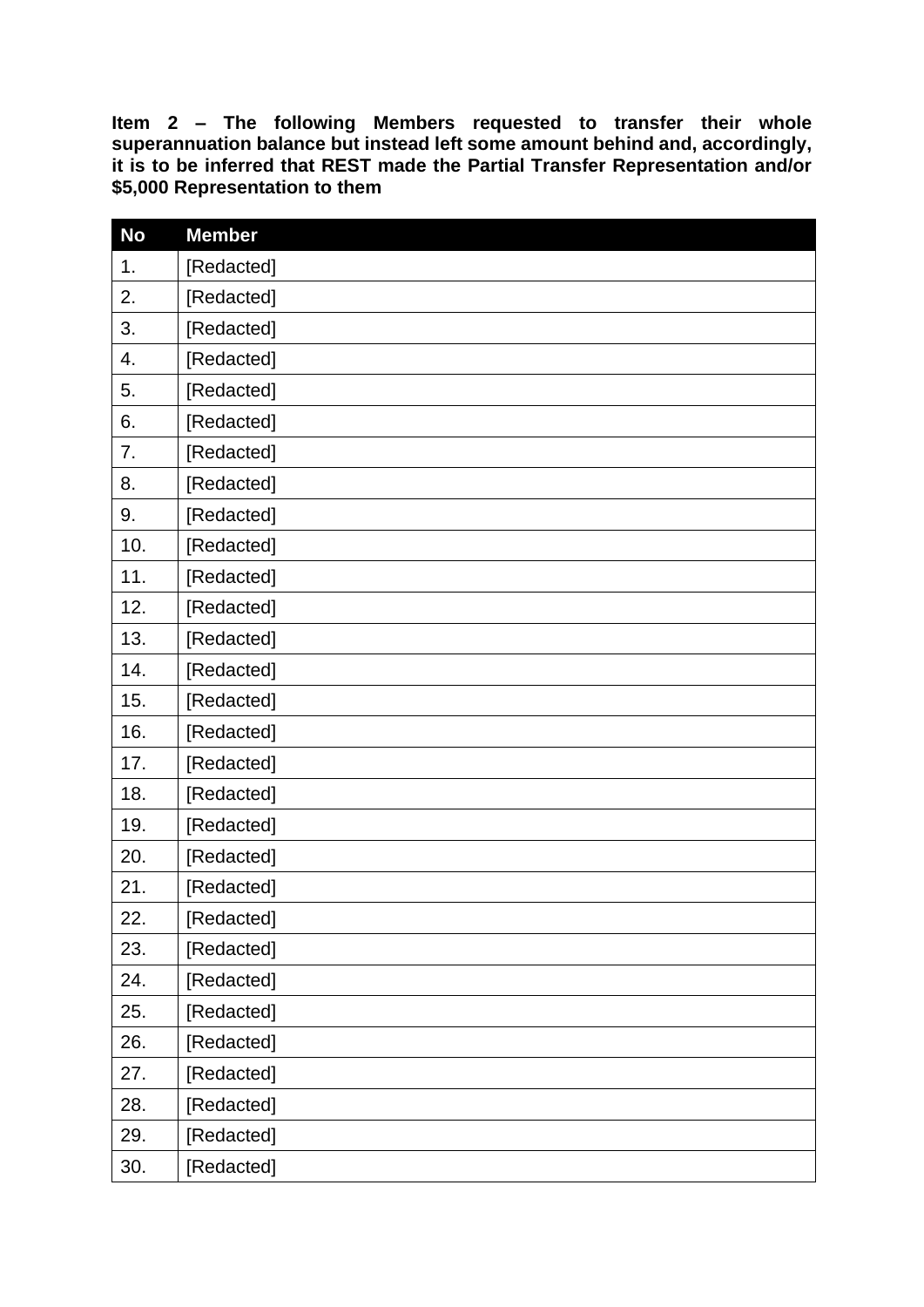**Item 2 – The following Members requested to transfer their whole superannuation balance but instead left some amount behind and, accordingly, it is to be inferred that REST made the Partial Transfer Representation and/or $5,000 Representation to them**

| No | Member |
|---|---|
| 1. | [Redacted] |
| 2. | [Redacted] |
| 3. | [Redacted] |
| 4. | [Redacted] |
| 5. | [Redacted] |
| 6. | [Redacted] |
| 7. | [Redacted] |
| 8. | [Redacted] |
| 9. | [Redacted] |
| 10. | [Redacted] |
| 11. | [Redacted] |
| 12. | [Redacted] |
| 13. | [Redacted] |
| 14. | [Redacted] |
| 15. | [Redacted] |
| 16. | [Redacted] |
| 17. | [Redacted] |
| 18. | [Redacted] |
| 19. | [Redacted] |
| 20. | [Redacted] |
| 21. | [Redacted] |
| 22. | [Redacted] |
| 23. | [Redacted] |
| 24. | [Redacted] |
| 25. | [Redacted] |
| 26. | [Redacted] |
| 27. | [Redacted] |
| 28. | [Redacted] |
| 29. | [Redacted] |
| 30. | [Redacted] |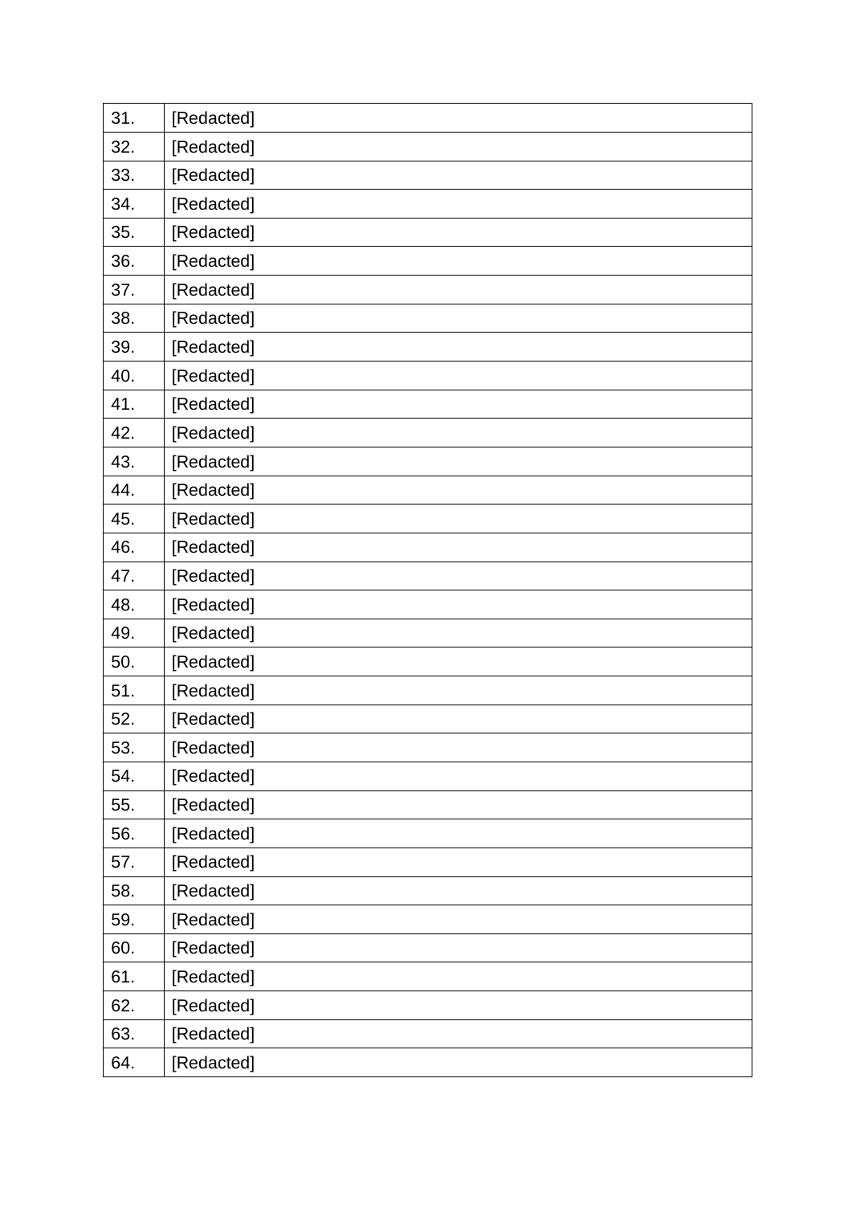| | |
|---|---|
| 31. | [Redacted] |
| 32. | [Redacted] |
| 33. | [Redacted] |
| 34. | [Redacted] |
| 35. | [Redacted] |
| 36. | [Redacted] |
| 37. | [Redacted] |
| 38. | [Redacted] |
| 39. | [Redacted] |
| 40. | [Redacted] |
| 41. | [Redacted] |
| 42. | [Redacted] |
| 43. | [Redacted] |
| 44. | [Redacted] |
| 45. | [Redacted] |
| 46. | [Redacted] |
| 47. | [Redacted] |
| 48. | [Redacted] |
| 49. | [Redacted] |
| 50. | [Redacted] |
| 51. | [Redacted] |
| 52. | [Redacted] |
| 53. | [Redacted] |
| 54. | [Redacted] |
| 55. | [Redacted] |
| 56. | [Redacted] |
| 57. | [Redacted] |
| 58. | [Redacted] |
| 59. | [Redacted] |
| 60. | [Redacted] |
| 61. | [Redacted] |
| 62. | [Redacted] |
| 63. | [Redacted] |
| 64. | [Redacted] |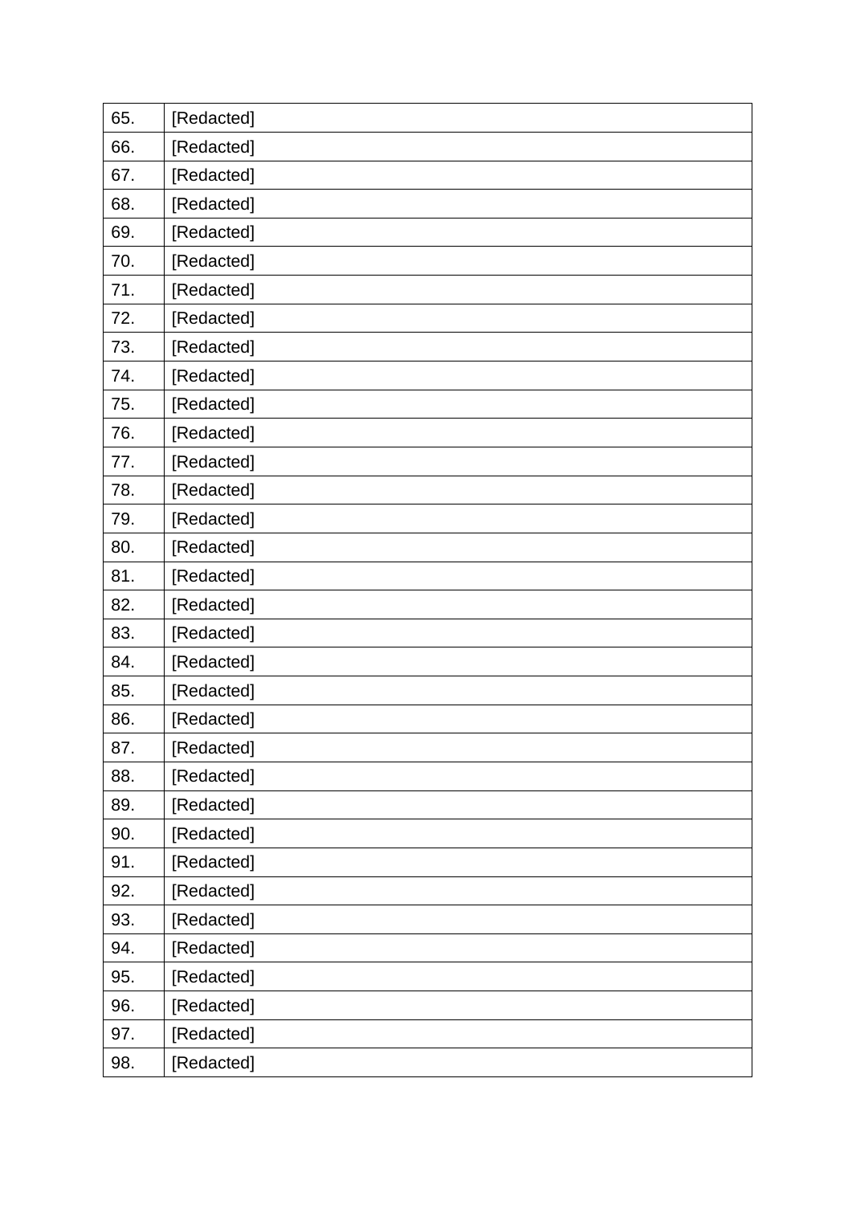| | |
|---|---|
| 65. | [Redacted] |
| 66. | [Redacted] |
| 67. | [Redacted] |
| 68. | [Redacted] |
| 69. | [Redacted] |
| 70. | [Redacted] |
| 71. | [Redacted] |
| 72. | [Redacted] |
| 73. | [Redacted] |
| 74. | [Redacted] |
| 75. | [Redacted] |
| 76. | [Redacted] |
| 77. | [Redacted] |
| 78. | [Redacted] |
| 79. | [Redacted] |
| 80. | [Redacted] |
| 81. | [Redacted] |
| 82. | [Redacted] |
| 83. | [Redacted] |
| 84. | [Redacted] |
| 85. | [Redacted] |
| 86. | [Redacted] |
| 87. | [Redacted] |
| 88. | [Redacted] |
| 89. | [Redacted] |
| 90. | [Redacted] |
| 91. | [Redacted] |
| 92. | [Redacted] |
| 93. | [Redacted] |
| 94. | [Redacted] |
| 95. | [Redacted] |
| 96. | [Redacted] |
| 97. | [Redacted] |
| 98. | [Redacted] |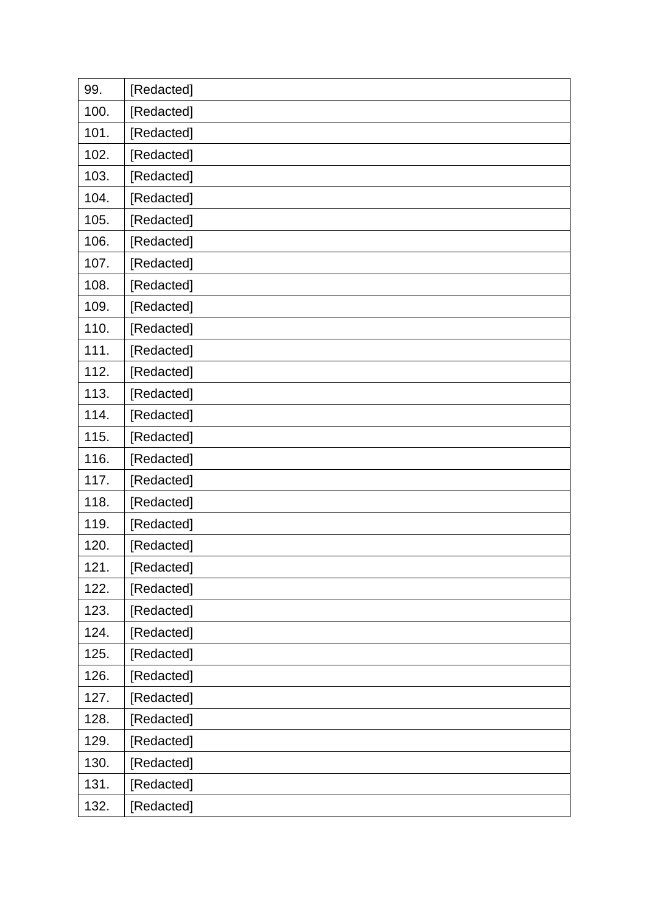| | |
|---|---|
| 99. | [Redacted] |
| 100. | [Redacted] |
| 101. | [Redacted] |
| 102. | [Redacted] |
| 103. | [Redacted] |
| 104. | [Redacted] |
| 105. | [Redacted] |
| 106. | [Redacted] |
| 107. | [Redacted] |
| 108. | [Redacted] |
| 109. | [Redacted] |
| 110. | [Redacted] |
| 111. | [Redacted] |
| 112. | [Redacted] |
| 113. | [Redacted] |
| 114. | [Redacted] |
| 115. | [Redacted] |
| 116. | [Redacted] |
| 117. | [Redacted] |
| 118. | [Redacted] |
| 119. | [Redacted] |
| 120. | [Redacted] |
| 121. | [Redacted] |
| 122. | [Redacted] |
| 123. | [Redacted] |
| 124. | [Redacted] |
| 125. | [Redacted] |
| 126. | [Redacted] |
| 127. | [Redacted] |
| 128. | [Redacted] |
| 129. | [Redacted] |
| 130. | [Redacted] |
| 131. | [Redacted] |
| 132. | [Redacted] |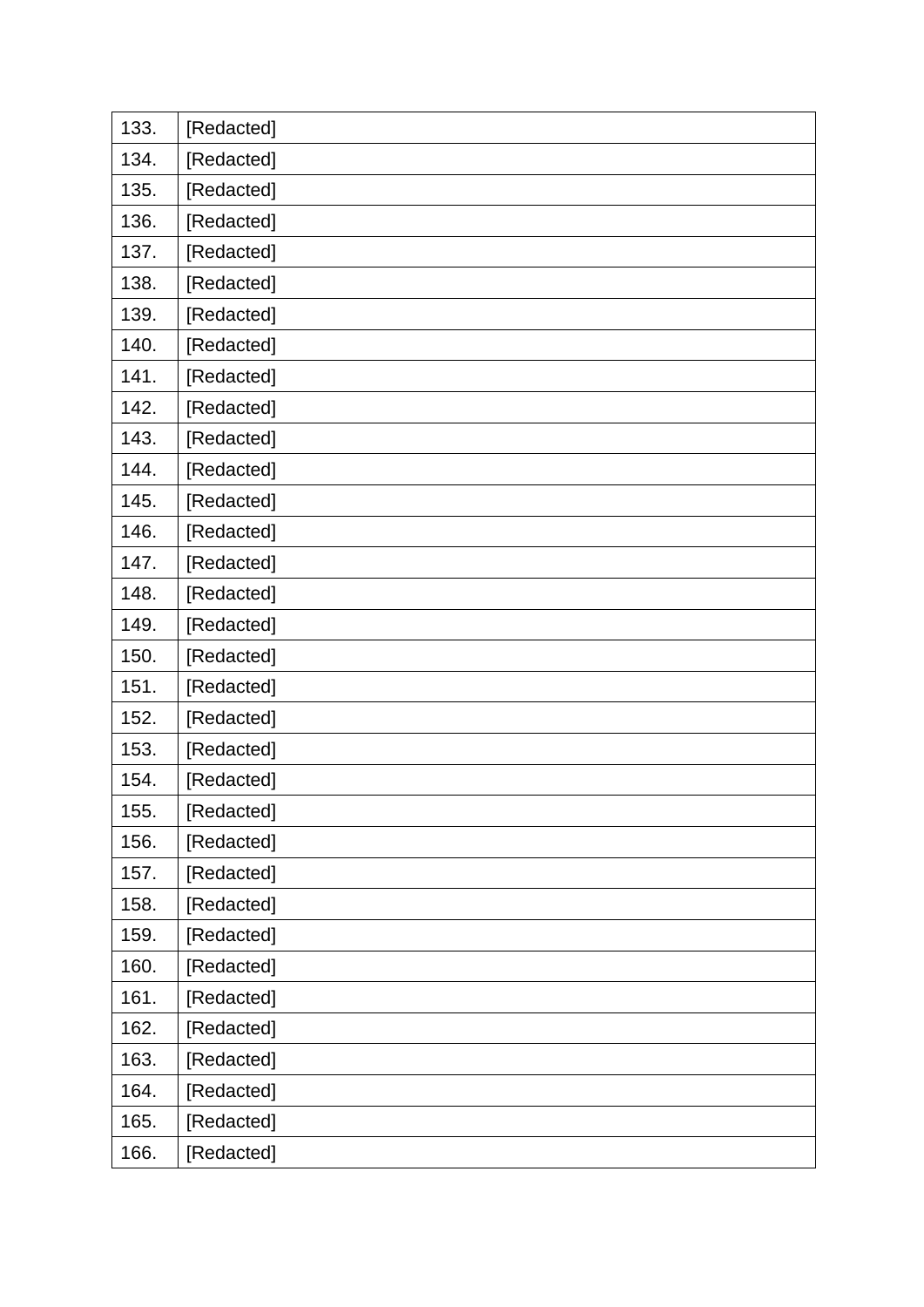| | |
|---|---|
| 133. | [Redacted] |
| 134. | [Redacted] |
| 135. | [Redacted] |
| 136. | [Redacted] |
| 137. | [Redacted] |
| 138. | [Redacted] |
| 139. | [Redacted] |
| 140. | [Redacted] |
| 141. | [Redacted] |
| 142. | [Redacted] |
| 143. | [Redacted] |
| 144. | [Redacted] |
| 145. | [Redacted] |
| 146. | [Redacted] |
| 147. | [Redacted] |
| 148. | [Redacted] |
| 149. | [Redacted] |
| 150. | [Redacted] |
| 151. | [Redacted] |
| 152. | [Redacted] |
| 153. | [Redacted] |
| 154. | [Redacted] |
| 155. | [Redacted] |
| 156. | [Redacted] |
| 157. | [Redacted] |
| 158. | [Redacted] |
| 159. | [Redacted] |
| 160. | [Redacted] |
| 161. | [Redacted] |
| 162. | [Redacted] |
| 163. | [Redacted] |
| 164. | [Redacted] |
| 165. | [Redacted] |
| 166. | [Redacted] |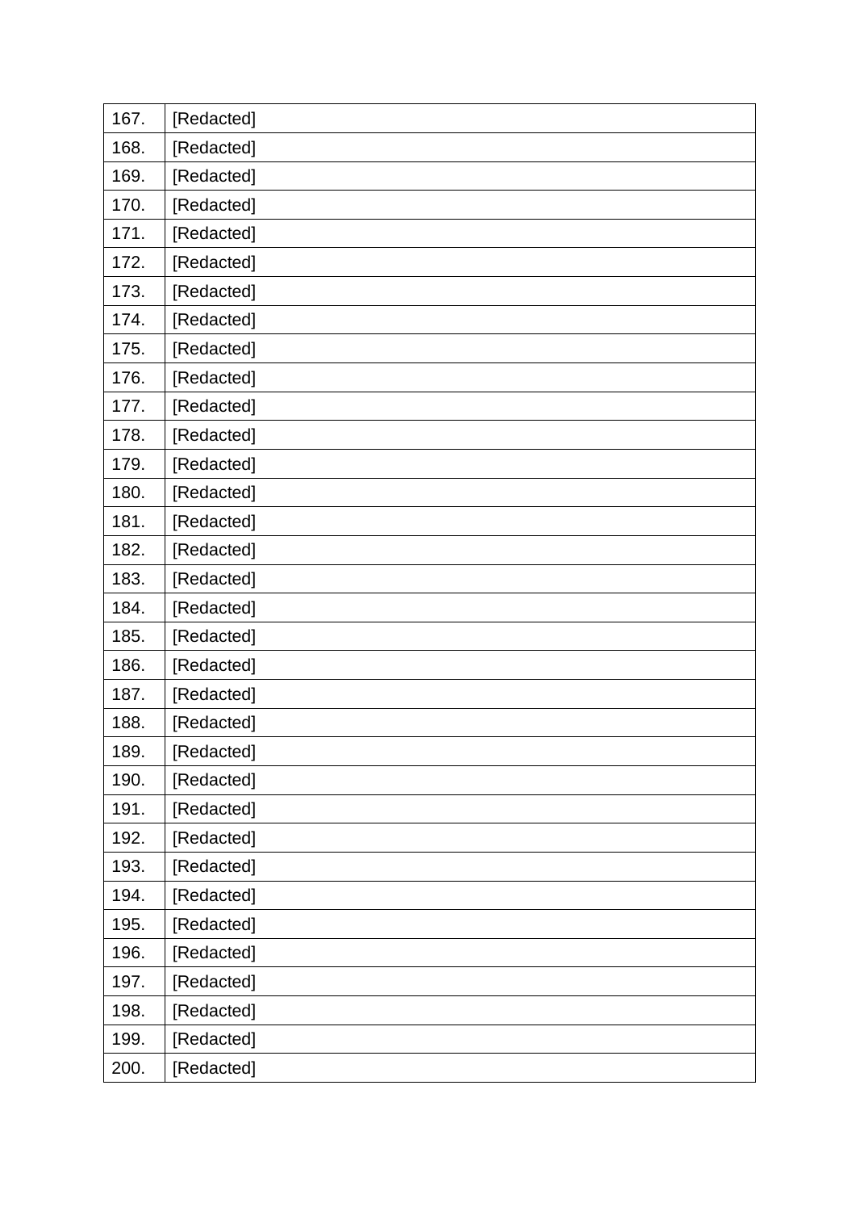| 167. | [Redacted] |
|---|---|
| 168. | [Redacted] |
| 169. | [Redacted] |
| 170. | [Redacted] |
| 171. | [Redacted] |
| 172. | [Redacted] |
| 173. | [Redacted] |
| 174. | [Redacted] |
| 175. | [Redacted] |
| 176. | [Redacted] |
| 177. | [Redacted] |
| 178. | [Redacted] |
| 179. | [Redacted] |
| 180. | [Redacted] |
| 181. | [Redacted] |
| 182. | [Redacted] |
| 183. | [Redacted] |
| 184. | [Redacted] |
| 185. | [Redacted] |
| 186. | [Redacted] |
| 187. | [Redacted] |
| 188. | [Redacted] |
| 189. | [Redacted] |
| 190. | [Redacted] |
| 191. | [Redacted] |
| 192. | [Redacted] |
| 193. | [Redacted] |
| 194. | [Redacted] |
| 195. | [Redacted] |
| 196. | [Redacted] |
| 197. | [Redacted] |
| 198. | [Redacted] |
| 199. | [Redacted] |
| 200. | [Redacted] |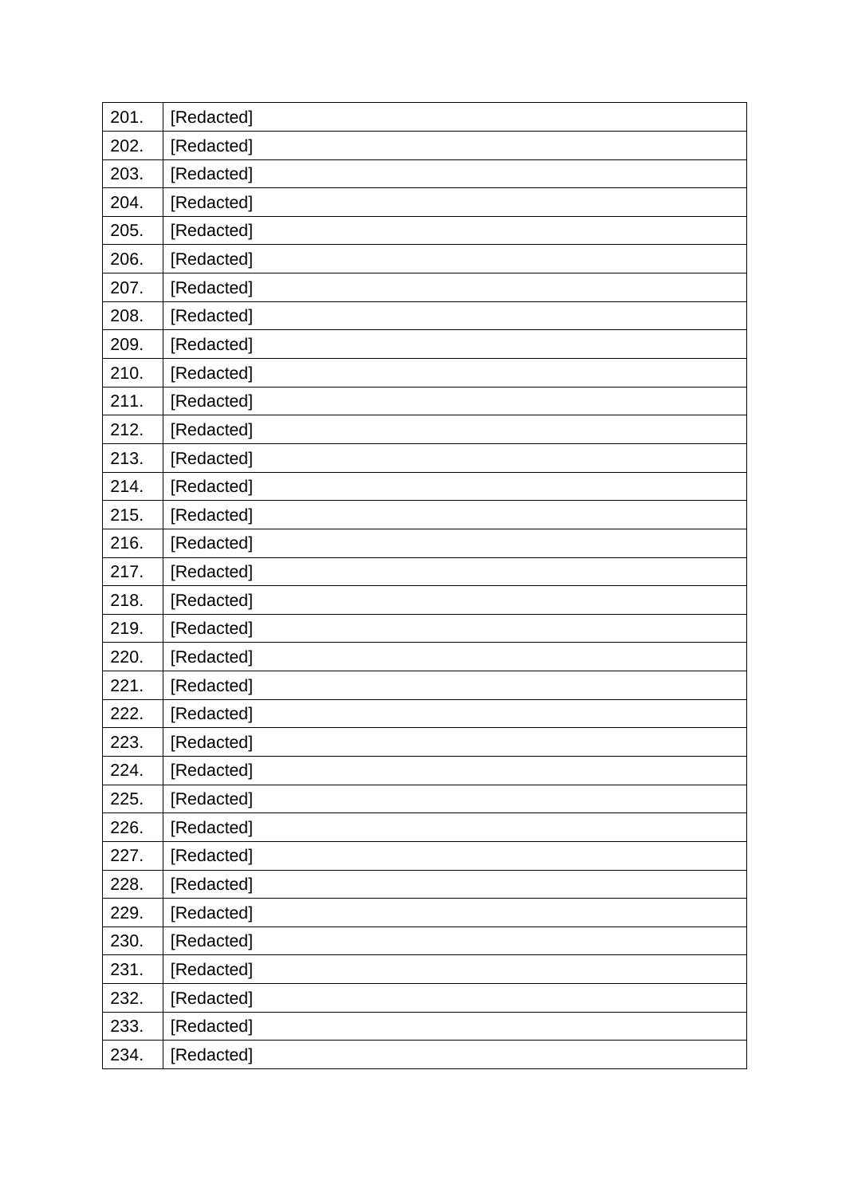| | |
|---|---|
| 201. | [Redacted] |
| 202. | [Redacted] |
| 203. | [Redacted] |
| 204. | [Redacted] |
| 205. | [Redacted] |
| 206. | [Redacted] |
| 207. | [Redacted] |
| 208. | [Redacted] |
| 209. | [Redacted] |
| 210. | [Redacted] |
| 211. | [Redacted] |
| 212. | [Redacted] |
| 213. | [Redacted] |
| 214. | [Redacted] |
| 215. | [Redacted] |
| 216. | [Redacted] |
| 217. | [Redacted] |
| 218. | [Redacted] |
| 219. | [Redacted] |
| 220. | [Redacted] |
| 221. | [Redacted] |
| 222. | [Redacted] |
| 223. | [Redacted] |
| 224. | [Redacted] |
| 225. | [Redacted] |
| 226. | [Redacted] |
| 227. | [Redacted] |
| 228. | [Redacted] |
| 229. | [Redacted] |
| 230. | [Redacted] |
| 231. | [Redacted] |
| 232. | [Redacted] |
| 233. | [Redacted] |
| 234. | [Redacted] |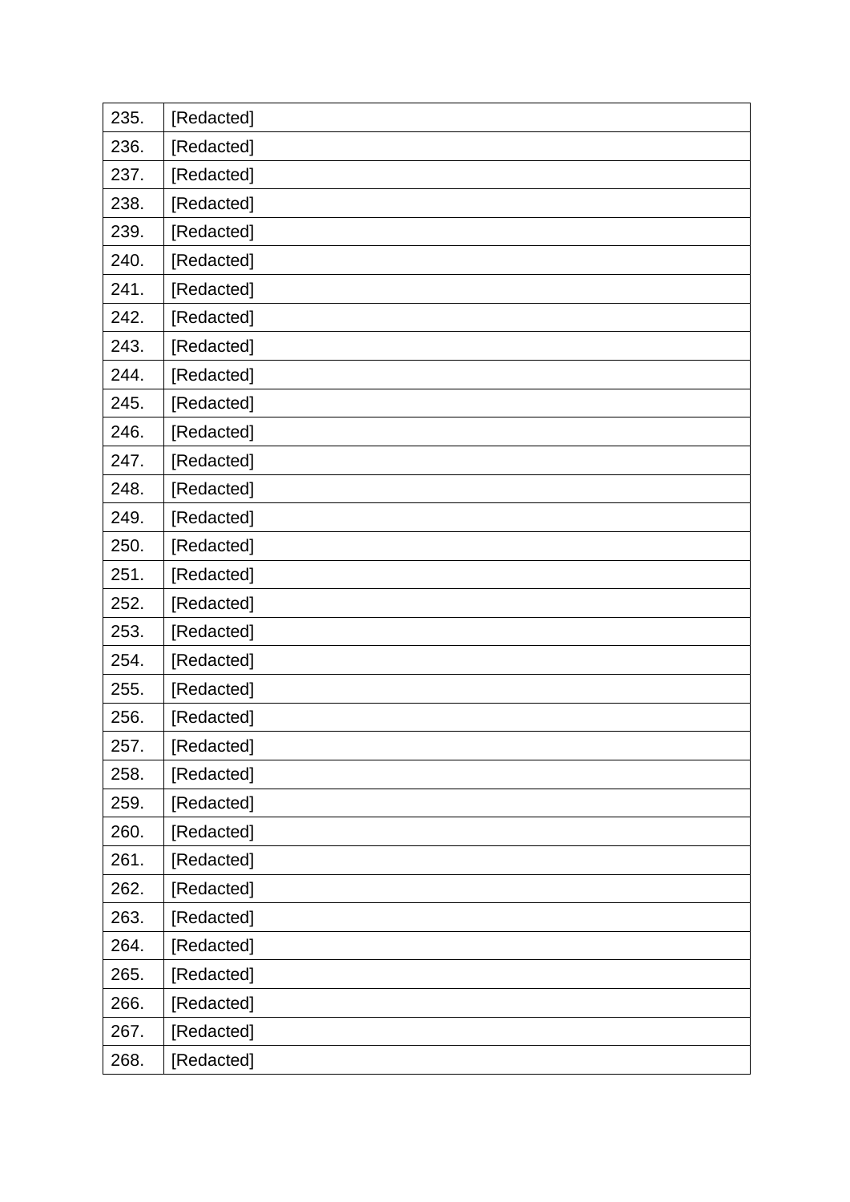| 235. | [Redacted] |
|---|---|
| 236. | [Redacted] |
| 237. | [Redacted] |
| 238. | [Redacted] |
| 239. | [Redacted] |
| 240. | [Redacted] |
| 241. | [Redacted] |
| 242. | [Redacted] |
| 243. | [Redacted] |
| 244. | [Redacted] |
| 245. | [Redacted] |
| 246. | [Redacted] |
| 247. | [Redacted] |
| 248. | [Redacted] |
| 249. | [Redacted] |
| 250. | [Redacted] |
| 251. | [Redacted] |
| 252. | [Redacted] |
| 253. | [Redacted] |
| 254. | [Redacted] |
| 255. | [Redacted] |
| 256. | [Redacted] |
| 257. | [Redacted] |
| 258. | [Redacted] |
| 259. | [Redacted] |
| 260. | [Redacted] |
| 261. | [Redacted] |
| 262. | [Redacted] |
| 263. | [Redacted] |
| 264. | [Redacted] |
| 265. | [Redacted] |
| 266. | [Redacted] |
| 267. | [Redacted] |
| 268. | [Redacted] |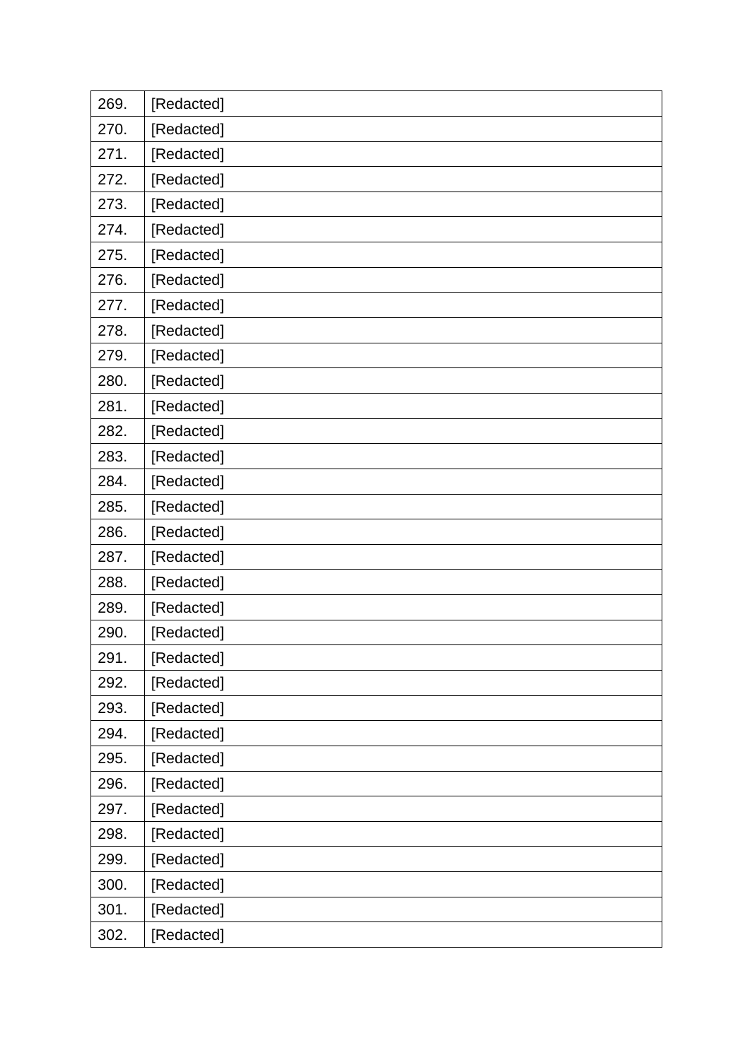| | |
|---|---|
| 269. | [Redacted] |
| 270. | [Redacted] |
| 271. | [Redacted] |
| 272. | [Redacted] |
| 273. | [Redacted] |
| 274. | [Redacted] |
| 275. | [Redacted] |
| 276. | [Redacted] |
| 277. | [Redacted] |
| 278. | [Redacted] |
| 279. | [Redacted] |
| 280. | [Redacted] |
| 281. | [Redacted] |
| 282. | [Redacted] |
| 283. | [Redacted] |
| 284. | [Redacted] |
| 285. | [Redacted] |
| 286. | [Redacted] |
| 287. | [Redacted] |
| 288. | [Redacted] |
| 289. | [Redacted] |
| 290. | [Redacted] |
| 291. | [Redacted] |
| 292. | [Redacted] |
| 293. | [Redacted] |
| 294. | [Redacted] |
| 295. | [Redacted] |
| 296. | [Redacted] |
| 297. | [Redacted] |
| 298. | [Redacted] |
| 299. | [Redacted] |
| 300. | [Redacted] |
| 301. | [Redacted] |
| 302. | [Redacted] |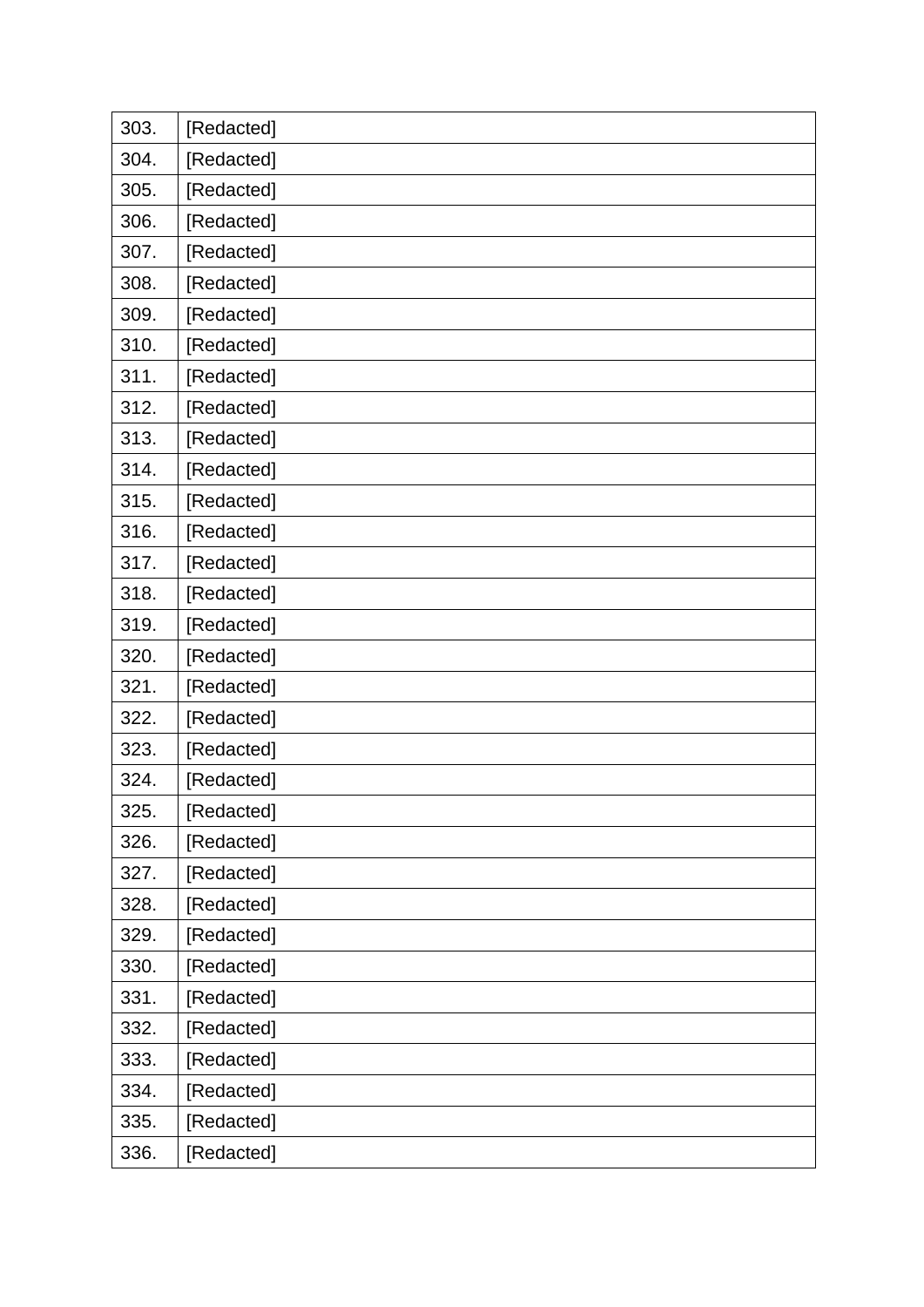| | |
|---|---|
| 303. | [Redacted] |
| 304. | [Redacted] |
| 305. | [Redacted] |
| 306. | [Redacted] |
| 307. | [Redacted] |
| 308. | [Redacted] |
| 309. | [Redacted] |
| 310. | [Redacted] |
| 311. | [Redacted] |
| 312. | [Redacted] |
| 313. | [Redacted] |
| 314. | [Redacted] |
| 315. | [Redacted] |
| 316. | [Redacted] |
| 317. | [Redacted] |
| 318. | [Redacted] |
| 319. | [Redacted] |
| 320. | [Redacted] |
| 321. | [Redacted] |
| 322. | [Redacted] |
| 323. | [Redacted] |
| 324. | [Redacted] |
| 325. | [Redacted] |
| 326. | [Redacted] |
| 327. | [Redacted] |
| 328. | [Redacted] |
| 329. | [Redacted] |
| 330. | [Redacted] |
| 331. | [Redacted] |
| 332. | [Redacted] |
| 333. | [Redacted] |
| 334. | [Redacted] |
| 335. | [Redacted] |
| 336. | [Redacted] |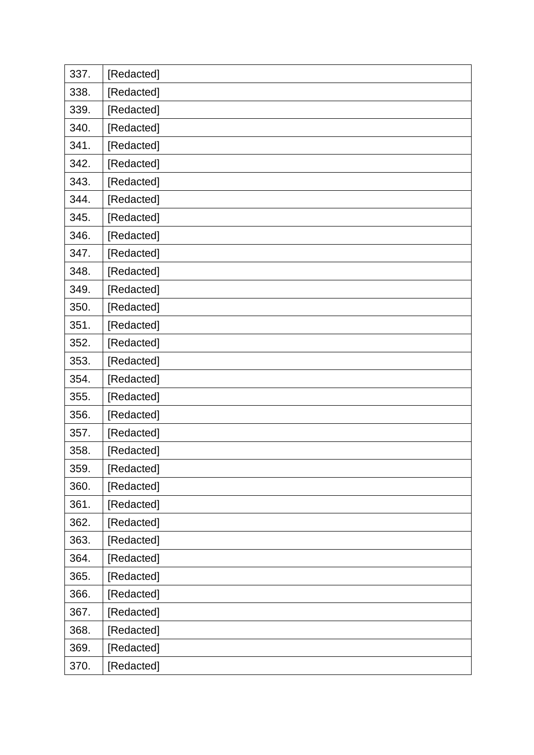| | |
|---|---|
| 337. | [Redacted] |
| 338. | [Redacted] |
| 339. | [Redacted] |
| 340. | [Redacted] |
| 341. | [Redacted] |
| 342. | [Redacted] |
| 343. | [Redacted] |
| 344. | [Redacted] |
| 345. | [Redacted] |
| 346. | [Redacted] |
| 347. | [Redacted] |
| 348. | [Redacted] |
| 349. | [Redacted] |
| 350. | [Redacted] |
| 351. | [Redacted] |
| 352. | [Redacted] |
| 353. | [Redacted] |
| 354. | [Redacted] |
| 355. | [Redacted] |
| 356. | [Redacted] |
| 357. | [Redacted] |
| 358. | [Redacted] |
| 359. | [Redacted] |
| 360. | [Redacted] |
| 361. | [Redacted] |
| 362. | [Redacted] |
| 363. | [Redacted] |
| 364. | [Redacted] |
| 365. | [Redacted] |
| 366. | [Redacted] |
| 367. | [Redacted] |
| 368. | [Redacted] |
| 369. | [Redacted] |
| 370. | [Redacted] |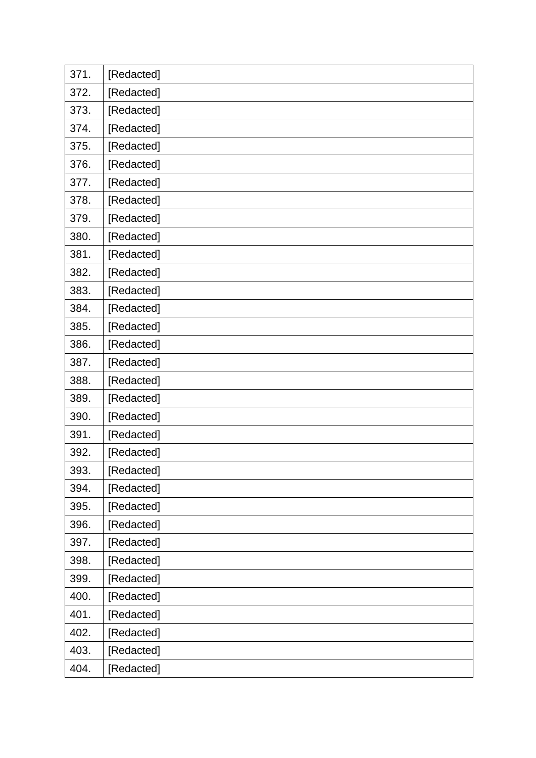| 371. | [Redacted] |
|---|---|
| 372. | [Redacted] |
| 373. | [Redacted] |
| 374. | [Redacted] |
| 375. | [Redacted] |
| 376. | [Redacted] |
| 377. | [Redacted] |
| 378. | [Redacted] |
| 379. | [Redacted] |
| 380. | [Redacted] |
| 381. | [Redacted] |
| 382. | [Redacted] |
| 383. | [Redacted] |
| 384. | [Redacted] |
| 385. | [Redacted] |
| 386. | [Redacted] |
| 387. | [Redacted] |
| 388. | [Redacted] |
| 389. | [Redacted] |
| 390. | [Redacted] |
| 391. | [Redacted] |
| 392. | [Redacted] |
| 393. | [Redacted] |
| 394. | [Redacted] |
| 395. | [Redacted] |
| 396. | [Redacted] |
| 397. | [Redacted] |
| 398. | [Redacted] |
| 399. | [Redacted] |
| 400. | [Redacted] |
| 401. | [Redacted] |
| 402. | [Redacted] |
| 403. | [Redacted] |
| 404. | [Redacted] |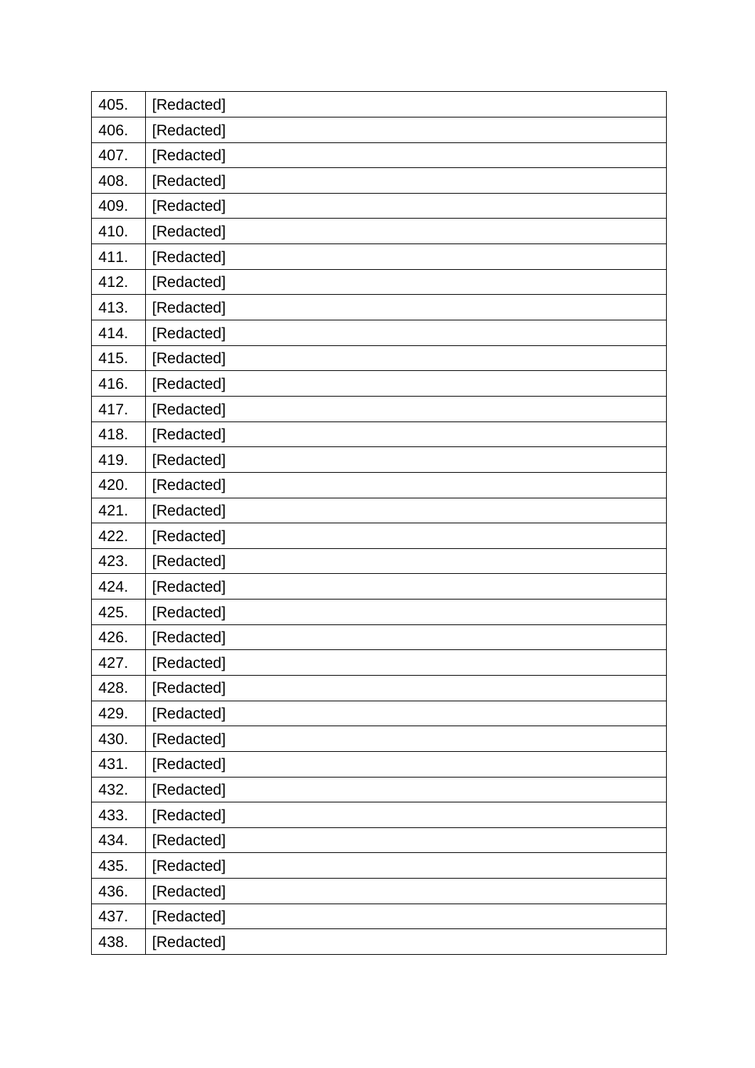| | |
|---|---|
| 405. | [Redacted] |
| 406. | [Redacted] |
| 407. | [Redacted] |
| 408. | [Redacted] |
| 409. | [Redacted] |
| 410. | [Redacted] |
| 411. | [Redacted] |
| 412. | [Redacted] |
| 413. | [Redacted] |
| 414. | [Redacted] |
| 415. | [Redacted] |
| 416. | [Redacted] |
| 417. | [Redacted] |
| 418. | [Redacted] |
| 419. | [Redacted] |
| 420. | [Redacted] |
| 421. | [Redacted] |
| 422. | [Redacted] |
| 423. | [Redacted] |
| 424. | [Redacted] |
| 425. | [Redacted] |
| 426. | [Redacted] |
| 427. | [Redacted] |
| 428. | [Redacted] |
| 429. | [Redacted] |
| 430. | [Redacted] |
| 431. | [Redacted] |
| 432. | [Redacted] |
| 433. | [Redacted] |
| 434. | [Redacted] |
| 435. | [Redacted] |
| 436. | [Redacted] |
| 437. | [Redacted] |
| 438. | [Redacted] |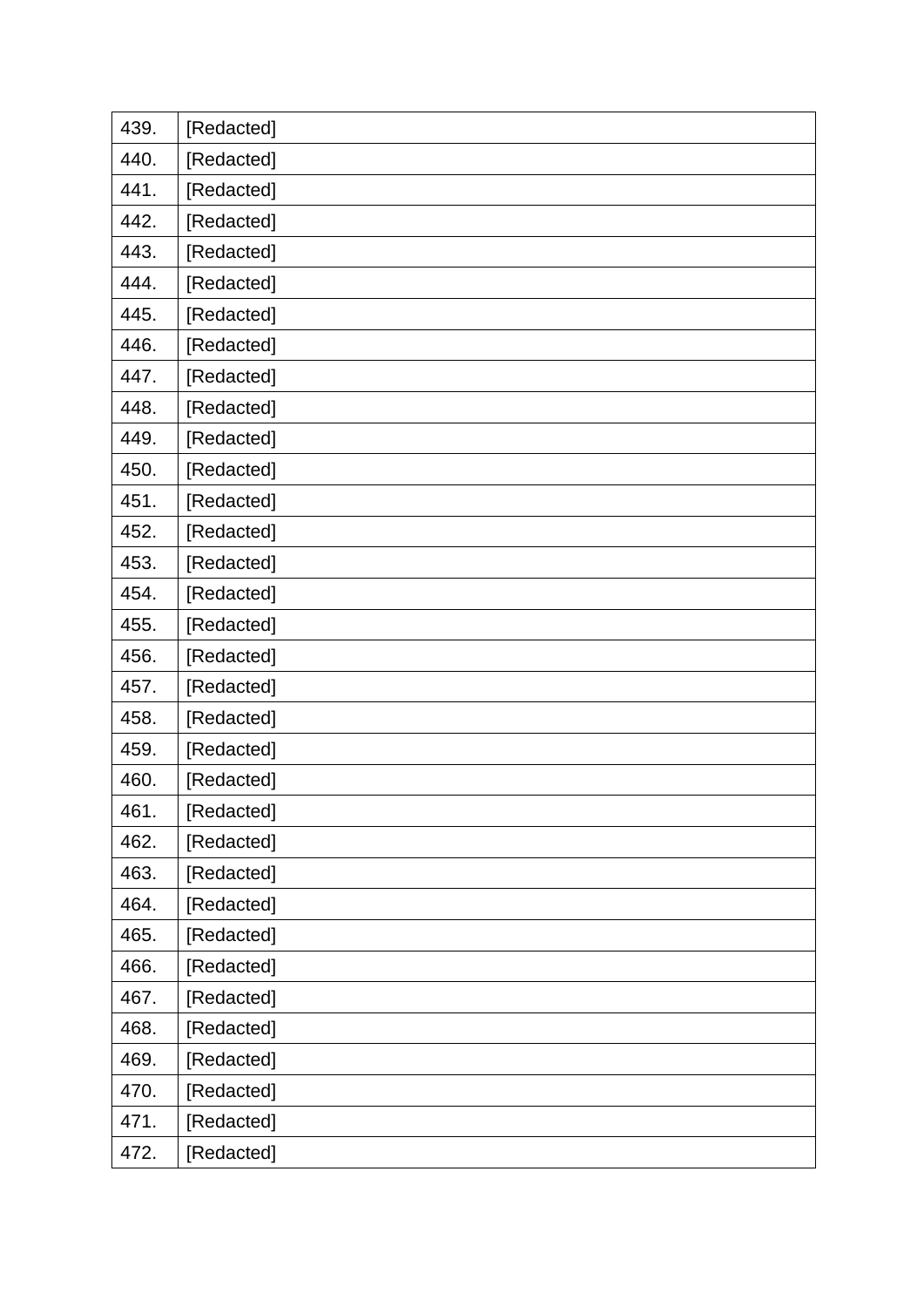| | |
|---|---|
| 439. | [Redacted] |
| 440. | [Redacted] |
| 441. | [Redacted] |
| 442. | [Redacted] |
| 443. | [Redacted] |
| 444. | [Redacted] |
| 445. | [Redacted] |
| 446. | [Redacted] |
| 447. | [Redacted] |
| 448. | [Redacted] |
| 449. | [Redacted] |
| 450. | [Redacted] |
| 451. | [Redacted] |
| 452. | [Redacted] |
| 453. | [Redacted] |
| 454. | [Redacted] |
| 455. | [Redacted] |
| 456. | [Redacted] |
| 457. | [Redacted] |
| 458. | [Redacted] |
| 459. | [Redacted] |
| 460. | [Redacted] |
| 461. | [Redacted] |
| 462. | [Redacted] |
| 463. | [Redacted] |
| 464. | [Redacted] |
| 465. | [Redacted] |
| 466. | [Redacted] |
| 467. | [Redacted] |
| 468. | [Redacted] |
| 469. | [Redacted] |
| 470. | [Redacted] |
| 471. | [Redacted] |
| 472. | [Redacted] |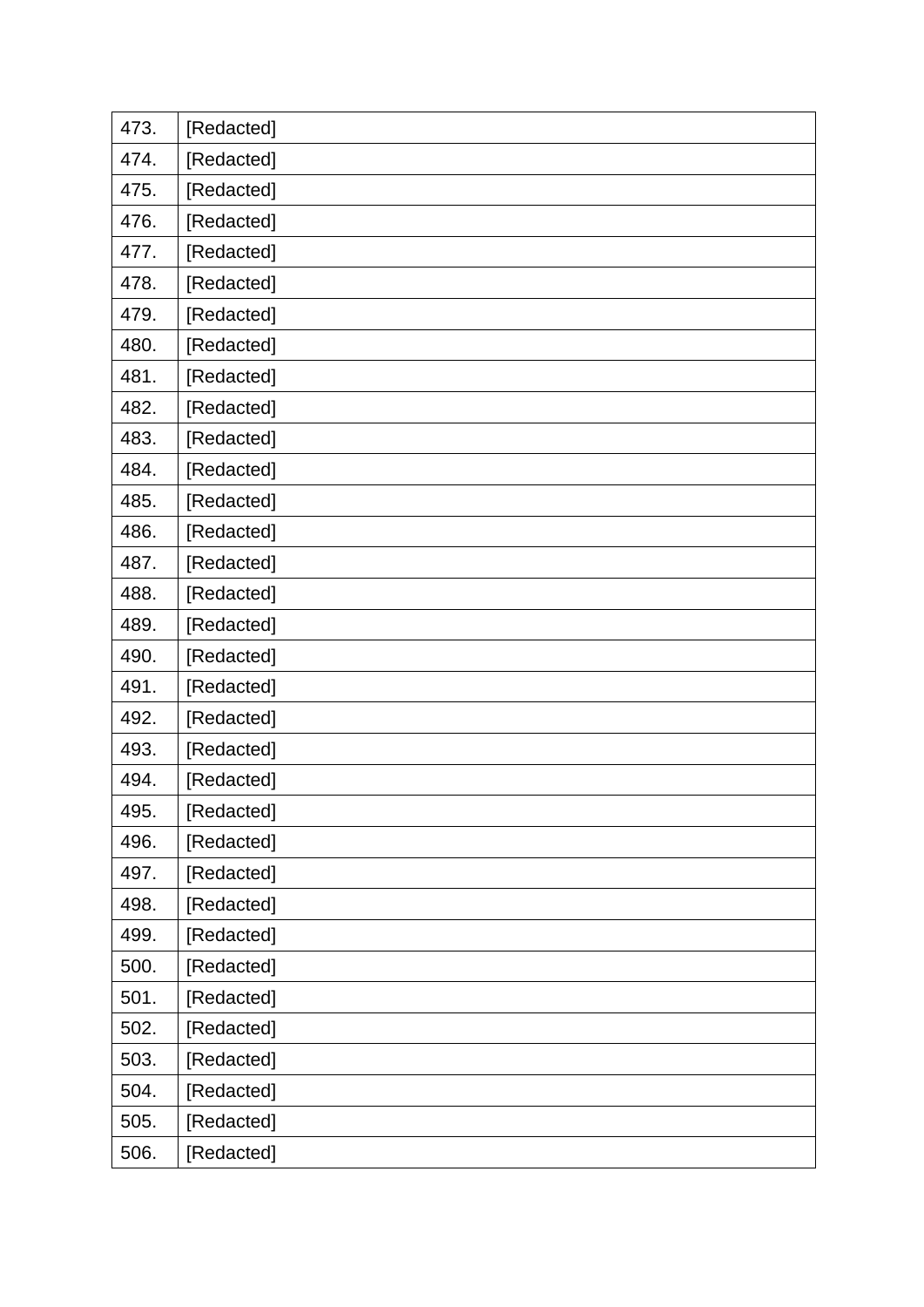| | |
|---|---|
| 473. | [Redacted] |
| 474. | [Redacted] |
| 475. | [Redacted] |
| 476. | [Redacted] |
| 477. | [Redacted] |
| 478. | [Redacted] |
| 479. | [Redacted] |
| 480. | [Redacted] |
| 481. | [Redacted] |
| 482. | [Redacted] |
| 483. | [Redacted] |
| 484. | [Redacted] |
| 485. | [Redacted] |
| 486. | [Redacted] |
| 487. | [Redacted] |
| 488. | [Redacted] |
| 489. | [Redacted] |
| 490. | [Redacted] |
| 491. | [Redacted] |
| 492. | [Redacted] |
| 493. | [Redacted] |
| 494. | [Redacted] |
| 495. | [Redacted] |
| 496. | [Redacted] |
| 497. | [Redacted] |
| 498. | [Redacted] |
| 499. | [Redacted] |
| 500. | [Redacted] |
| 501. | [Redacted] |
| 502. | [Redacted] |
| 503. | [Redacted] |
| 504. | [Redacted] |
| 505. | [Redacted] |
| 506. | [Redacted] |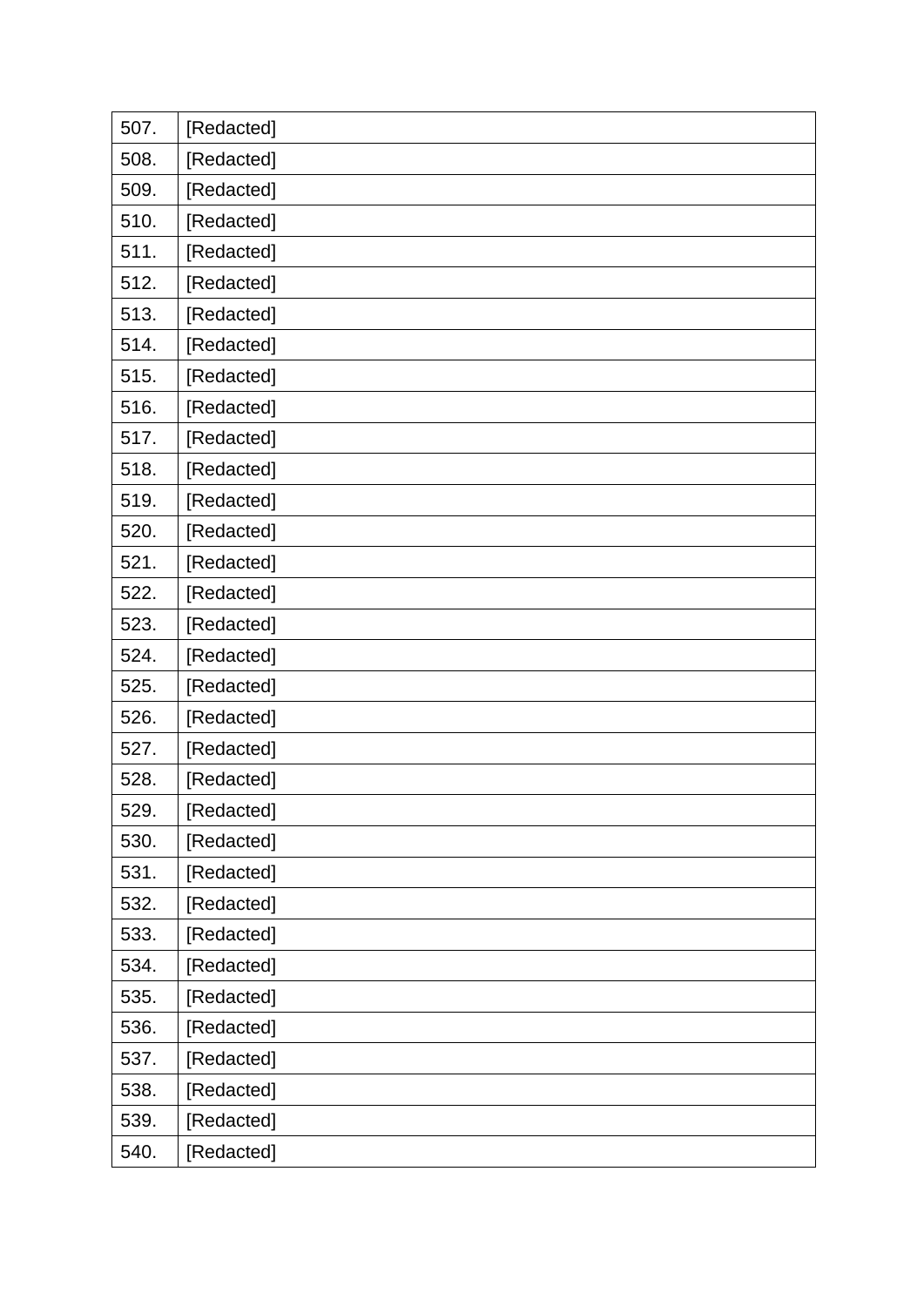| | |
|---|---|
| 507. | [Redacted] |
| 508. | [Redacted] |
| 509. | [Redacted] |
| 510. | [Redacted] |
| 511. | [Redacted] |
| 512. | [Redacted] |
| 513. | [Redacted] |
| 514. | [Redacted] |
| 515. | [Redacted] |
| 516. | [Redacted] |
| 517. | [Redacted] |
| 518. | [Redacted] |
| 519. | [Redacted] |
| 520. | [Redacted] |
| 521. | [Redacted] |
| 522. | [Redacted] |
| 523. | [Redacted] |
| 524. | [Redacted] |
| 525. | [Redacted] |
| 526. | [Redacted] |
| 527. | [Redacted] |
| 528. | [Redacted] |
| 529. | [Redacted] |
| 530. | [Redacted] |
| 531. | [Redacted] |
| 532. | [Redacted] |
| 533. | [Redacted] |
| 534. | [Redacted] |
| 535. | [Redacted] |
| 536. | [Redacted] |
| 537. | [Redacted] |
| 538. | [Redacted] |
| 539. | [Redacted] |
| 540. | [Redacted] |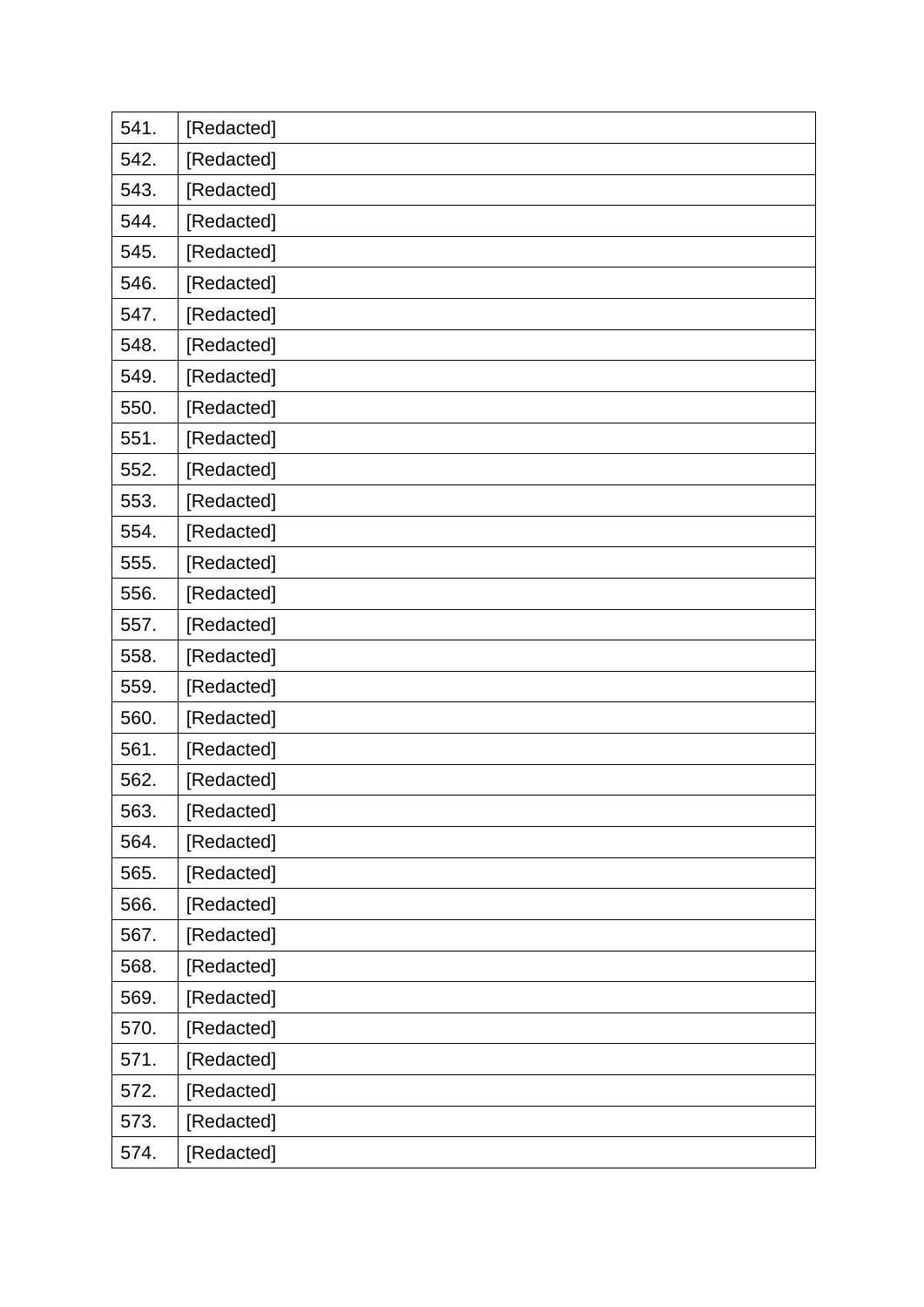| | |
|---|---|
| 541. | [Redacted] |
| 542. | [Redacted] |
| 543. | [Redacted] |
| 544. | [Redacted] |
| 545. | [Redacted] |
| 546. | [Redacted] |
| 547. | [Redacted] |
| 548. | [Redacted] |
| 549. | [Redacted] |
| 550. | [Redacted] |
| 551. | [Redacted] |
| 552. | [Redacted] |
| 553. | [Redacted] |
| 554. | [Redacted] |
| 555. | [Redacted] |
| 556. | [Redacted] |
| 557. | [Redacted] |
| 558. | [Redacted] |
| 559. | [Redacted] |
| 560. | [Redacted] |
| 561. | [Redacted] |
| 562. | [Redacted] |
| 563. | [Redacted] |
| 564. | [Redacted] |
| 565. | [Redacted] |
| 566. | [Redacted] |
| 567. | [Redacted] |
| 568. | [Redacted] |
| 569. | [Redacted] |
| 570. | [Redacted] |
| 571. | [Redacted] |
| 572. | [Redacted] |
| 573. | [Redacted] |
| 574. | [Redacted] |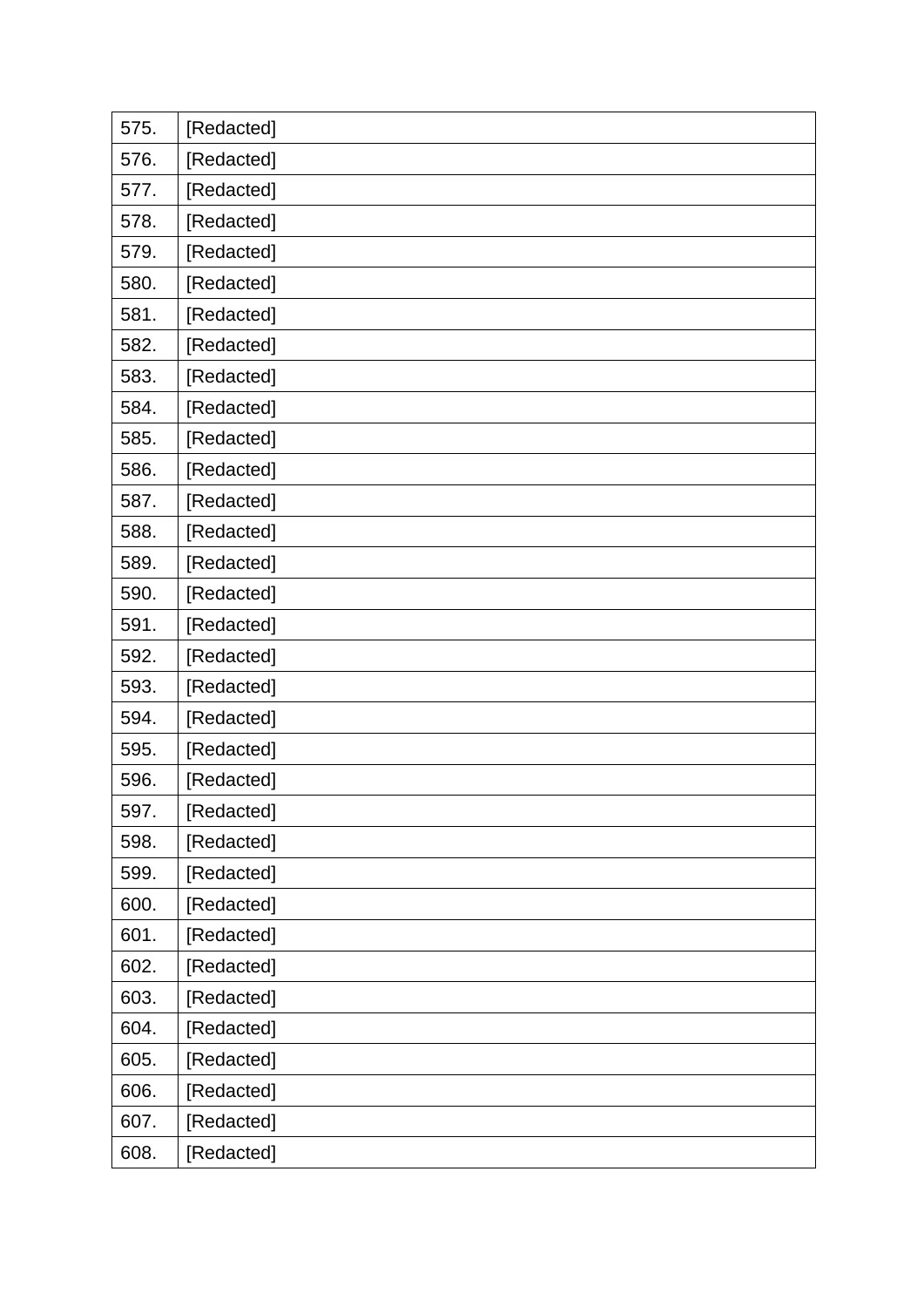| | |
|---|---|
| 575. | [Redacted] |
| 576. | [Redacted] |
| 577. | [Redacted] |
| 578. | [Redacted] |
| 579. | [Redacted] |
| 580. | [Redacted] |
| 581. | [Redacted] |
| 582. | [Redacted] |
| 583. | [Redacted] |
| 584. | [Redacted] |
| 585. | [Redacted] |
| 586. | [Redacted] |
| 587. | [Redacted] |
| 588. | [Redacted] |
| 589. | [Redacted] |
| 590. | [Redacted] |
| 591. | [Redacted] |
| 592. | [Redacted] |
| 593. | [Redacted] |
| 594. | [Redacted] |
| 595. | [Redacted] |
| 596. | [Redacted] |
| 597. | [Redacted] |
| 598. | [Redacted] |
| 599. | [Redacted] |
| 600. | [Redacted] |
| 601. | [Redacted] |
| 602. | [Redacted] |
| 603. | [Redacted] |
| 604. | [Redacted] |
| 605. | [Redacted] |
| 606. | [Redacted] |
| 607. | [Redacted] |
| 608. | [Redacted] |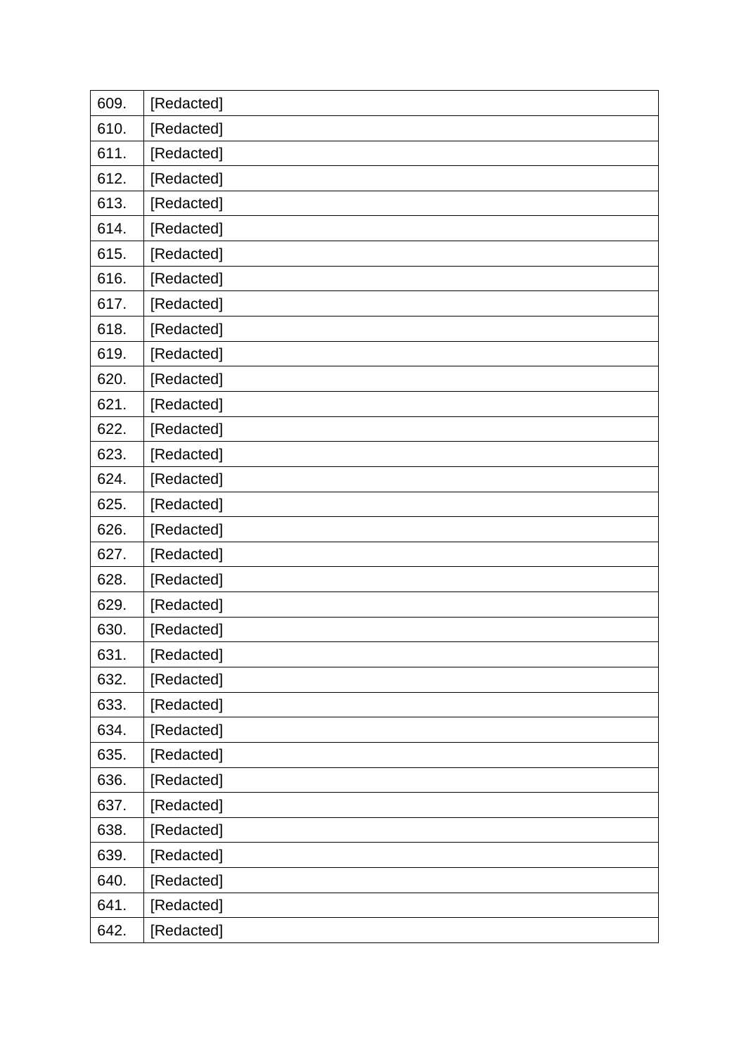| | |
|---|---|
| 609. | [Redacted] |
| 610. | [Redacted] |
| 611. | [Redacted] |
| 612. | [Redacted] |
| 613. | [Redacted] |
| 614. | [Redacted] |
| 615. | [Redacted] |
| 616. | [Redacted] |
| 617. | [Redacted] |
| 618. | [Redacted] |
| 619. | [Redacted] |
| 620. | [Redacted] |
| 621. | [Redacted] |
| 622. | [Redacted] |
| 623. | [Redacted] |
| 624. | [Redacted] |
| 625. | [Redacted] |
| 626. | [Redacted] |
| 627. | [Redacted] |
| 628. | [Redacted] |
| 629. | [Redacted] |
| 630. | [Redacted] |
| 631. | [Redacted] |
| 632. | [Redacted] |
| 633. | [Redacted] |
| 634. | [Redacted] |
| 635. | [Redacted] |
| 636. | [Redacted] |
| 637. | [Redacted] |
| 638. | [Redacted] |
| 639. | [Redacted] |
| 640. | [Redacted] |
| 641. | [Redacted] |
| 642. | [Redacted] |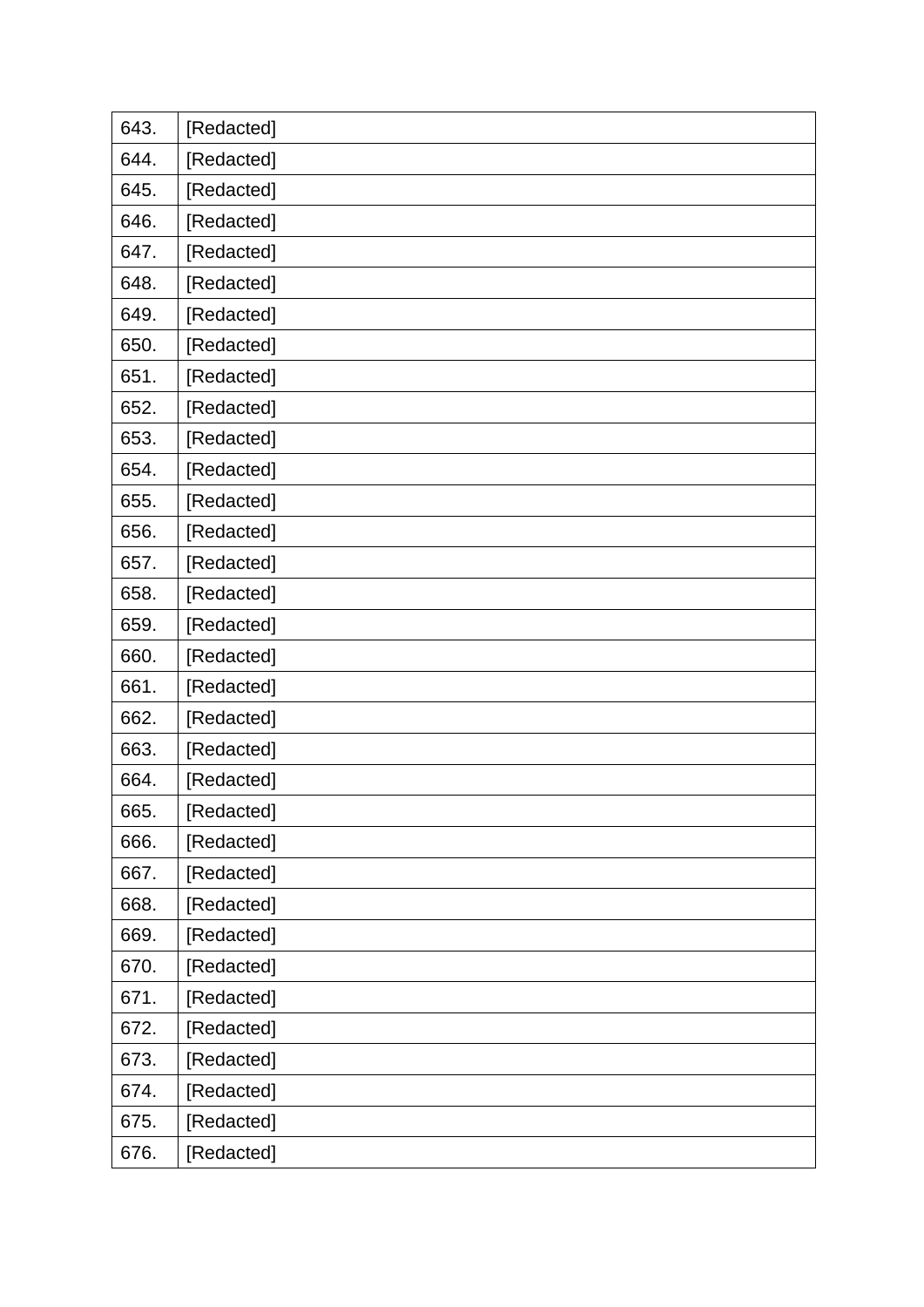| | |
|---|---|
| 643. | [Redacted] |
| 644. | [Redacted] |
| 645. | [Redacted] |
| 646. | [Redacted] |
| 647. | [Redacted] |
| 648. | [Redacted] |
| 649. | [Redacted] |
| 650. | [Redacted] |
| 651. | [Redacted] |
| 652. | [Redacted] |
| 653. | [Redacted] |
| 654. | [Redacted] |
| 655. | [Redacted] |
| 656. | [Redacted] |
| 657. | [Redacted] |
| 658. | [Redacted] |
| 659. | [Redacted] |
| 660. | [Redacted] |
| 661. | [Redacted] |
| 662. | [Redacted] |
| 663. | [Redacted] |
| 664. | [Redacted] |
| 665. | [Redacted] |
| 666. | [Redacted] |
| 667. | [Redacted] |
| 668. | [Redacted] |
| 669. | [Redacted] |
| 670. | [Redacted] |
| 671. | [Redacted] |
| 672. | [Redacted] |
| 673. | [Redacted] |
| 674. | [Redacted] |
| 675. | [Redacted] |
| 676. | [Redacted] |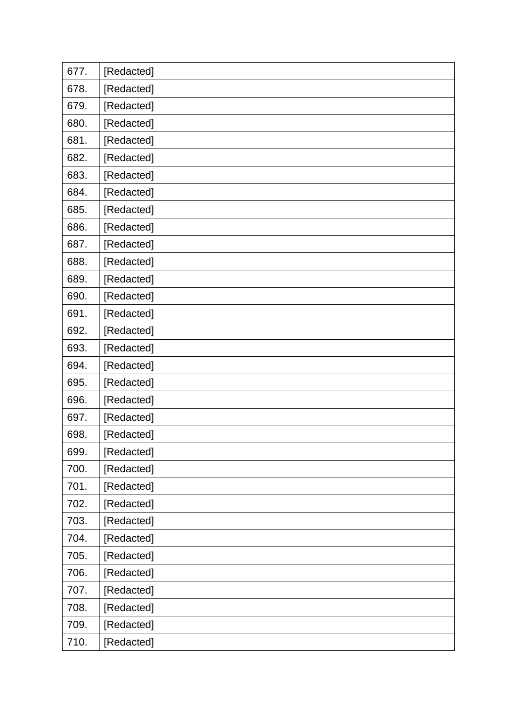| | |
|---|---|
| 677. | [Redacted] |
| 678. | [Redacted] |
| 679. | [Redacted] |
| 680. | [Redacted] |
| 681. | [Redacted] |
| 682. | [Redacted] |
| 683. | [Redacted] |
| 684. | [Redacted] |
| 685. | [Redacted] |
| 686. | [Redacted] |
| 687. | [Redacted] |
| 688. | [Redacted] |
| 689. | [Redacted] |
| 690. | [Redacted] |
| 691. | [Redacted] |
| 692. | [Redacted] |
| 693. | [Redacted] |
| 694. | [Redacted] |
| 695. | [Redacted] |
| 696. | [Redacted] |
| 697. | [Redacted] |
| 698. | [Redacted] |
| 699. | [Redacted] |
| 700. | [Redacted] |
| 701. | [Redacted] |
| 702. | [Redacted] |
| 703. | [Redacted] |
| 704. | [Redacted] |
| 705. | [Redacted] |
| 706. | [Redacted] |
| 707. | [Redacted] |
| 708. | [Redacted] |
| 709. | [Redacted] |
| 710. | [Redacted] |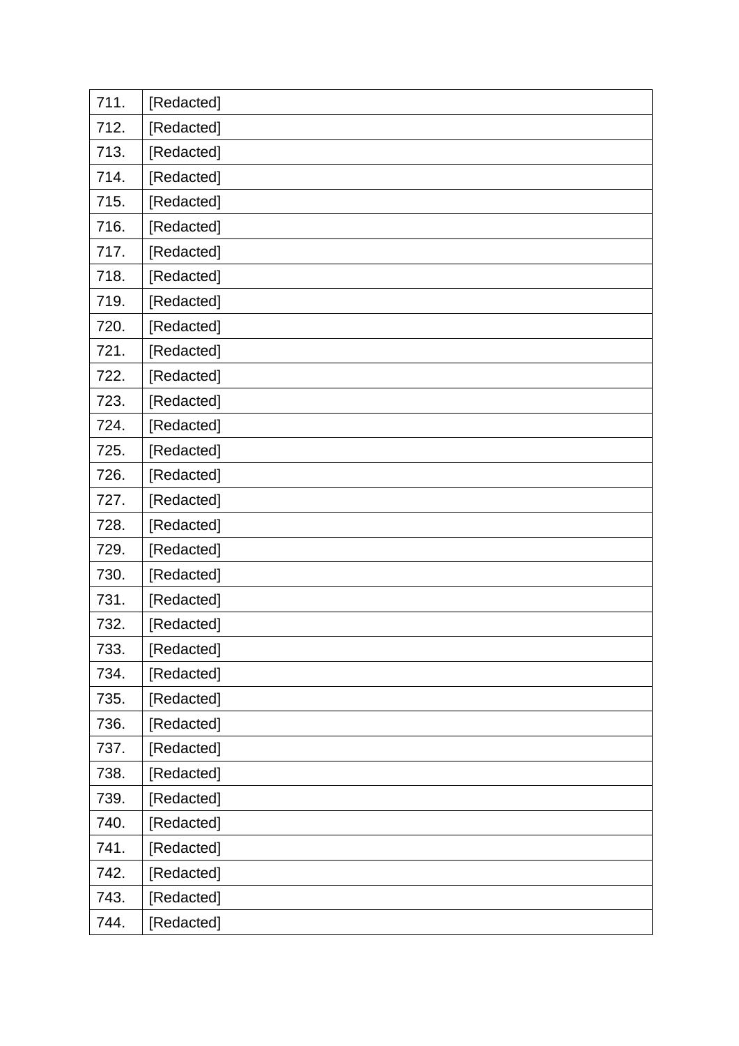| | |
|---|---|
| 711. | [Redacted] |
| 712. | [Redacted] |
| 713. | [Redacted] |
| 714. | [Redacted] |
| 715. | [Redacted] |
| 716. | [Redacted] |
| 717. | [Redacted] |
| 718. | [Redacted] |
| 719. | [Redacted] |
| 720. | [Redacted] |
| 721. | [Redacted] |
| 722. | [Redacted] |
| 723. | [Redacted] |
| 724. | [Redacted] |
| 725. | [Redacted] |
| 726. | [Redacted] |
| 727. | [Redacted] |
| 728. | [Redacted] |
| 729. | [Redacted] |
| 730. | [Redacted] |
| 731. | [Redacted] |
| 732. | [Redacted] |
| 733. | [Redacted] |
| 734. | [Redacted] |
| 735. | [Redacted] |
| 736. | [Redacted] |
| 737. | [Redacted] |
| 738. | [Redacted] |
| 739. | [Redacted] |
| 740. | [Redacted] |
| 741. | [Redacted] |
| 742. | [Redacted] |
| 743. | [Redacted] |
| 744. | [Redacted] |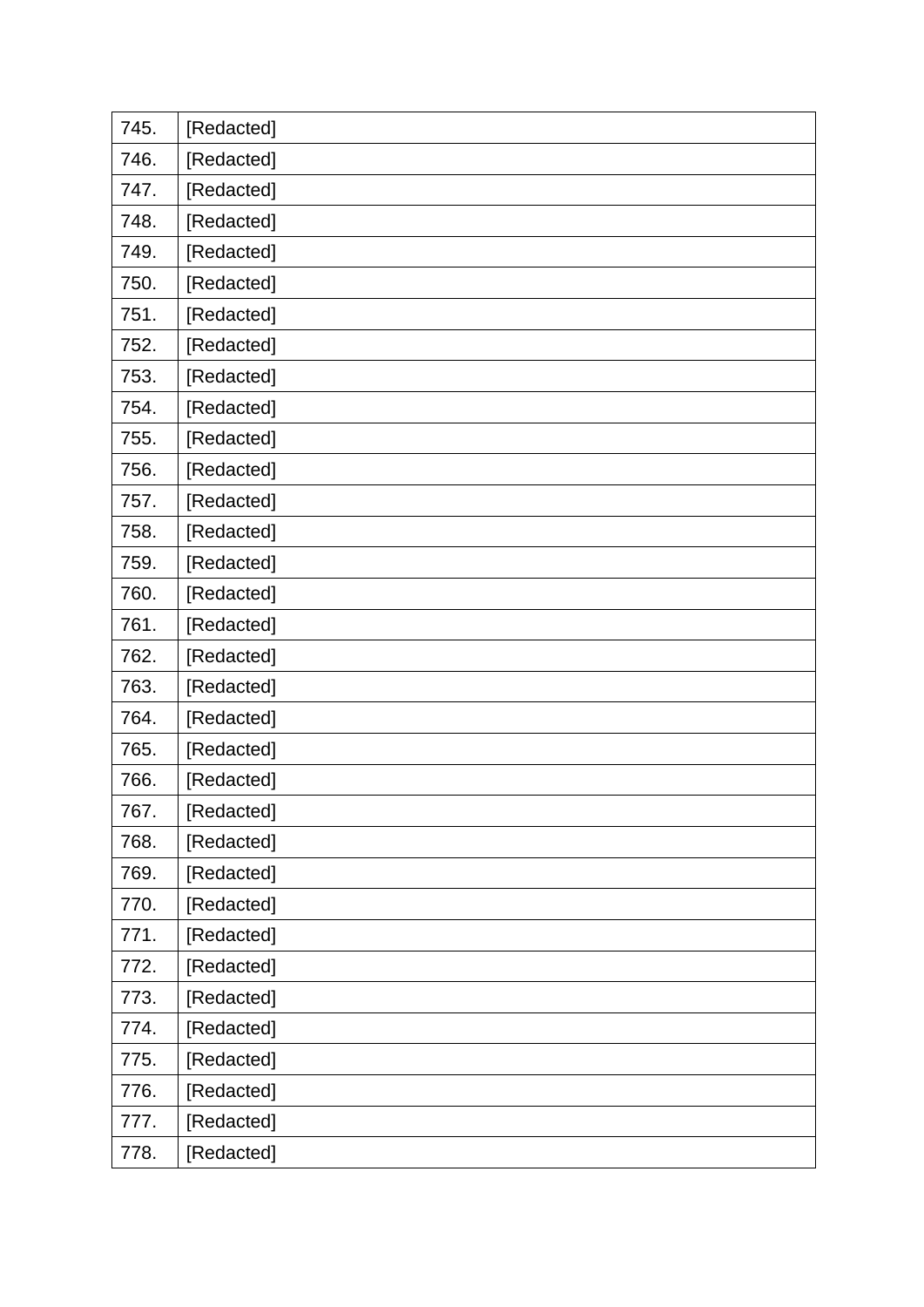| | |
|---|---|
| 745. | [Redacted] |
| 746. | [Redacted] |
| 747. | [Redacted] |
| 748. | [Redacted] |
| 749. | [Redacted] |
| 750. | [Redacted] |
| 751. | [Redacted] |
| 752. | [Redacted] |
| 753. | [Redacted] |
| 754. | [Redacted] |
| 755. | [Redacted] |
| 756. | [Redacted] |
| 757. | [Redacted] |
| 758. | [Redacted] |
| 759. | [Redacted] |
| 760. | [Redacted] |
| 761. | [Redacted] |
| 762. | [Redacted] |
| 763. | [Redacted] |
| 764. | [Redacted] |
| 765. | [Redacted] |
| 766. | [Redacted] |
| 767. | [Redacted] |
| 768. | [Redacted] |
| 769. | [Redacted] |
| 770. | [Redacted] |
| 771. | [Redacted] |
| 772. | [Redacted] |
| 773. | [Redacted] |
| 774. | [Redacted] |
| 775. | [Redacted] |
| 776. | [Redacted] |
| 777. | [Redacted] |
| 778. | [Redacted] |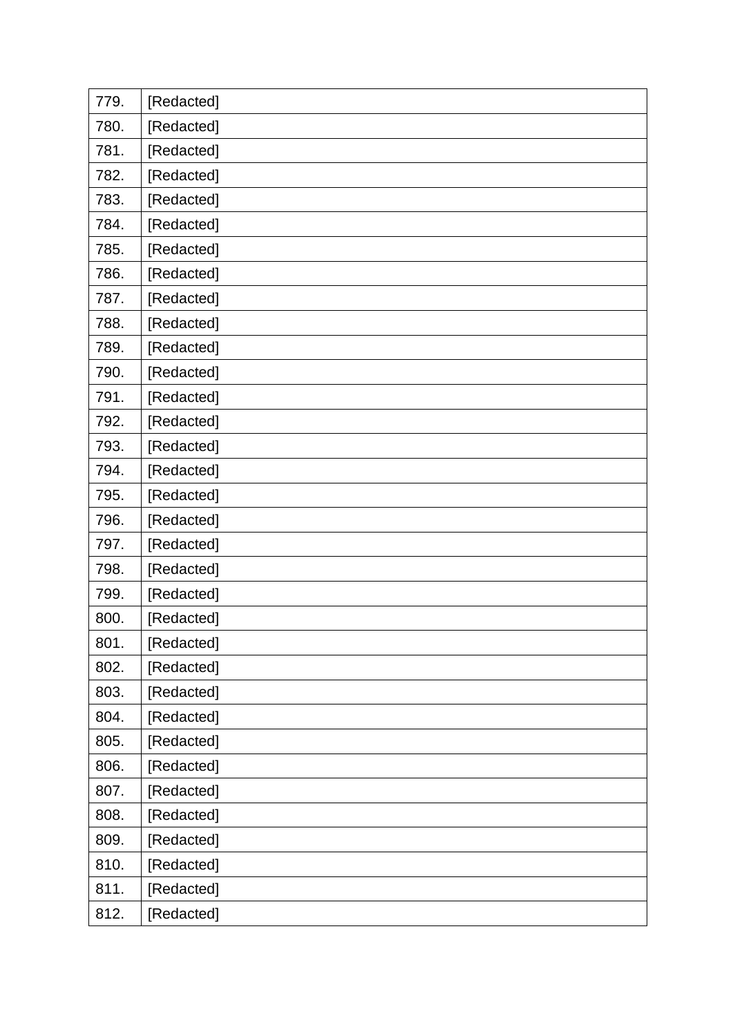| | |
|---|---|
| 779. | [Redacted] |
| 780. | [Redacted] |
| 781. | [Redacted] |
| 782. | [Redacted] |
| 783. | [Redacted] |
| 784. | [Redacted] |
| 785. | [Redacted] |
| 786. | [Redacted] |
| 787. | [Redacted] |
| 788. | [Redacted] |
| 789. | [Redacted] |
| 790. | [Redacted] |
| 791. | [Redacted] |
| 792. | [Redacted] |
| 793. | [Redacted] |
| 794. | [Redacted] |
| 795. | [Redacted] |
| 796. | [Redacted] |
| 797. | [Redacted] |
| 798. | [Redacted] |
| 799. | [Redacted] |
| 800. | [Redacted] |
| 801. | [Redacted] |
| 802. | [Redacted] |
| 803. | [Redacted] |
| 804. | [Redacted] |
| 805. | [Redacted] |
| 806. | [Redacted] |
| 807. | [Redacted] |
| 808. | [Redacted] |
| 809. | [Redacted] |
| 810. | [Redacted] |
| 811. | [Redacted] |
| 812. | [Redacted] |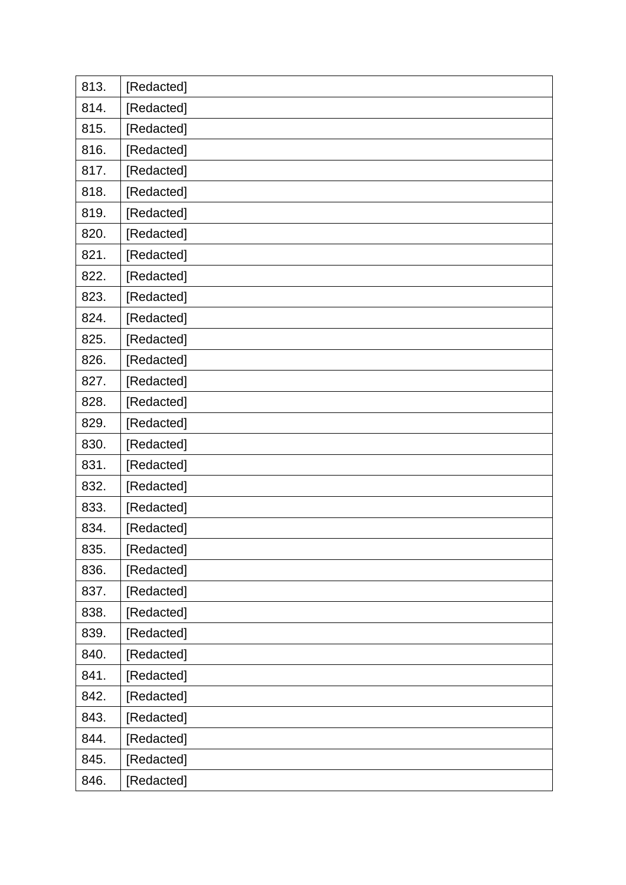| | |
|---|---|
| 813. | [Redacted] |
| 814. | [Redacted] |
| 815. | [Redacted] |
| 816. | [Redacted] |
| 817. | [Redacted] |
| 818. | [Redacted] |
| 819. | [Redacted] |
| 820. | [Redacted] |
| 821. | [Redacted] |
| 822. | [Redacted] |
| 823. | [Redacted] |
| 824. | [Redacted] |
| 825. | [Redacted] |
| 826. | [Redacted] |
| 827. | [Redacted] |
| 828. | [Redacted] |
| 829. | [Redacted] |
| 830. | [Redacted] |
| 831. | [Redacted] |
| 832. | [Redacted] |
| 833. | [Redacted] |
| 834. | [Redacted] |
| 835. | [Redacted] |
| 836. | [Redacted] |
| 837. | [Redacted] |
| 838. | [Redacted] |
| 839. | [Redacted] |
| 840. | [Redacted] |
| 841. | [Redacted] |
| 842. | [Redacted] |
| 843. | [Redacted] |
| 844. | [Redacted] |
| 845. | [Redacted] |
| 846. | [Redacted] |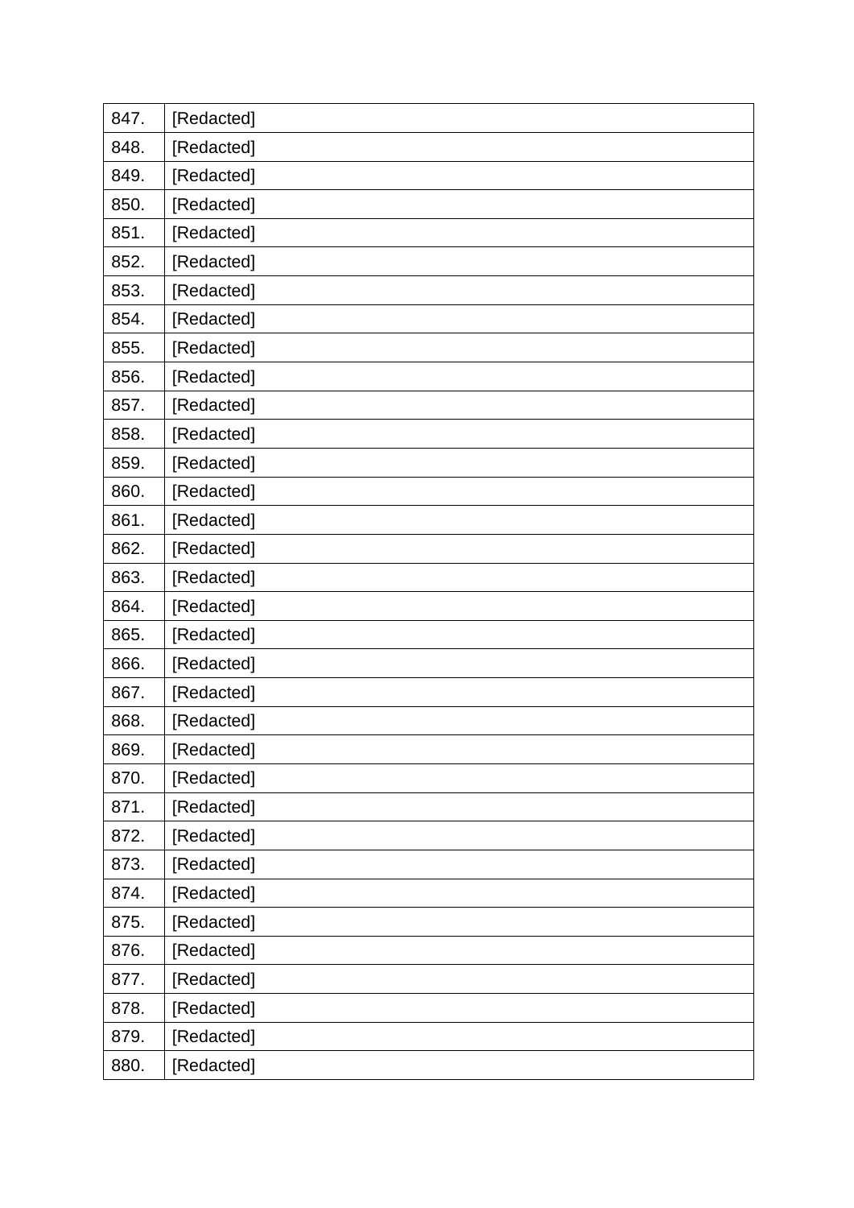| | |
|---|---|
| 847. | [Redacted] |
| 848. | [Redacted] |
| 849. | [Redacted] |
| 850. | [Redacted] |
| 851. | [Redacted] |
| 852. | [Redacted] |
| 853. | [Redacted] |
| 854. | [Redacted] |
| 855. | [Redacted] |
| 856. | [Redacted] |
| 857. | [Redacted] |
| 858. | [Redacted] |
| 859. | [Redacted] |
| 860. | [Redacted] |
| 861. | [Redacted] |
| 862. | [Redacted] |
| 863. | [Redacted] |
| 864. | [Redacted] |
| 865. | [Redacted] |
| 866. | [Redacted] |
| 867. | [Redacted] |
| 868. | [Redacted] |
| 869. | [Redacted] |
| 870. | [Redacted] |
| 871. | [Redacted] |
| 872. | [Redacted] |
| 873. | [Redacted] |
| 874. | [Redacted] |
| 875. | [Redacted] |
| 876. | [Redacted] |
| 877. | [Redacted] |
| 878. | [Redacted] |
| 879. | [Redacted] |
| 880. | [Redacted] |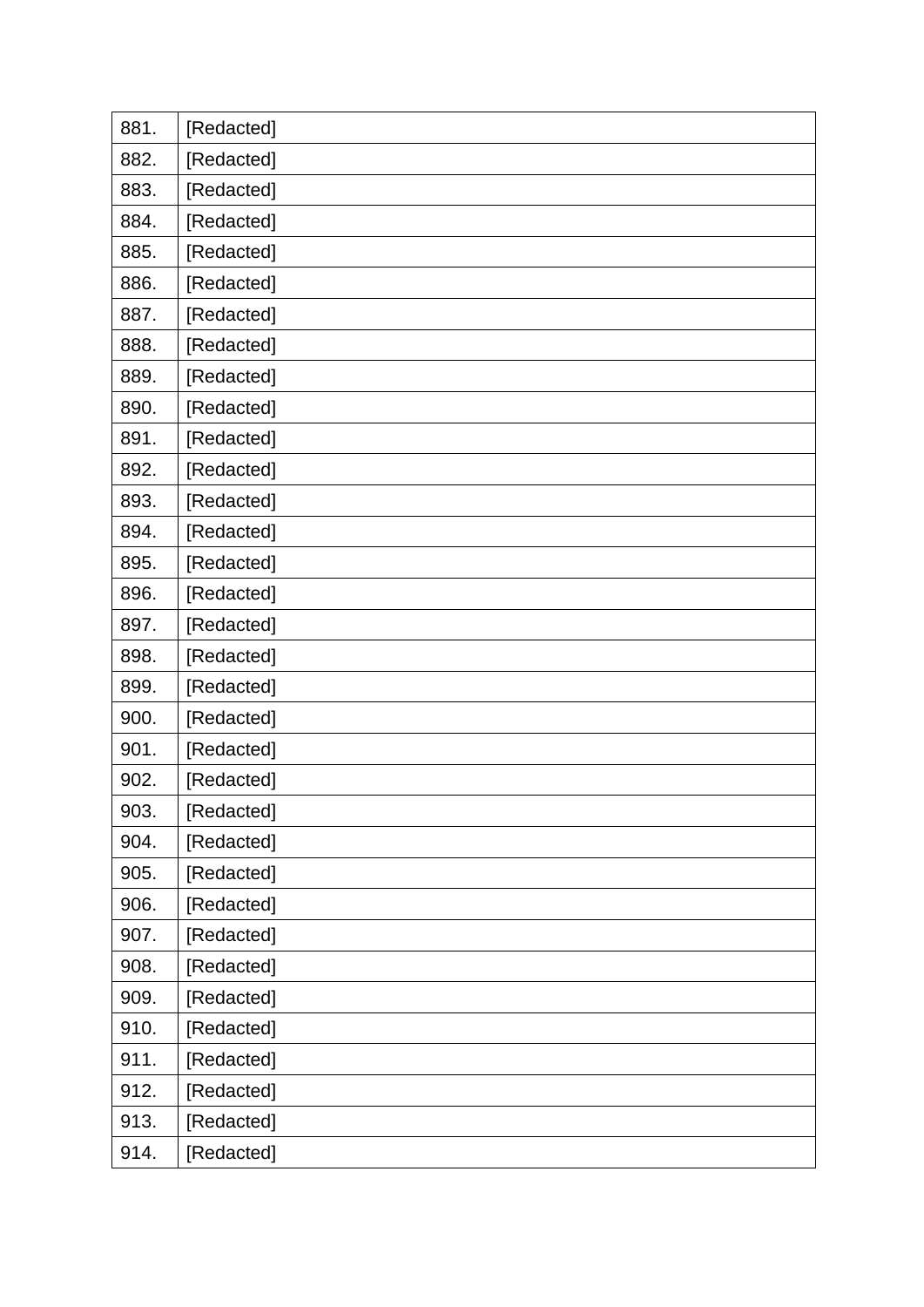| | |
|---|---|
| 881. | [Redacted] |
| 882. | [Redacted] |
| 883. | [Redacted] |
| 884. | [Redacted] |
| 885. | [Redacted] |
| 886. | [Redacted] |
| 887. | [Redacted] |
| 888. | [Redacted] |
| 889. | [Redacted] |
| 890. | [Redacted] |
| 891. | [Redacted] |
| 892. | [Redacted] |
| 893. | [Redacted] |
| 894. | [Redacted] |
| 895. | [Redacted] |
| 896. | [Redacted] |
| 897. | [Redacted] |
| 898. | [Redacted] |
| 899. | [Redacted] |
| 900. | [Redacted] |
| 901. | [Redacted] |
| 902. | [Redacted] |
| 903. | [Redacted] |
| 904. | [Redacted] |
| 905. | [Redacted] |
| 906. | [Redacted] |
| 907. | [Redacted] |
| 908. | [Redacted] |
| 909. | [Redacted] |
| 910. | [Redacted] |
| 911. | [Redacted] |
| 912. | [Redacted] |
| 913. | [Redacted] |
| 914. | [Redacted] |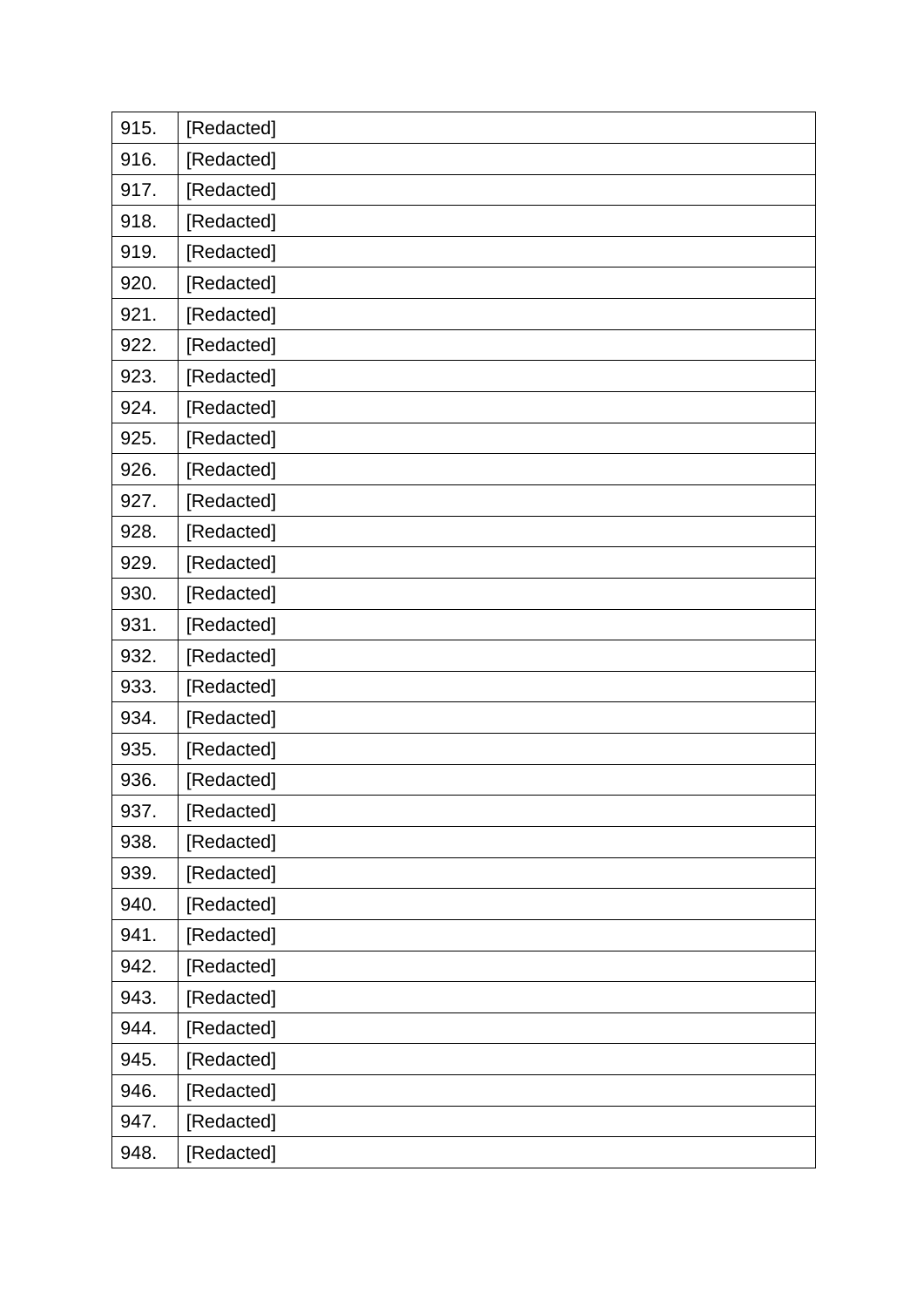| | |
|---|---|
| 915. | [Redacted] |
| 916. | [Redacted] |
| 917. | [Redacted] |
| 918. | [Redacted] |
| 919. | [Redacted] |
| 920. | [Redacted] |
| 921. | [Redacted] |
| 922. | [Redacted] |
| 923. | [Redacted] |
| 924. | [Redacted] |
| 925. | [Redacted] |
| 926. | [Redacted] |
| 927. | [Redacted] |
| 928. | [Redacted] |
| 929. | [Redacted] |
| 930. | [Redacted] |
| 931. | [Redacted] |
| 932. | [Redacted] |
| 933. | [Redacted] |
| 934. | [Redacted] |
| 935. | [Redacted] |
| 936. | [Redacted] |
| 937. | [Redacted] |
| 938. | [Redacted] |
| 939. | [Redacted] |
| 940. | [Redacted] |
| 941. | [Redacted] |
| 942. | [Redacted] |
| 943. | [Redacted] |
| 944. | [Redacted] |
| 945. | [Redacted] |
| 946. | [Redacted] |
| 947. | [Redacted] |
| 948. | [Redacted] |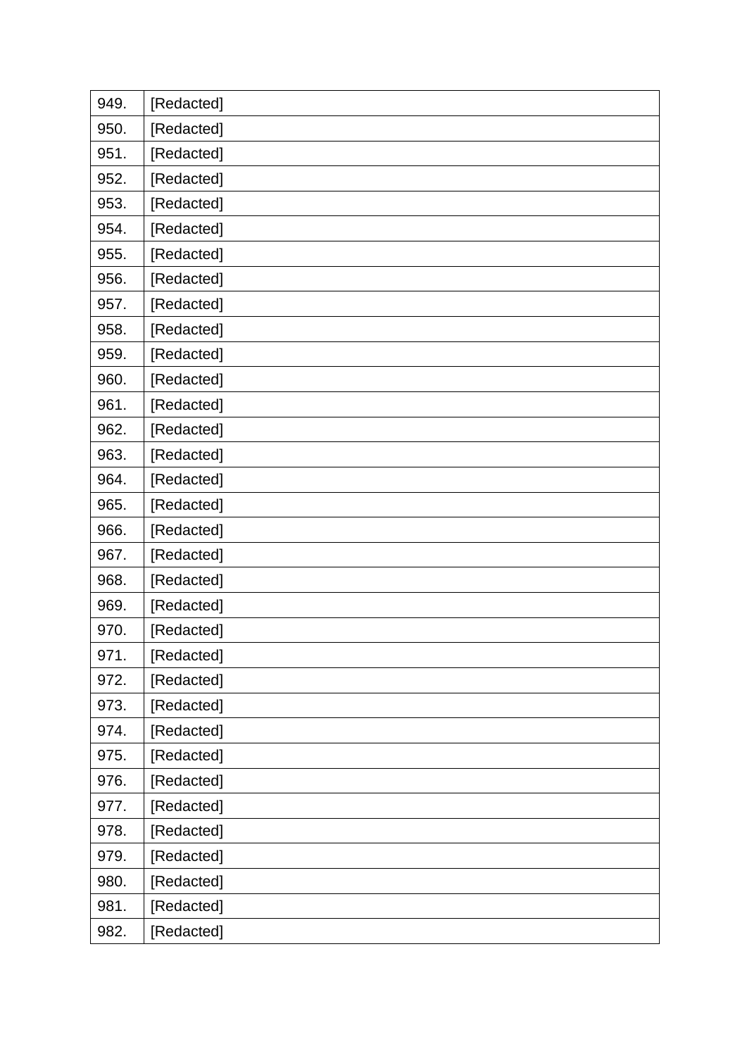| | |
|---|---|
| 949. | [Redacted] |
| 950. | [Redacted] |
| 951. | [Redacted] |
| 952. | [Redacted] |
| 953. | [Redacted] |
| 954. | [Redacted] |
| 955. | [Redacted] |
| 956. | [Redacted] |
| 957. | [Redacted] |
| 958. | [Redacted] |
| 959. | [Redacted] |
| 960. | [Redacted] |
| 961. | [Redacted] |
| 962. | [Redacted] |
| 963. | [Redacted] |
| 964. | [Redacted] |
| 965. | [Redacted] |
| 966. | [Redacted] |
| 967. | [Redacted] |
| 968. | [Redacted] |
| 969. | [Redacted] |
| 970. | [Redacted] |
| 971. | [Redacted] |
| 972. | [Redacted] |
| 973. | [Redacted] |
| 974. | [Redacted] |
| 975. | [Redacted] |
| 976. | [Redacted] |
| 977. | [Redacted] |
| 978. | [Redacted] |
| 979. | [Redacted] |
| 980. | [Redacted] |
| 981. | [Redacted] |
| 982. | [Redacted] |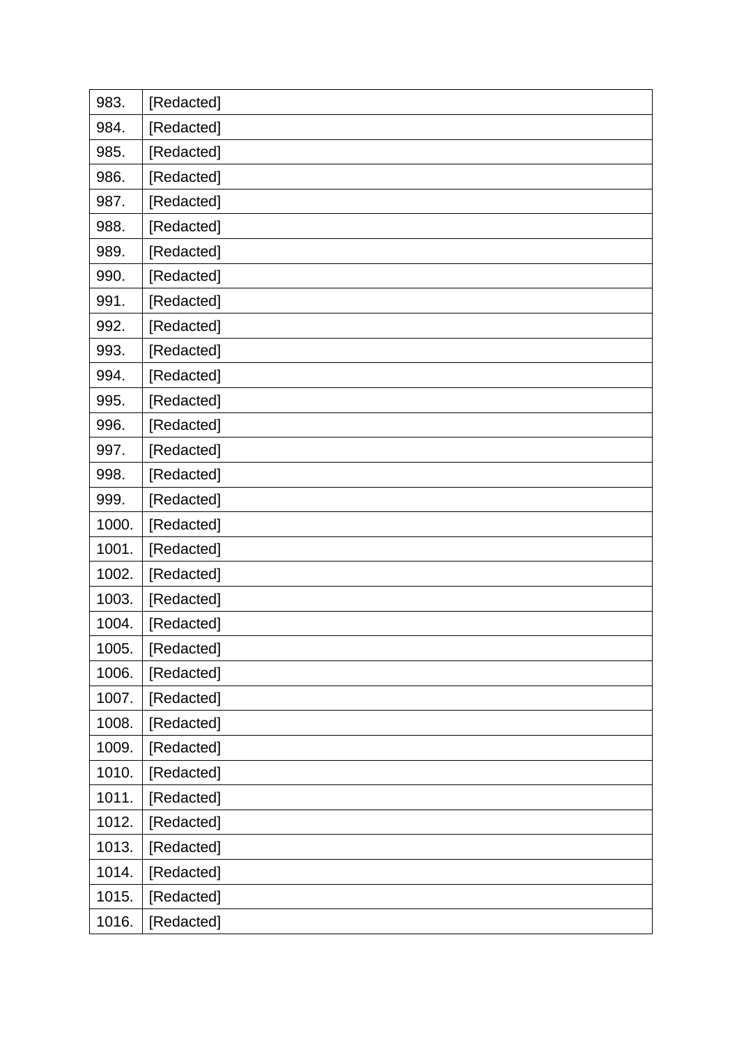| | |
|---|---|
| 983. | [Redacted] |
| 984. | [Redacted] |
| 985. | [Redacted] |
| 986. | [Redacted] |
| 987. | [Redacted] |
| 988. | [Redacted] |
| 989. | [Redacted] |
| 990. | [Redacted] |
| 991. | [Redacted] |
| 992. | [Redacted] |
| 993. | [Redacted] |
| 994. | [Redacted] |
| 995. | [Redacted] |
| 996. | [Redacted] |
| 997. | [Redacted] |
| 998. | [Redacted] |
| 999. | [Redacted] |
| 1000. | [Redacted] |
| 1001. | [Redacted] |
| 1002. | [Redacted] |
| 1003. | [Redacted] |
| 1004. | [Redacted] |
| 1005. | [Redacted] |
| 1006. | [Redacted] |
| 1007. | [Redacted] |
| 1008. | [Redacted] |
| 1009. | [Redacted] |
| 1010. | [Redacted] |
| 1011. | [Redacted] |
| 1012. | [Redacted] |
| 1013. | [Redacted] |
| 1014. | [Redacted] |
| 1015. | [Redacted] |
| 1016. | [Redacted] |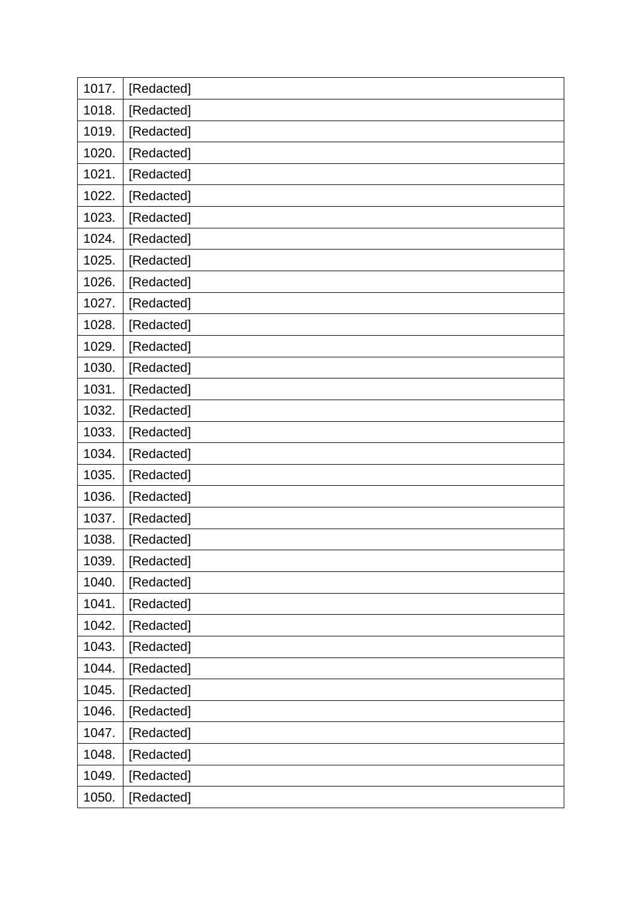| | |
|---|---|
| 1017. | [Redacted] |
| 1018. | [Redacted] |
| 1019. | [Redacted] |
| 1020. | [Redacted] |
| 1021. | [Redacted] |
| 1022. | [Redacted] |
| 1023. | [Redacted] |
| 1024. | [Redacted] |
| 1025. | [Redacted] |
| 1026. | [Redacted] |
| 1027. | [Redacted] |
| 1028. | [Redacted] |
| 1029. | [Redacted] |
| 1030. | [Redacted] |
| 1031. | [Redacted] |
| 1032. | [Redacted] |
| 1033. | [Redacted] |
| 1034. | [Redacted] |
| 1035. | [Redacted] |
| 1036. | [Redacted] |
| 1037. | [Redacted] |
| 1038. | [Redacted] |
| 1039. | [Redacted] |
| 1040. | [Redacted] |
| 1041. | [Redacted] |
| 1042. | [Redacted] |
| 1043. | [Redacted] |
| 1044. | [Redacted] |
| 1045. | [Redacted] |
| 1046. | [Redacted] |
| 1047. | [Redacted] |
| 1048. | [Redacted] |
| 1049. | [Redacted] |
| 1050. | [Redacted] |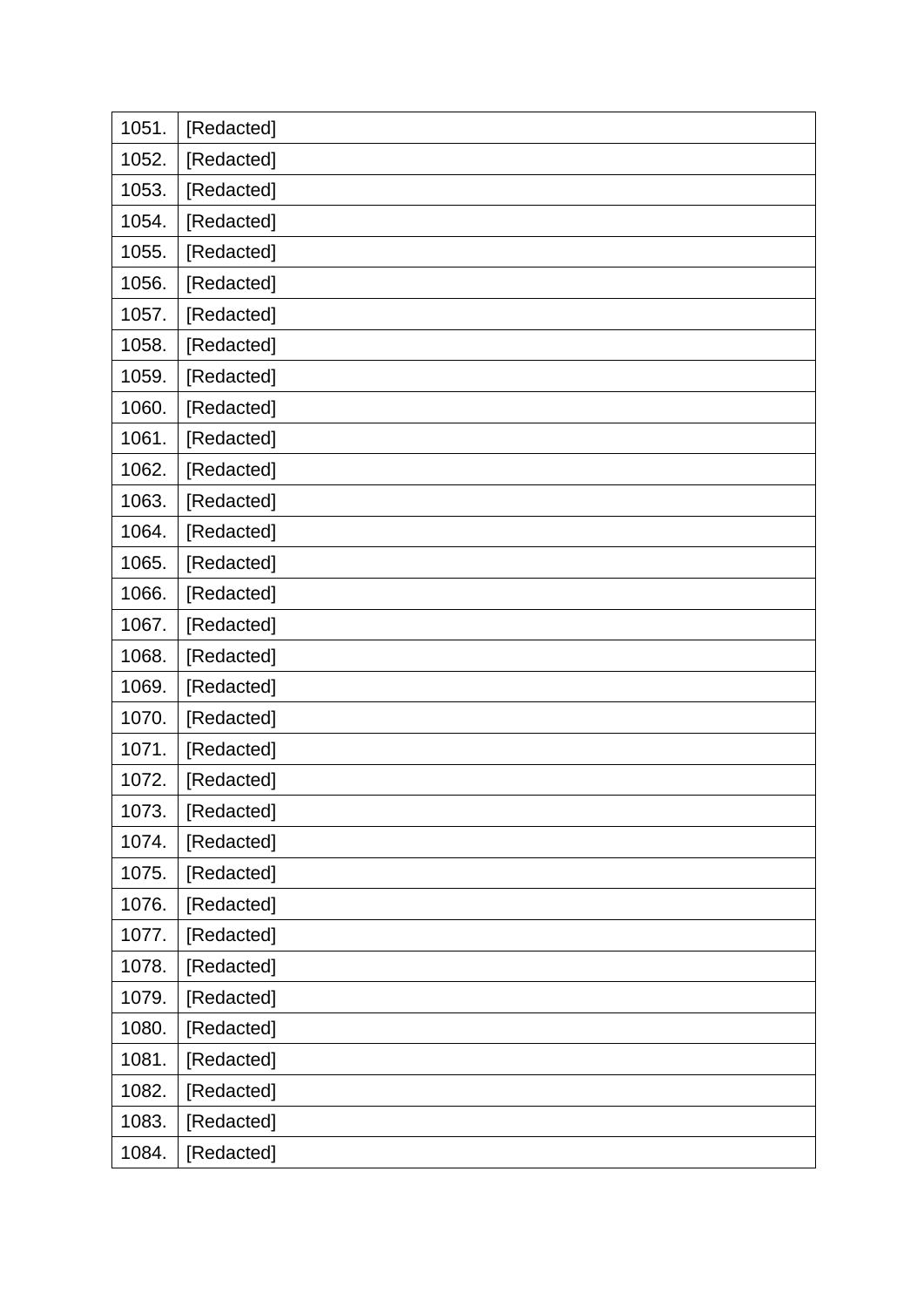| | |
|---|---|
| 1051. | [Redacted] |
| 1052. | [Redacted] |
| 1053. | [Redacted] |
| 1054. | [Redacted] |
| 1055. | [Redacted] |
| 1056. | [Redacted] |
| 1057. | [Redacted] |
| 1058. | [Redacted] |
| 1059. | [Redacted] |
| 1060. | [Redacted] |
| 1061. | [Redacted] |
| 1062. | [Redacted] |
| 1063. | [Redacted] |
| 1064. | [Redacted] |
| 1065. | [Redacted] |
| 1066. | [Redacted] |
| 1067. | [Redacted] |
| 1068. | [Redacted] |
| 1069. | [Redacted] |
| 1070. | [Redacted] |
| 1071. | [Redacted] |
| 1072. | [Redacted] |
| 1073. | [Redacted] |
| 1074. | [Redacted] |
| 1075. | [Redacted] |
| 1076. | [Redacted] |
| 1077. | [Redacted] |
| 1078. | [Redacted] |
| 1079. | [Redacted] |
| 1080. | [Redacted] |
| 1081. | [Redacted] |
| 1082. | [Redacted] |
| 1083. | [Redacted] |
| 1084. | [Redacted] |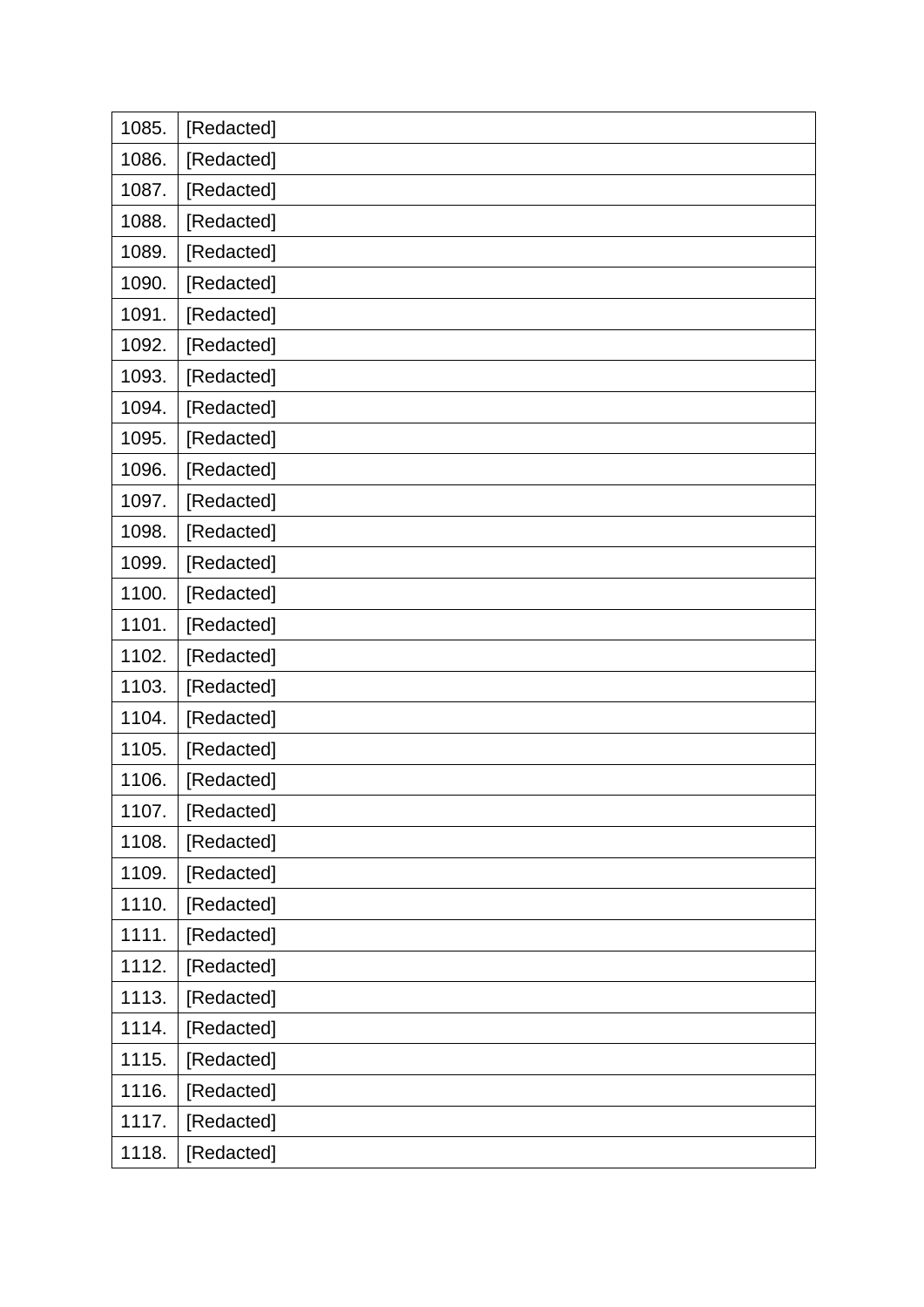| | |
|---|---|
| 1085. | [Redacted] |
| 1086. | [Redacted] |
| 1087. | [Redacted] |
| 1088. | [Redacted] |
| 1089. | [Redacted] |
| 1090. | [Redacted] |
| 1091. | [Redacted] |
| 1092. | [Redacted] |
| 1093. | [Redacted] |
| 1094. | [Redacted] |
| 1095. | [Redacted] |
| 1096. | [Redacted] |
| 1097. | [Redacted] |
| 1098. | [Redacted] |
| 1099. | [Redacted] |
| 1100. | [Redacted] |
| 1101. | [Redacted] |
| 1102. | [Redacted] |
| 1103. | [Redacted] |
| 1104. | [Redacted] |
| 1105. | [Redacted] |
| 1106. | [Redacted] |
| 1107. | [Redacted] |
| 1108. | [Redacted] |
| 1109. | [Redacted] |
| 1110. | [Redacted] |
| 1111. | [Redacted] |
| 1112. | [Redacted] |
| 1113. | [Redacted] |
| 1114. | [Redacted] |
| 1115. | [Redacted] |
| 1116. | [Redacted] |
| 1117. | [Redacted] |
| 1118. | [Redacted] |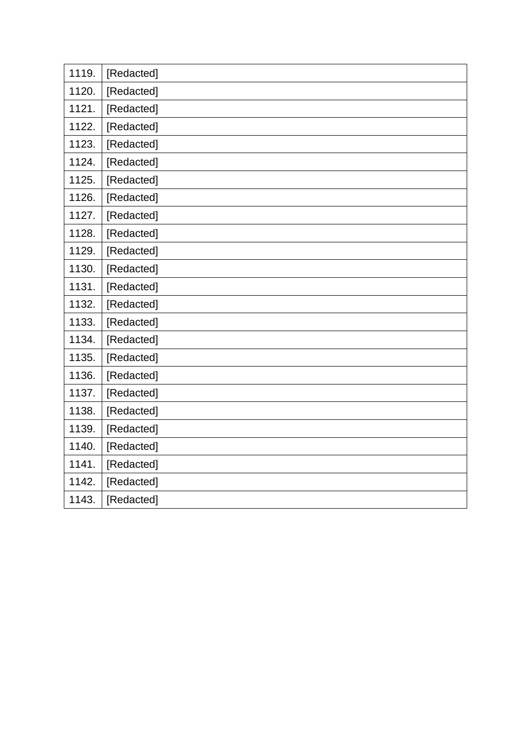| | |
|---|---|
| 1119. | [Redacted] |
| 1120. | [Redacted] |
| 1121. | [Redacted] |
| 1122. | [Redacted] |
| 1123. | [Redacted] |
| 1124. | [Redacted] |
| 1125. | [Redacted] |
| 1126. | [Redacted] |
| 1127. | [Redacted] |
| 1128. | [Redacted] |
| 1129. | [Redacted] |
| 1130. | [Redacted] |
| 1131. | [Redacted] |
| 1132. | [Redacted] |
| 1133. | [Redacted] |
| 1134. | [Redacted] |
| 1135. | [Redacted] |
| 1136. | [Redacted] |
| 1137. | [Redacted] |
| 1138. | [Redacted] |
| 1139. | [Redacted] |
| 1140. | [Redacted] |
| 1141. | [Redacted] |
| 1142. | [Redacted] |
| 1143. | [Redacted] |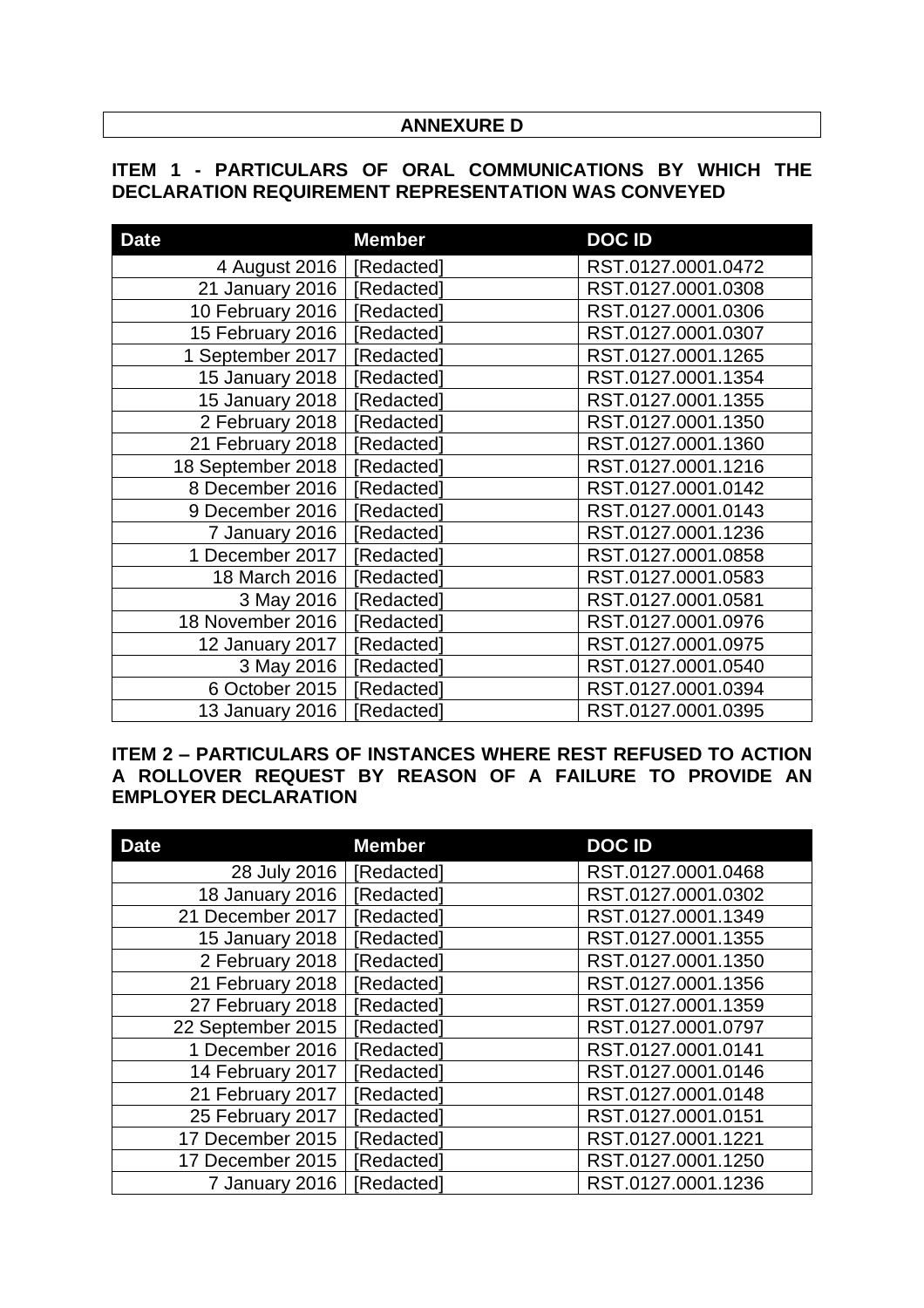## ANNEXURE D

### ITEM 1 - PARTICULARS OF ORAL COMMUNICATIONS BY WHICH THE DECLARATION REQUIREMENT REPRESENTATION WAS CONVEYED

| Date | Member | DOC ID |
|---:|---|---|
| 4 August 2016 | [Redacted] | RST.0127.0001.0472 |
| 21 January 2016 | [Redacted] | RST.0127.0001.0308 |
| 10 February 2016 | [Redacted] | RST.0127.0001.0306 |
| 15 February 2016 | [Redacted] | RST.0127.0001.0307 |
| 1 September 2017 | [Redacted] | RST.0127.0001.1265 |
| 15 January 2018 | [Redacted] | RST.0127.0001.1354 |
| 15 January 2018 | [Redacted] | RST.0127.0001.1355 |
| 2 February 2018 | [Redacted] | RST.0127.0001.1350 |
| 21 February 2018 | [Redacted] | RST.0127.0001.1360 |
| 18 September 2018 | [Redacted] | RST.0127.0001.1216 |
| 8 December 2016 | [Redacted] | RST.0127.0001.0142 |
| 9 December 2016 | [Redacted] | RST.0127.0001.0143 |
| 7 January 2016 | [Redacted] | RST.0127.0001.1236 |
| 1 December 2017 | [Redacted] | RST.0127.0001.0858 |
| 18 March 2016 | [Redacted] | RST.0127.0001.0583 |
| 3 May 2016 | [Redacted] | RST.0127.0001.0581 |
| 18 November 2016 | [Redacted] | RST.0127.0001.0976 |
| 12 January 2017 | [Redacted] | RST.0127.0001.0975 |
| 3 May 2016 | [Redacted] | RST.0127.0001.0540 |
| 6 October 2015 | [Redacted] | RST.0127.0001.0394 |
| 13 January 2016 | [Redacted] | RST.0127.0001.0395 |

### ITEM 2 – PARTICULARS OF INSTANCES WHERE REST REFUSED TO ACTION A ROLLOVER REQUEST BY REASON OF A FAILURE TO PROVIDE AN EMPLOYER DECLARATION

| Date | Member | DOC ID |
|---:|---|---|
| 28 July 2016 | [Redacted] | RST.0127.0001.0468 |
| 18 January 2016 | [Redacted] | RST.0127.0001.0302 |
| 21 December 2017 | [Redacted] | RST.0127.0001.1349 |
| 15 January 2018 | [Redacted] | RST.0127.0001.1355 |
| 2 February 2018 | [Redacted] | RST.0127.0001.1350 |
| 21 February 2018 | [Redacted] | RST.0127.0001.1356 |
| 27 February 2018 | [Redacted] | RST.0127.0001.1359 |
| 22 September 2015 | [Redacted] | RST.0127.0001.0797 |
| 1 December 2016 | [Redacted] | RST.0127.0001.0141 |
| 14 February 2017 | [Redacted] | RST.0127.0001.0146 |
| 21 February 2017 | [Redacted] | RST.0127.0001.0148 |
| 25 February 2017 | [Redacted] | RST.0127.0001.0151 |
| 17 December 2015 | [Redacted] | RST.0127.0001.1221 |
| 17 December 2015 | [Redacted] | RST.0127.0001.1250 |
| 7 January 2016 | [Redacted] | RST.0127.0001.1236 |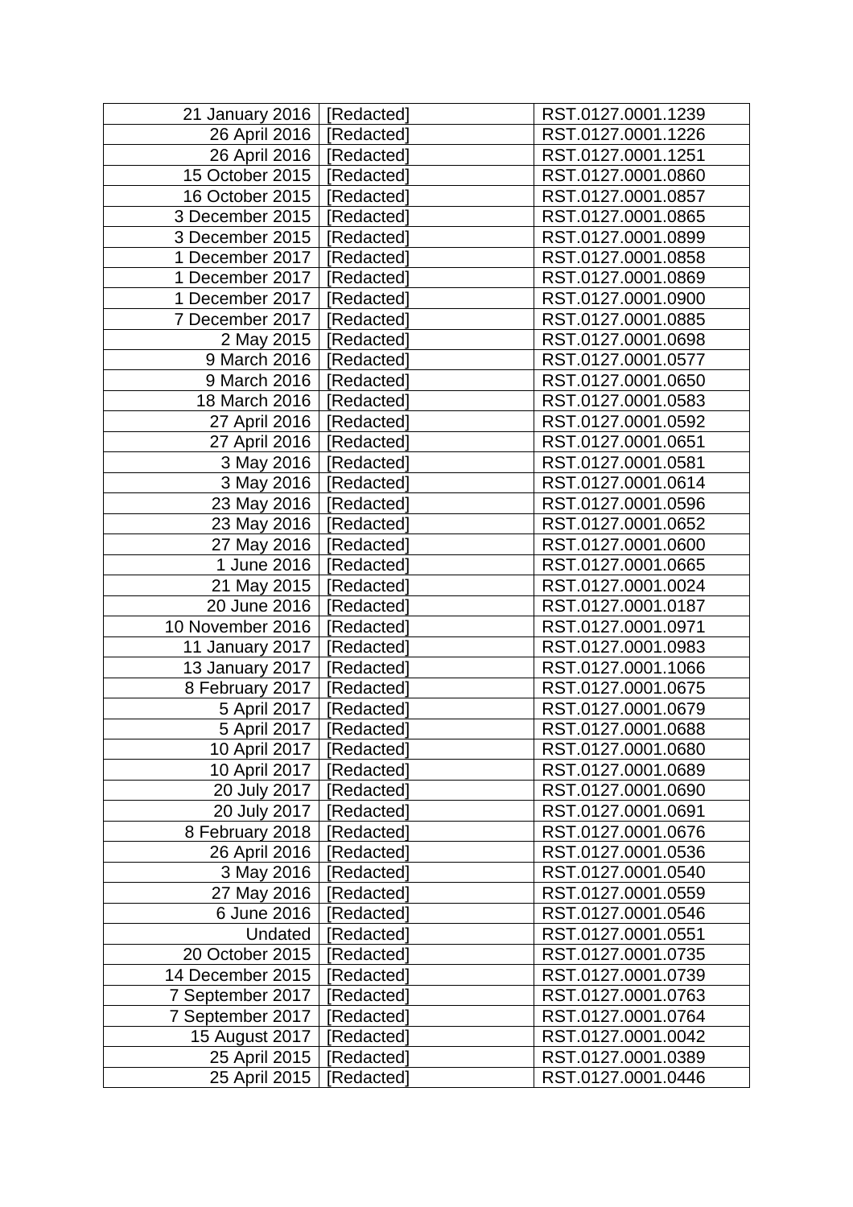| | | |
|---|---|---|
| 21 January 2016 | [Redacted] | RST.0127.0001.1239 |
| 26 April 2016 | [Redacted] | RST.0127.0001.1226 |
| 26 April 2016 | [Redacted] | RST.0127.0001.1251 |
| 15 October 2015 | [Redacted] | RST.0127.0001.0860 |
| 16 October 2015 | [Redacted] | RST.0127.0001.0857 |
| 3 December 2015 | [Redacted] | RST.0127.0001.0865 |
| 3 December 2015 | [Redacted] | RST.0127.0001.0899 |
| 1 December 2017 | [Redacted] | RST.0127.0001.0858 |
| 1 December 2017 | [Redacted] | RST.0127.0001.0869 |
| 1 December 2017 | [Redacted] | RST.0127.0001.0900 |
| 7 December 2017 | [Redacted] | RST.0127.0001.0885 |
| 2 May 2015 | [Redacted] | RST.0127.0001.0698 |
| 9 March 2016 | [Redacted] | RST.0127.0001.0577 |
| 9 March 2016 | [Redacted] | RST.0127.0001.0650 |
| 18 March 2016 | [Redacted] | RST.0127.0001.0583 |
| 27 April 2016 | [Redacted] | RST.0127.0001.0592 |
| 27 April 2016 | [Redacted] | RST.0127.0001.0651 |
| 3 May 2016 | [Redacted] | RST.0127.0001.0581 |
| 3 May 2016 | [Redacted] | RST.0127.0001.0614 |
| 23 May 2016 | [Redacted] | RST.0127.0001.0596 |
| 23 May 2016 | [Redacted] | RST.0127.0001.0652 |
| 27 May 2016 | [Redacted] | RST.0127.0001.0600 |
| 1 June 2016 | [Redacted] | RST.0127.0001.0665 |
| 21 May 2015 | [Redacted] | RST.0127.0001.0024 |
| 20 June 2016 | [Redacted] | RST.0127.0001.0187 |
| 10 November 2016 | [Redacted] | RST.0127.0001.0971 |
| 11 January 2017 | [Redacted] | RST.0127.0001.0983 |
| 13 January 2017 | [Redacted] | RST.0127.0001.1066 |
| 8 February 2017 | [Redacted] | RST.0127.0001.0675 |
| 5 April 2017 | [Redacted] | RST.0127.0001.0679 |
| 5 April 2017 | [Redacted] | RST.0127.0001.0688 |
| 10 April 2017 | [Redacted] | RST.0127.0001.0680 |
| 10 April 2017 | [Redacted] | RST.0127.0001.0689 |
| 20 July 2017 | [Redacted] | RST.0127.0001.0690 |
| 20 July 2017 | [Redacted] | RST.0127.0001.0691 |
| 8 February 2018 | [Redacted] | RST.0127.0001.0676 |
| 26 April 2016 | [Redacted] | RST.0127.0001.0536 |
| 3 May 2016 | [Redacted] | RST.0127.0001.0540 |
| 27 May 2016 | [Redacted] | RST.0127.0001.0559 |
| 6 June 2016 | [Redacted] | RST.0127.0001.0546 |
| Undated | [Redacted] | RST.0127.0001.0551 |
| 20 October 2015 | [Redacted] | RST.0127.0001.0735 |
| 14 December 2015 | [Redacted] | RST.0127.0001.0739 |
| 7 September 2017 | [Redacted] | RST.0127.0001.0763 |
| 7 September 2017 | [Redacted] | RST.0127.0001.0764 |
| 15 August 2017 | [Redacted] | RST.0127.0001.0042 |
| 25 April 2015 | [Redacted] | RST.0127.0001.0389 |
| 25 April 2015 | [Redacted] | RST.0127.0001.0446 |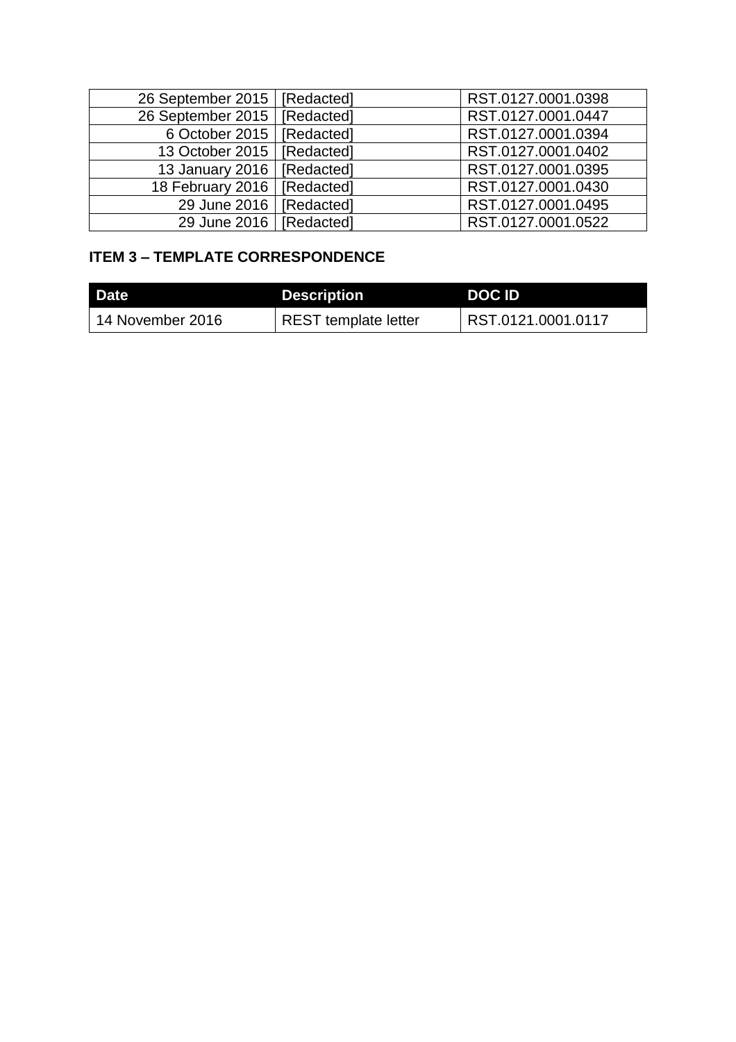| | | |
|---|---|---|
| 26 September 2015 | [Redacted] | RST.0127.0001.0398 |
| 26 September 2015 | [Redacted] | RST.0127.0001.0447 |
| 6 October 2015 | [Redacted] | RST.0127.0001.0394 |
| 13 October 2015 | [Redacted] | RST.0127.0001.0402 |
| 13 January 2016 | [Redacted] | RST.0127.0001.0395 |
| 18 February 2016 | [Redacted] | RST.0127.0001.0430 |
| 29 June 2016 | [Redacted] | RST.0127.0001.0495 |
| 29 June 2016 | [Redacted] | RST.0127.0001.0522 |

**ITEM 3 – TEMPLATE CORRESPONDENCE**

| Date | Description | DOC ID |
|---|---|---|
| 14 November 2016 | REST template letter | RST.0121.0001.0117 |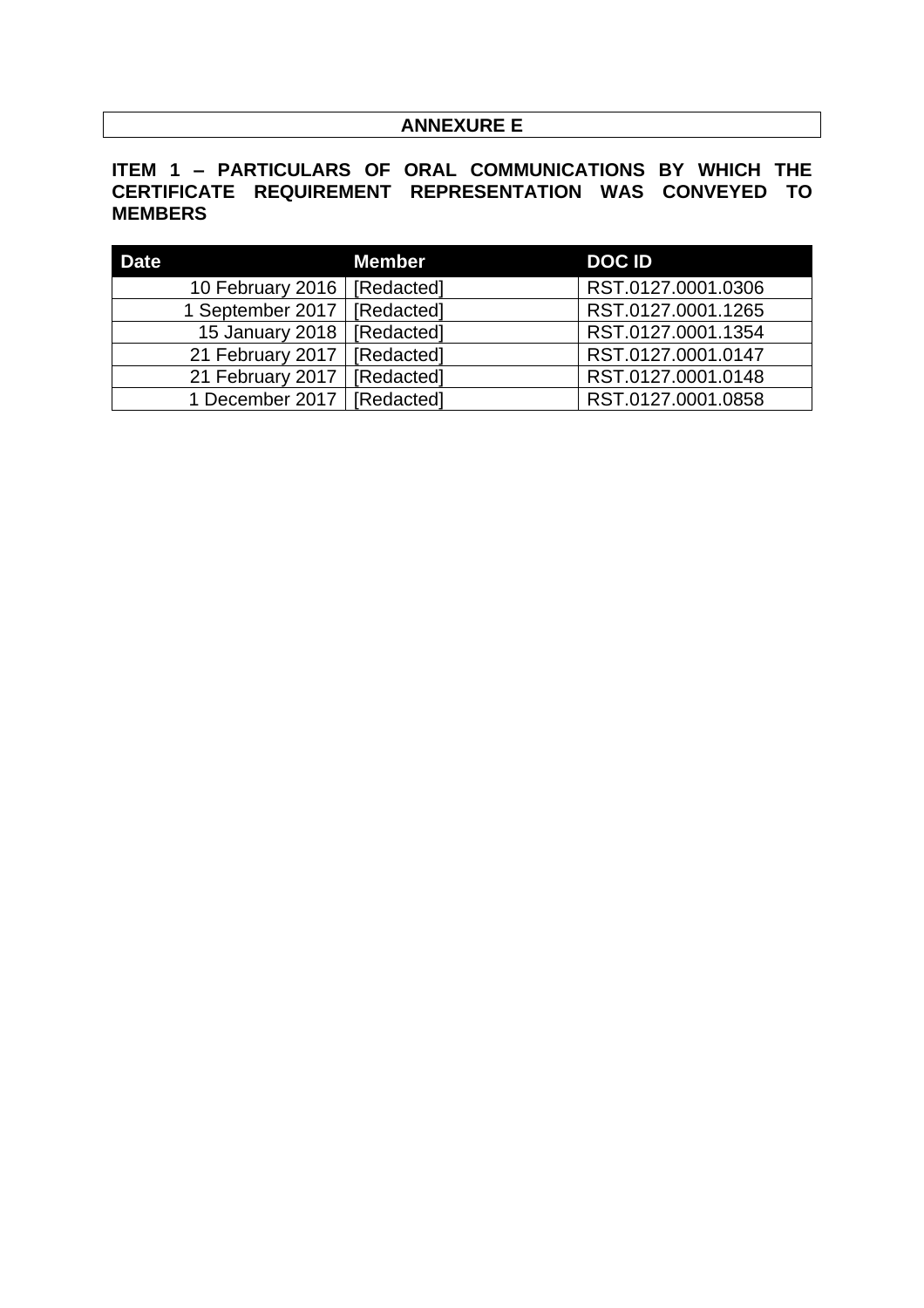# ANNEXURE E

**ITEM 1 – PARTICULARS OF ORAL COMMUNICATIONS BY WHICH THE CERTIFICATE REQUIREMENT REPRESENTATION WAS CONVEYED TO MEMBERS**

| Date | Member | DOC ID |
|---|---|---|
| 10 February 2016 | [Redacted] | RST.0127.0001.0306 |
| 1 September 2017 | [Redacted] | RST.0127.0001.1265 |
| 15 January 2018 | [Redacted] | RST.0127.0001.1354 |
| 21 February 2017 | [Redacted] | RST.0127.0001.0147 |
| 21 February 2017 | [Redacted] | RST.0127.0001.0148 |
| 1 December 2017 | [Redacted] | RST.0127.0001.0858 |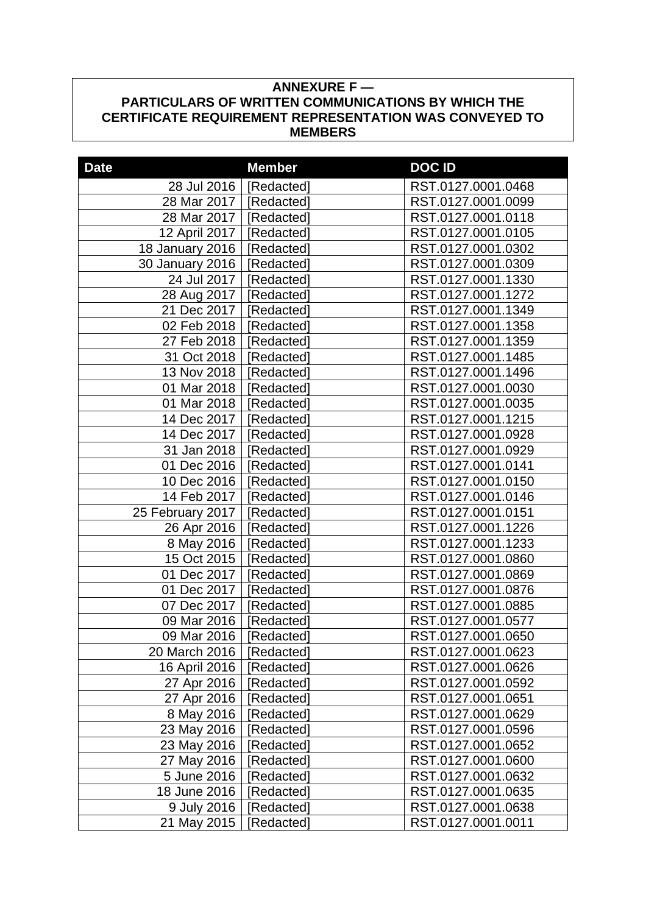**ANNEXURE F —**
**PARTICULARS OF WRITTEN COMMUNICATIONS BY WHICH THE CERTIFICATE REQUIREMENT REPRESENTATION WAS CONVEYED TO MEMBERS**

| Date | Member | DOC ID |
|---|---|---|
| 28 Jul 2016 | [Redacted] | RST.0127.0001.0468 |
| 28 Mar 2017 | [Redacted] | RST.0127.0001.0099 |
| 28 Mar 2017 | [Redacted] | RST.0127.0001.0118 |
| 12 April 2017 | [Redacted] | RST.0127.0001.0105 |
| 18 January 2016 | [Redacted] | RST.0127.0001.0302 |
| 30 January 2016 | [Redacted] | RST.0127.0001.0309 |
| 24 Jul 2017 | [Redacted] | RST.0127.0001.1330 |
| 28 Aug 2017 | [Redacted] | RST.0127.0001.1272 |
| 21 Dec 2017 | [Redacted] | RST.0127.0001.1349 |
| 02 Feb 2018 | [Redacted] | RST.0127.0001.1358 |
| 27 Feb 2018 | [Redacted] | RST.0127.0001.1359 |
| 31 Oct 2018 | [Redacted] | RST.0127.0001.1485 |
| 13 Nov 2018 | [Redacted] | RST.0127.0001.1496 |
| 01 Mar 2018 | [Redacted] | RST.0127.0001.0030 |
| 01 Mar 2018 | [Redacted] | RST.0127.0001.0035 |
| 14 Dec 2017 | [Redacted] | RST.0127.0001.1215 |
| 14 Dec 2017 | [Redacted] | RST.0127.0001.0928 |
| 31 Jan 2018 | [Redacted] | RST.0127.0001.0929 |
| 01 Dec 2016 | [Redacted] | RST.0127.0001.0141 |
| 10 Dec 2016 | [Redacted] | RST.0127.0001.0150 |
| 14 Feb 2017 | [Redacted] | RST.0127.0001.0146 |
| 25 February 2017 | [Redacted] | RST.0127.0001.0151 |
| 26 Apr 2016 | [Redacted] | RST.0127.0001.1226 |
| 8 May 2016 | [Redacted] | RST.0127.0001.1233 |
| 15 Oct 2015 | [Redacted] | RST.0127.0001.0860 |
| 01 Dec 2017 | [Redacted] | RST.0127.0001.0869 |
| 01 Dec 2017 | [Redacted] | RST.0127.0001.0876 |
| 07 Dec 2017 | [Redacted] | RST.0127.0001.0885 |
| 09 Mar 2016 | [Redacted] | RST.0127.0001.0577 |
| 09 Mar 2016 | [Redacted] | RST.0127.0001.0650 |
| 20 March 2016 | [Redacted] | RST.0127.0001.0623 |
| 16 April 2016 | [Redacted] | RST.0127.0001.0626 |
| 27 Apr 2016 | [Redacted] | RST.0127.0001.0592 |
| 27 Apr 2016 | [Redacted] | RST.0127.0001.0651 |
| 8 May 2016 | [Redacted] | RST.0127.0001.0629 |
| 23 May 2016 | [Redacted] | RST.0127.0001.0596 |
| 23 May 2016 | [Redacted] | RST.0127.0001.0652 |
| 27 May 2016 | [Redacted] | RST.0127.0001.0600 |
| 5 June 2016 | [Redacted] | RST.0127.0001.0632 |
| 18 June 2016 | [Redacted] | RST.0127.0001.0635 |
| 9 July 2016 | [Redacted] | RST.0127.0001.0638 |
| 21 May 2015 | [Redacted] | RST.0127.0001.0011 |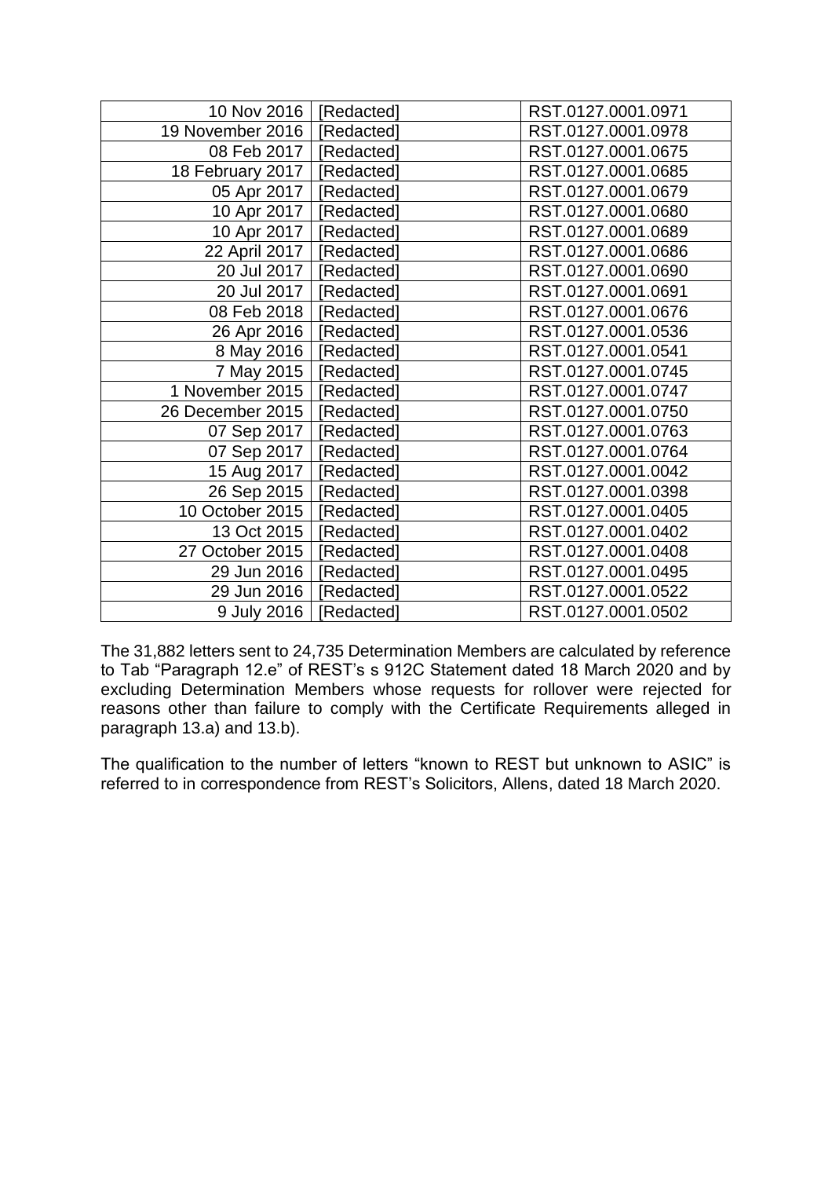| | | |
|---|---|---|
| 10 Nov 2016 | [Redacted] | RST.0127.0001.0971 |
| 19 November 2016 | [Redacted] | RST.0127.0001.0978 |
| 08 Feb 2017 | [Redacted] | RST.0127.0001.0675 |
| 18 February 2017 | [Redacted] | RST.0127.0001.0685 |
| 05 Apr 2017 | [Redacted] | RST.0127.0001.0679 |
| 10 Apr 2017 | [Redacted] | RST.0127.0001.0680 |
| 10 Apr 2017 | [Redacted] | RST.0127.0001.0689 |
| 22 April 2017 | [Redacted] | RST.0127.0001.0686 |
| 20 Jul 2017 | [Redacted] | RST.0127.0001.0690 |
| 20 Jul 2017 | [Redacted] | RST.0127.0001.0691 |
| 08 Feb 2018 | [Redacted] | RST.0127.0001.0676 |
| 26 Apr 2016 | [Redacted] | RST.0127.0001.0536 |
| 8 May 2016 | [Redacted] | RST.0127.0001.0541 |
| 7 May 2015 | [Redacted] | RST.0127.0001.0745 |
| 1 November 2015 | [Redacted] | RST.0127.0001.0747 |
| 26 December 2015 | [Redacted] | RST.0127.0001.0750 |
| 07 Sep 2017 | [Redacted] | RST.0127.0001.0763 |
| 07 Sep 2017 | [Redacted] | RST.0127.0001.0764 |
| 15 Aug 2017 | [Redacted] | RST.0127.0001.0042 |
| 26 Sep 2015 | [Redacted] | RST.0127.0001.0398 |
| 10 October 2015 | [Redacted] | RST.0127.0001.0405 |
| 13 Oct 2015 | [Redacted] | RST.0127.0001.0402 |
| 27 October 2015 | [Redacted] | RST.0127.0001.0408 |
| 29 Jun 2016 | [Redacted] | RST.0127.0001.0495 |
| 29 Jun 2016 | [Redacted] | RST.0127.0001.0522 |
| 9 July 2016 | [Redacted] | RST.0127.0001.0502 |

The 31,882 letters sent to 24,735 Determination Members are calculated by reference to Tab "Paragraph 12.e" of REST's s 912C Statement dated 18 March 2020 and by excluding Determination Members whose requests for rollover were rejected for reasons other than failure to comply with the Certificate Requirements alleged in paragraph 13.a) and 13.b).

The qualification to the number of letters "known to REST but unknown to ASIC" is referred to in correspondence from REST's Solicitors, Allens, dated 18 March 2020.